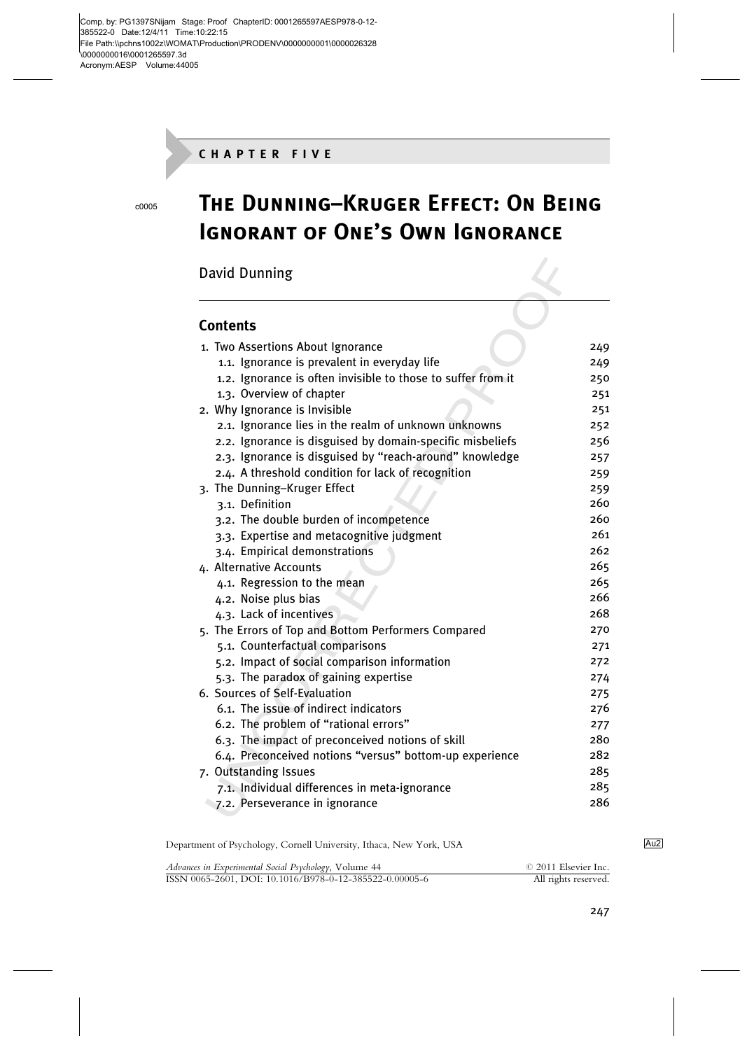CHAPTER FIVE

# The Dunning–Kruger Effect: On Being Ignorant of One's Own Ignorance

David Dunning

## Contents

| | |
|---|---|
| 1. Two Assertions About Ignorance | 249 |
| 1.1. Ignorance is prevalent in everyday life | 249 |
| 1.2. Ignorance is often invisible to those to suffer from it | 250 |
| 1.3. Overview of chapter | 251 |
| 2. Why Ignorance is Invisible | 251 |
| 2.1. Ignorance lies in the realm of unknown unknowns | 252 |
| 2.2. Ignorance is disguised by domain-specific misbeliefs | 256 |
| 2.3. Ignorance is disguised by "reach-around" knowledge | 257 |
| 2.4. A threshold condition for lack of recognition | 259 |
| 3. The Dunning–Kruger Effect | 259 |
| 3.1. Definition | 260 |
| 3.2. The double burden of incompetence | 260 |
| 3.3. Expertise and metacognitive judgment | 261 |
| 3.4. Empirical demonstrations | 262 |
| 4. Alternative Accounts | 265 |
| 4.1. Regression to the mean | 265 |
| 4.2. Noise plus bias | 266 |
| 4.3. Lack of incentives | 268 |
| 5. The Errors of Top and Bottom Performers Compared | 270 |
| 5.1. Counterfactual comparisons | 271 |
| 5.2. Impact of social comparison information | 272 |
| 5.3. The paradox of gaining expertise | 274 |
| 6. Sources of Self-Evaluation | 275 |
| 6.1. The issue of indirect indicators | 276 |
| 6.2. The problem of "rational errors" | 277 |
| 6.3. The impact of preconceived notions of skill | 280 |
| 6.4. Preconceived notions "versus" bottom-up experience | 282 |
| 7. Outstanding Issues | 285 |
| 7.1. Individual differences in meta-ignorance | 285 |
| 7.2. Perseverance in ignorance | 286 |

Department of Psychology, Cornell University, Ithaca, New York, USA

*Advances in Experimental Social Psychology*, Volume 44 © 2011 Elsevier Inc.
ISSN 0065-2601, DOI: 10.1016/B978-0-12-385522-0.00005-6 All rights reserved.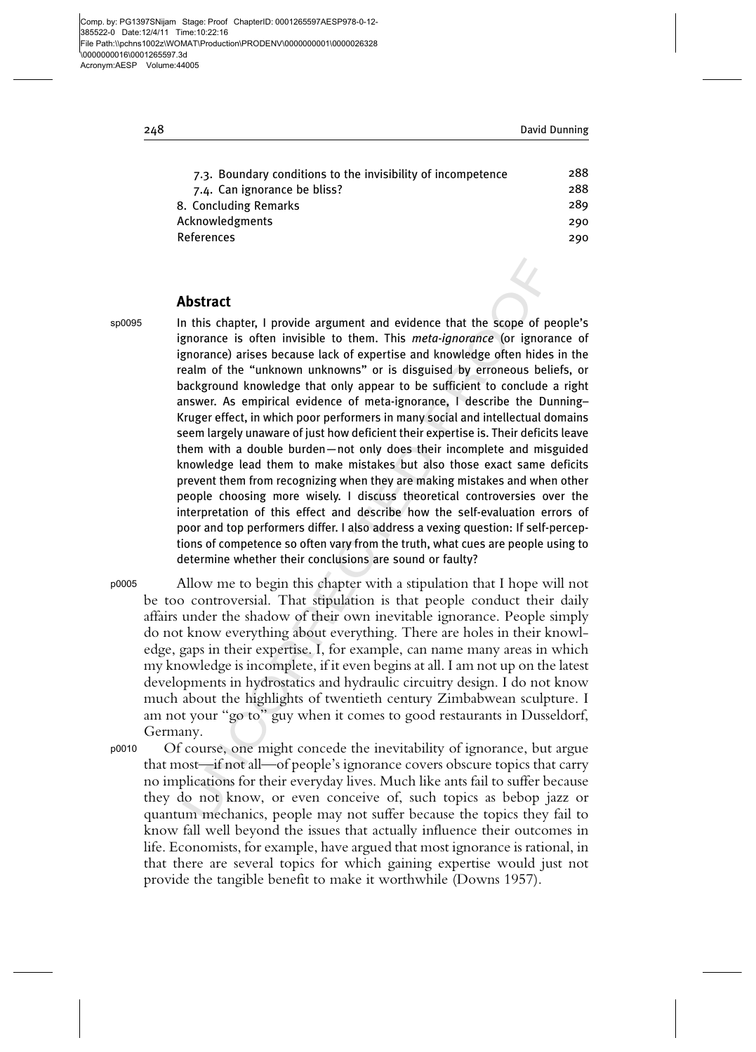| | |
|---|---|
| 7.3. Boundary conditions to the invisibility of incompetence | 288 |
| 7.4. Can ignorance be bliss? | 288 |
| 8. Concluding Remarks | 289 |
| Acknowledgments | 290 |
| References | 290 |

## Abstract

In this chapter, I provide argument and evidence that the scope of people's ignorance is often invisible to them. This *meta-ignorance* (or ignorance of ignorance) arises because lack of expertise and knowledge often hides in the realm of the "unknown unknowns" or is disguised by erroneous beliefs, or background knowledge that only appear to be sufficient to conclude a right answer. As empirical evidence of meta-ignorance, I describe the Dunning–Kruger effect, in which poor performers in many social and intellectual domains seem largely unaware of just how deficient their expertise is. Their deficits leave them with a double burden—not only does their incomplete and misguided knowledge lead them to make mistakes but also those exact same deficits prevent them from recognizing when they are making mistakes and when other people choosing more wisely. I discuss theoretical controversies over the interpretation of this effect and describe how the self-evaluation errors of poor and top performers differ. I also address a vexing question: If self-perceptions of competence so often vary from the truth, what cues are people using to determine whether their conclusions are sound or faulty?

Allow me to begin this chapter with a stipulation that I hope will not be too controversial. That stipulation is that people conduct their daily affairs under the shadow of their own inevitable ignorance. People simply do not know everything about everything. There are holes in their knowledge, gaps in their expertise. I, for example, can name many areas in which my knowledge is incomplete, if it even begins at all. I am not up on the latest developments in hydrostatics and hydraulic circuitry design. I do not know much about the highlights of twentieth century Zimbabwean sculpture. I am not your "go to" guy when it comes to good restaurants in Dusseldorf, Germany.

Of course, one might concede the inevitability of ignorance, but argue that most—if not all—of people's ignorance covers obscure topics that carry no implications for their everyday lives. Much like ants fail to suffer because they do not know, or even conceive of, such topics as bebop jazz or quantum mechanics, people may not suffer because the topics they fail to know fall well beyond the issues that actually influence their outcomes in life. Economists, for example, have argued that most ignorance is rational, in that there are several topics for which gaining expertise would just not provide the tangible benefit to make it worthwhile (Downs 1957).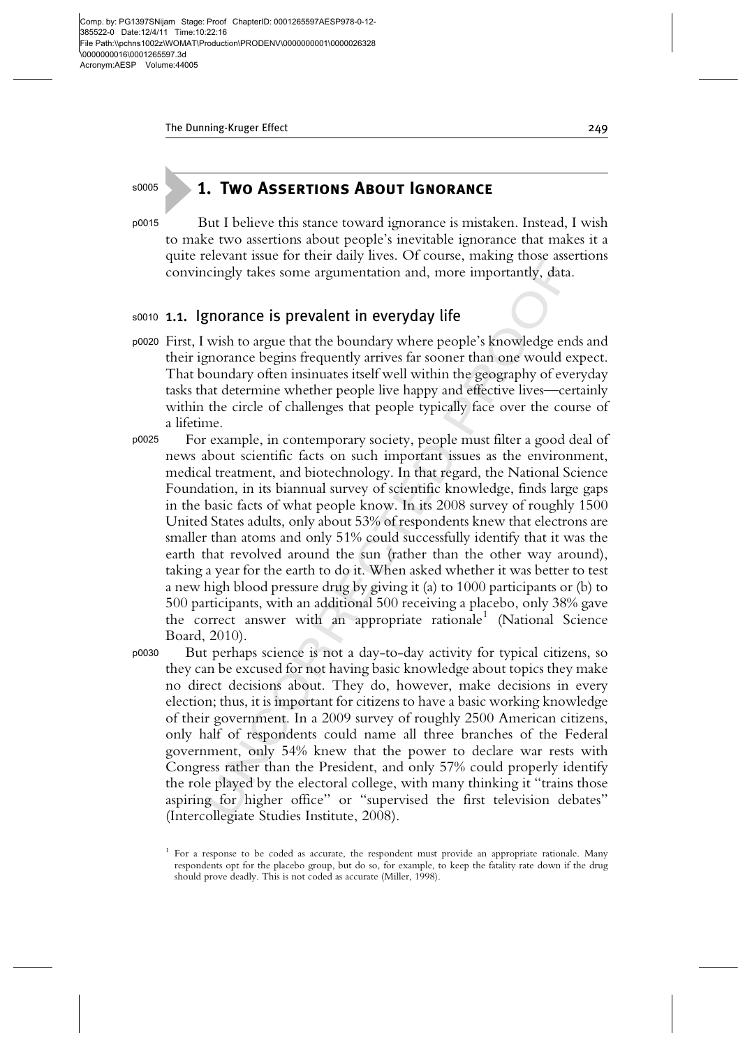# 1. Two Assertions About Ignorance

But I believe this stance toward ignorance is mistaken. Instead, I wish to make two assertions about people's inevitable ignorance that makes it a quite relevant issue for their daily lives. Of course, making those assertions convincingly takes some argumentation and, more importantly, data.

## 1.1. Ignorance is prevalent in everyday life

First, I wish to argue that the boundary where people's knowledge ends and their ignorance begins frequently arrives far sooner than one would expect. That boundary often insinuates itself well within the geography of everyday tasks that determine whether people live happy and effective lives—certainly within the circle of challenges that people typically face over the course of a lifetime.

For example, in contemporary society, people must filter a good deal of news about scientific facts on such important issues as the environment, medical treatment, and biotechnology. In that regard, the National Science Foundation, in its biannual survey of scientific knowledge, finds large gaps in the basic facts of what people know. In its 2008 survey of roughly 1500 United States adults, only about 53% of respondents knew that electrons are smaller than atoms and only 51% could successfully identify that it was the earth that revolved around the sun (rather than the other way around), taking a year for the earth to do it. When asked whether it was better to test a new high blood pressure drug by giving it (a) to 1000 participants or (b) to 500 participants, with an additional 500 receiving a placebo, only 38% gave the correct answer with an appropriate rationale[1] (National Science Board, 2010).

But perhaps science is not a day-to-day activity for typical citizens, so they can be excused for not having basic knowledge about topics they make no direct decisions about. They do, however, make decisions in every election; thus, it is important for citizens to have a basic working knowledge of their government. In a 2009 survey of roughly 2500 American citizens, only half of respondents could name all three branches of the Federal government, only 54% knew that the power to declare war rests with Congress rather than the President, and only 57% could properly identify the role played by the electoral college, with many thinking it "trains those aspiring for higher office" or "supervised the first television debates" (Intercollegiate Studies Institute, 2008).

[1] For a response to be coded as accurate, the respondent must provide an appropriate rationale. Many respondents opt for the placebo group, but do so, for example, to keep the fatality rate down if the drug should prove deadly. This is not coded as accurate (Miller, 1998).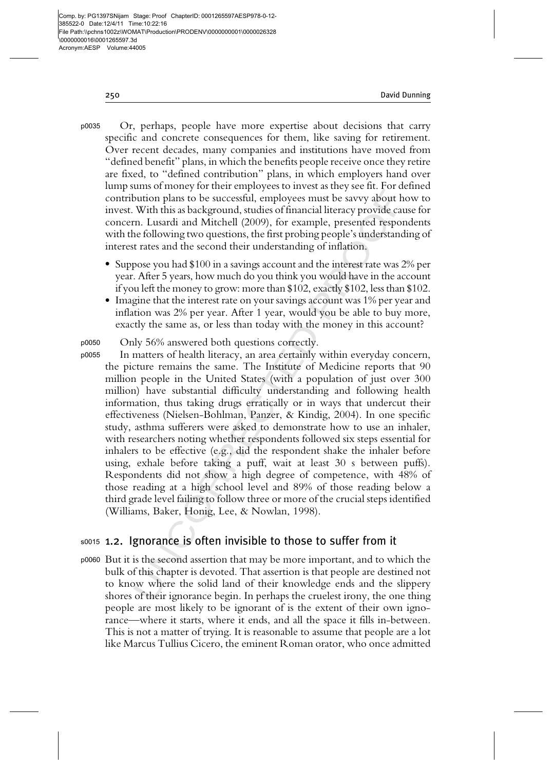Or, perhaps, people have more expertise about decisions that carry specific and concrete consequences for them, like saving for retirement. Over recent decades, many companies and institutions have moved from "defined benefit" plans, in which the benefits people receive once they retire are fixed, to "defined contribution" plans, in which employers hand over lump sums of money for their employees to invest as they see fit. For defined contribution plans to be successful, employees must be savvy about how to invest. With this as background, studies of financial literacy provide cause for concern. Lusardi and Mitchell (2009), for example, presented respondents with the following two questions, the first probing people's understanding of interest rates and the second their understanding of inflation.

- Suppose you had $100 in a savings account and the interest rate was 2% per year. After 5 years, how much do you think you would have in the account if you left the money to grow: more than $102, exactly $102, less than $102.
- Imagine that the interest rate on your savings account was 1% per year and inflation was 2% per year. After 1 year, would you be able to buy more, exactly the same as, or less than today with the money in this account?

Only 56% answered both questions correctly.

In matters of health literacy, an area certainly within everyday concern, the picture remains the same. The Institute of Medicine reports that 90 million people in the United States (with a population of just over 300 million) have substantial difficulty understanding and following health information, thus taking drugs erratically or in ways that undercut their effectiveness (Nielsen-Bohlman, Panzer, & Kindig, 2004). In one specific study, asthma sufferers were asked to demonstrate how to use an inhaler, with researchers noting whether respondents followed six steps essential for inhalers to be effective (e.g., did the respondent shake the inhaler before using, exhale before taking a puff, wait at least 30 s between puffs). Respondents did not show a high degree of competence, with 48% of those reading at a high school level and 89% of those reading below a third grade level failing to follow three or more of the crucial steps identified (Williams, Baker, Honig, Lee, & Nowlan, 1998).

### 1.2. Ignorance is often invisible to those to suffer from it

But it is the second assertion that may be more important, and to which the bulk of this chapter is devoted. That assertion is that people are destined not to know where the solid land of their knowledge ends and the slippery shores of their ignorance begin. In perhaps the cruelest irony, the one thing people are most likely to be ignorant of is the extent of their own ignorance—where it starts, where it ends, and all the space it fills in-between. This is not a matter of trying. It is reasonable to assume that people are a lot like Marcus Tullius Cicero, the eminent Roman orator, who once admitted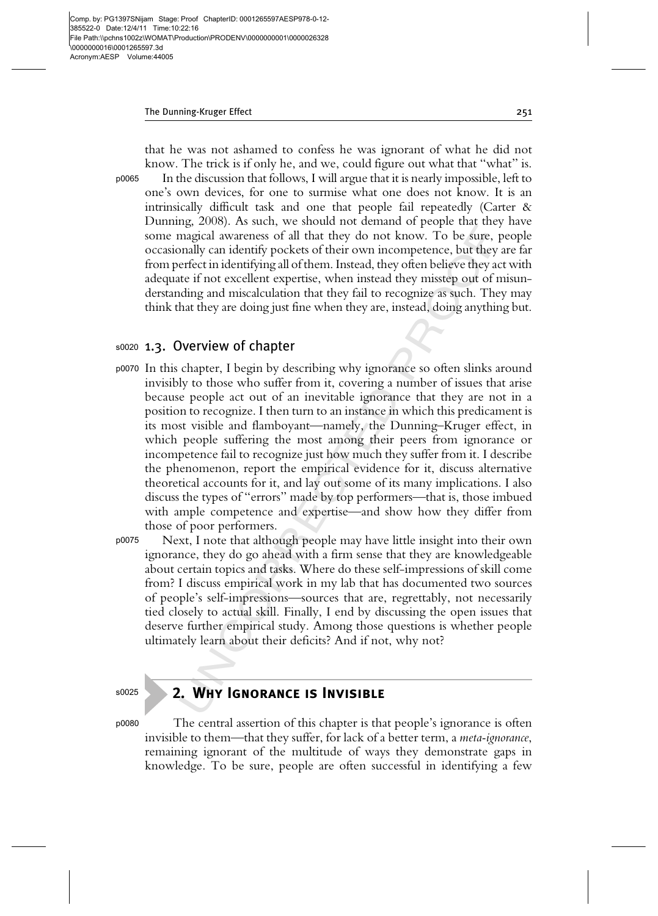that he was not ashamed to confess he was ignorant of what he did not know. The trick is if only he, and we, could figure out what that "what" is.

In the discussion that follows, I will argue that it is nearly impossible, left to one's own devices, for one to surmise what one does not know. It is an intrinsically difficult task and one that people fail repeatedly (Carter & Dunning, 2008). As such, we should not demand of people that they have some magical awareness of all that they do not know. To be sure, people occasionally can identify pockets of their own incompetence, but they are far from perfect in identifying all of them. Instead, they often believe they act with adequate if not excellent expertise, when instead they misstep out of misunderstanding and miscalculation that they fail to recognize as such. They may think that they are doing just fine when they are, instead, doing anything but.

### 1.3. Overview of chapter

In this chapter, I begin by describing why ignorance so often slinks around invisibly to those who suffer from it, covering a number of issues that arise because people act out of an inevitable ignorance that they are not in a position to recognize. I then turn to an instance in which this predicament is its most visible and flamboyant—namely, the Dunning–Kruger effect, in which people suffering the most among their peers from ignorance or incompetence fail to recognize just how much they suffer from it. I describe the phenomenon, report the empirical evidence for it, discuss alternative theoretical accounts for it, and lay out some of its many implications. I also discuss the types of "errors" made by top performers—that is, those imbued with ample competence and expertise—and show how they differ from those of poor performers.

Next, I note that although people may have little insight into their own ignorance, they do go ahead with a firm sense that they are knowledgeable about certain topics and tasks. Where do these self-impressions of skill come from? I discuss empirical work in my lab that has documented two sources of people's self-impressions—sources that are, regrettably, not necessarily tied closely to actual skill. Finally, I end by discussing the open issues that deserve further empirical study. Among those questions is whether people ultimately learn about their deficits? And if not, why not?

## 2. Why Ignorance is Invisible

The central assertion of this chapter is that people's ignorance is often invisible to them—that they suffer, for lack of a better term, a *meta-ignorance*, remaining ignorant of the multitude of ways they demonstrate gaps in knowledge. To be sure, people are often successful in identifying a few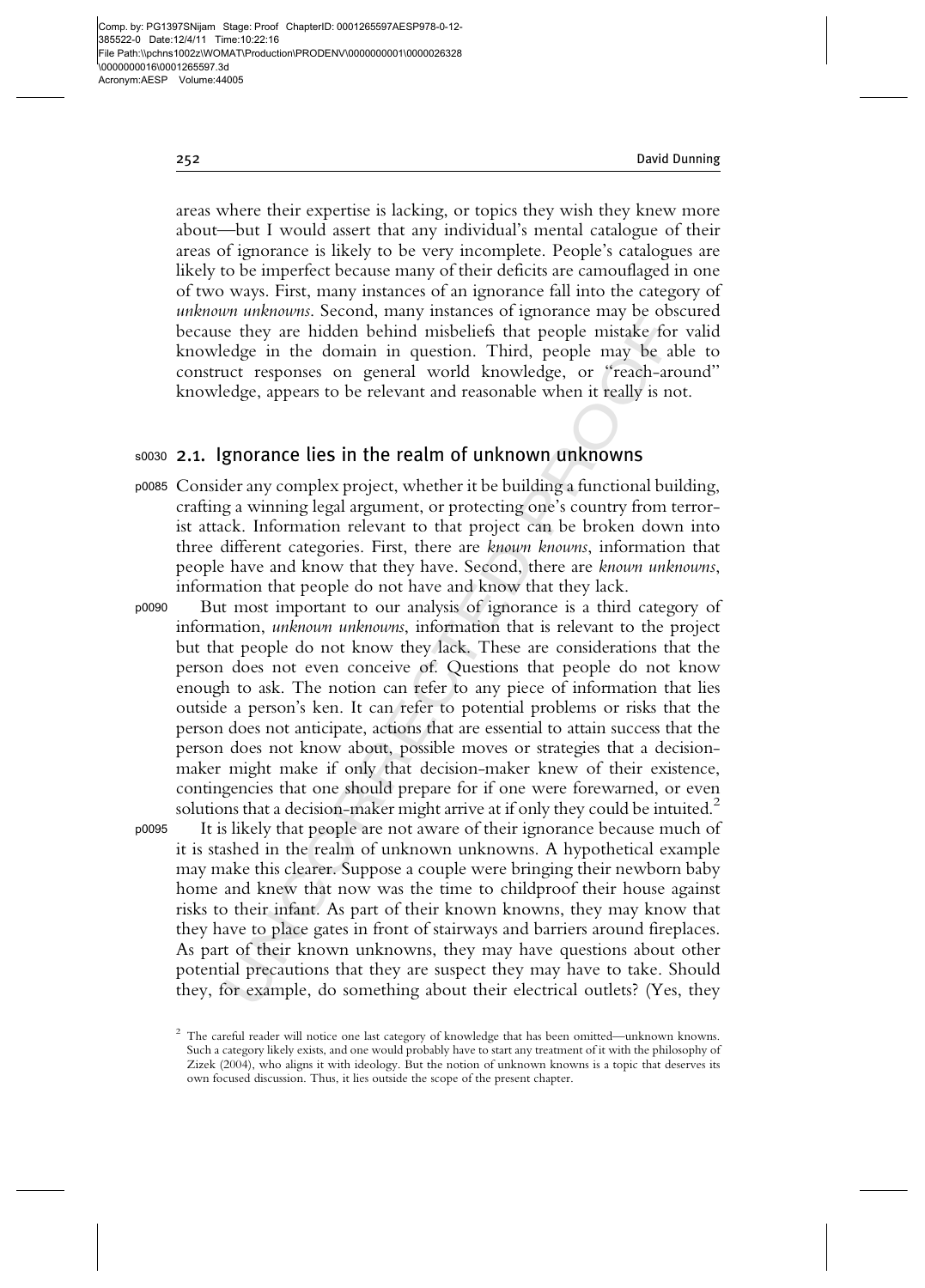areas where their expertise is lacking, or topics they wish they knew more about—but I would assert that any individual's mental catalogue of their areas of ignorance is likely to be very incomplete. People's catalogues are likely to be imperfect because many of their deficits are camouflaged in one of two ways. First, many instances of an ignorance fall into the category of *unknown unknowns*. Second, many instances of ignorance may be obscured because they are hidden behind misbeliefs that people mistake for valid knowledge in the domain in question. Third, people may be able to construct responses on general world knowledge, or "reach-around" knowledge, appears to be relevant and reasonable when it really is not.

## 2.1. Ignorance lies in the realm of unknown unknowns

Consider any complex project, whether it be building a functional building, crafting a winning legal argument, or protecting one's country from terrorist attack. Information relevant to that project can be broken down into three different categories. First, there are *known knowns*, information that people have and know that they have. Second, there are *known unknowns*, information that people do not have and know that they lack.

But most important to our analysis of ignorance is a third category of information, *unknown unknowns*, information that is relevant to the project but that people do not know they lack. These are considerations that the person does not even conceive of. Questions that people do not know enough to ask. The notion can refer to any piece of information that lies outside a person's ken. It can refer to potential problems or risks that the person does not anticipate, actions that are essential to attain success that the person does not know about, possible moves or strategies that a decision-maker might make if only that decision-maker knew of their existence, contingencies that one should prepare for if one were forewarned, or even solutions that a decision-maker might arrive at if only they could be intuited.[2]

It is likely that people are not aware of their ignorance because much of it is stashed in the realm of unknown unknowns. A hypothetical example may make this clearer. Suppose a couple were bringing their newborn baby home and knew that now was the time to childproof their house against risks to their infant. As part of their known knowns, they may know that they have to place gates in front of stairways and barriers around fireplaces. As part of their known unknowns, they may have questions about other potential precautions that they are suspect they may have to take. Should they, for example, do something about their electrical outlets? (Yes, they

[2] The careful reader will notice one last category of knowledge that has been omitted—unknown knowns. Such a category likely exists, and one would probably have to start any treatment of it with the philosophy of Zizek (2004), who aligns it with ideology. But the notion of unknown knowns is a topic that deserves its own focused discussion. Thus, it lies outside the scope of the present chapter.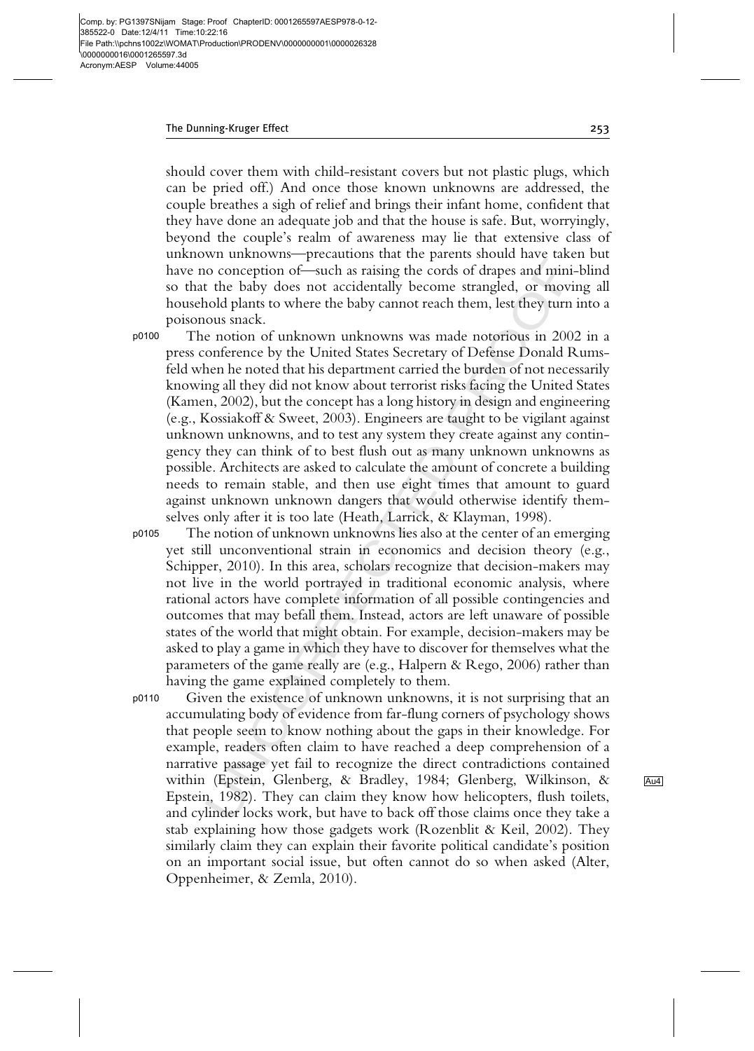should cover them with child-resistant covers but not plastic plugs, which can be pried off.) And once those known unknowns are addressed, the couple breathes a sigh of relief and brings their infant home, confident that they have done an adequate job and that the house is safe. But, worryingly, beyond the couple's realm of awareness may lie that extensive class of unknown unknowns—precautions that the parents should have taken but have no conception of—such as raising the cords of drapes and mini-blind so that the baby does not accidentally become strangled, or moving all household plants to where the baby cannot reach them, lest they turn into a poisonous snack.

The notion of unknown unknowns was made notorious in 2002 in a press conference by the United States Secretary of Defense Donald Rumsfeld when he noted that his department carried the burden of not necessarily knowing all they did not know about terrorist risks facing the United States (Kamen, 2002), but the concept has a long history in design and engineering (e.g., Kossiakoff & Sweet, 2003). Engineers are taught to be vigilant against unknown unknowns, and to test any system they create against any contingency they can think of to best flush out as many unknown unknowns as possible. Architects are asked to calculate the amount of concrete a building needs to remain stable, and then use eight times that amount to guard against unknown unknown dangers that would otherwise identify themselves only after it is too late (Heath, Larrick, & Klayman, 1998).

The notion of unknown unknowns lies also at the center of an emerging yet still unconventional strain in economics and decision theory (e.g., Schipper, 2010). In this area, scholars recognize that decision-makers may not live in the world portrayed in traditional economic analysis, where rational actors have complete information of all possible contingencies and outcomes that may befall them. Instead, actors are left unaware of possible states of the world that might obtain. For example, decision-makers may be asked to play a game in which they have to discover for themselves what the parameters of the game really are (e.g., Halpern & Rego, 2006) rather than having the game explained completely to them.

Given the existence of unknown unknowns, it is not surprising that an accumulating body of evidence from far-flung corners of psychology shows that people seem to know nothing about the gaps in their knowledge. For example, readers often claim to have reached a deep comprehension of a narrative passage yet fail to recognize the direct contradictions contained within (Epstein, Glenberg, & Bradley, 1984; Glenberg, Wilkinson, & Epstein, 1982). They can claim they know how helicopters, flush toilets, and cylinder locks work, but have to back off those claims once they take a stab explaining how those gadgets work (Rozenblit & Keil, 2002). They similarly claim they can explain their favorite political candidate's position on an important social issue, but often cannot do so when asked (Alter, Oppenheimer, & Zemla, 2010).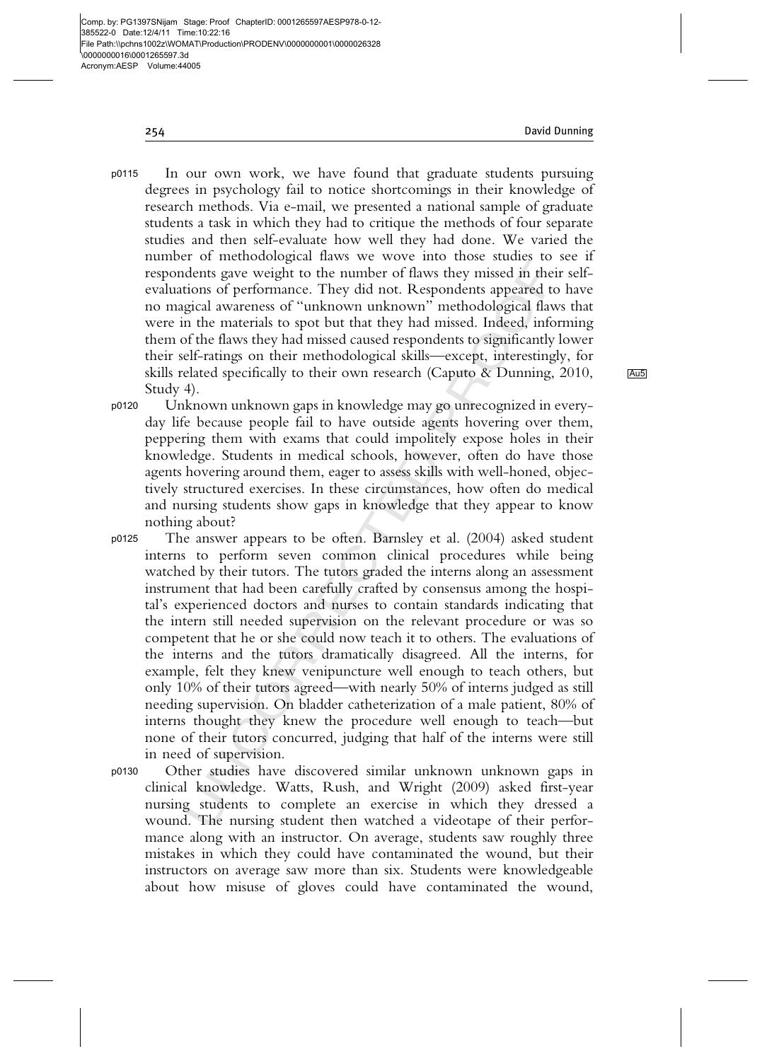In our own work, we have found that graduate students pursuing degrees in psychology fail to notice shortcomings in their knowledge of research methods. Via e-mail, we presented a national sample of graduate students a task in which they had to critique the methods of four separate studies and then self-evaluate how well they had done. We varied the number of methodological flaws we wove into those studies to see if respondents gave weight to the number of flaws they missed in their self-evaluations of performance. They did not. Respondents appeared to have no magical awareness of "unknown unknown" methodological flaws that were in the materials to spot but that they had missed. Indeed, informing them of the flaws they had missed caused respondents to significantly lower their self-ratings on their methodological skills—except, interestingly, for skills related specifically to their own research (Caputo & Dunning, 2010, Study 4).

Unknown unknown gaps in knowledge may go unrecognized in everyday life because people fail to have outside agents hovering over them, peppering them with exams that could impolitely expose holes in their knowledge. Students in medical schools, however, often do have those agents hovering around them, eager to assess skills with well-honed, objectively structured exercises. In these circumstances, how often do medical and nursing students show gaps in knowledge that they appear to know nothing about?

The answer appears to be often. Barnsley et al. (2004) asked student interns to perform seven common clinical procedures while being watched by their tutors. The tutors graded the interns along an assessment instrument that had been carefully crafted by consensus among the hospital's experienced doctors and nurses to contain standards indicating that the intern still needed supervision on the relevant procedure or was so competent that he or she could now teach it to others. The evaluations of the interns and the tutors dramatically disagreed. All the interns, for example, felt they knew venipuncture well enough to teach others, but only 10% of their tutors agreed—with nearly 50% of interns judged as still needing supervision. On bladder catheterization of a male patient, 80% of interns thought they knew the procedure well enough to teach—but none of their tutors concurred, judging that half of the interns were still in need of supervision.

Other studies have discovered similar unknown unknown gaps in clinical knowledge. Watts, Rush, and Wright (2009) asked first-year nursing students to complete an exercise in which they dressed a wound. The nursing student then watched a videotape of their performance along with an instructor. On average, students saw roughly three mistakes in which they could have contaminated the wound, but their instructors on average saw more than six. Students were knowledgeable about how misuse of gloves could have contaminated the wound,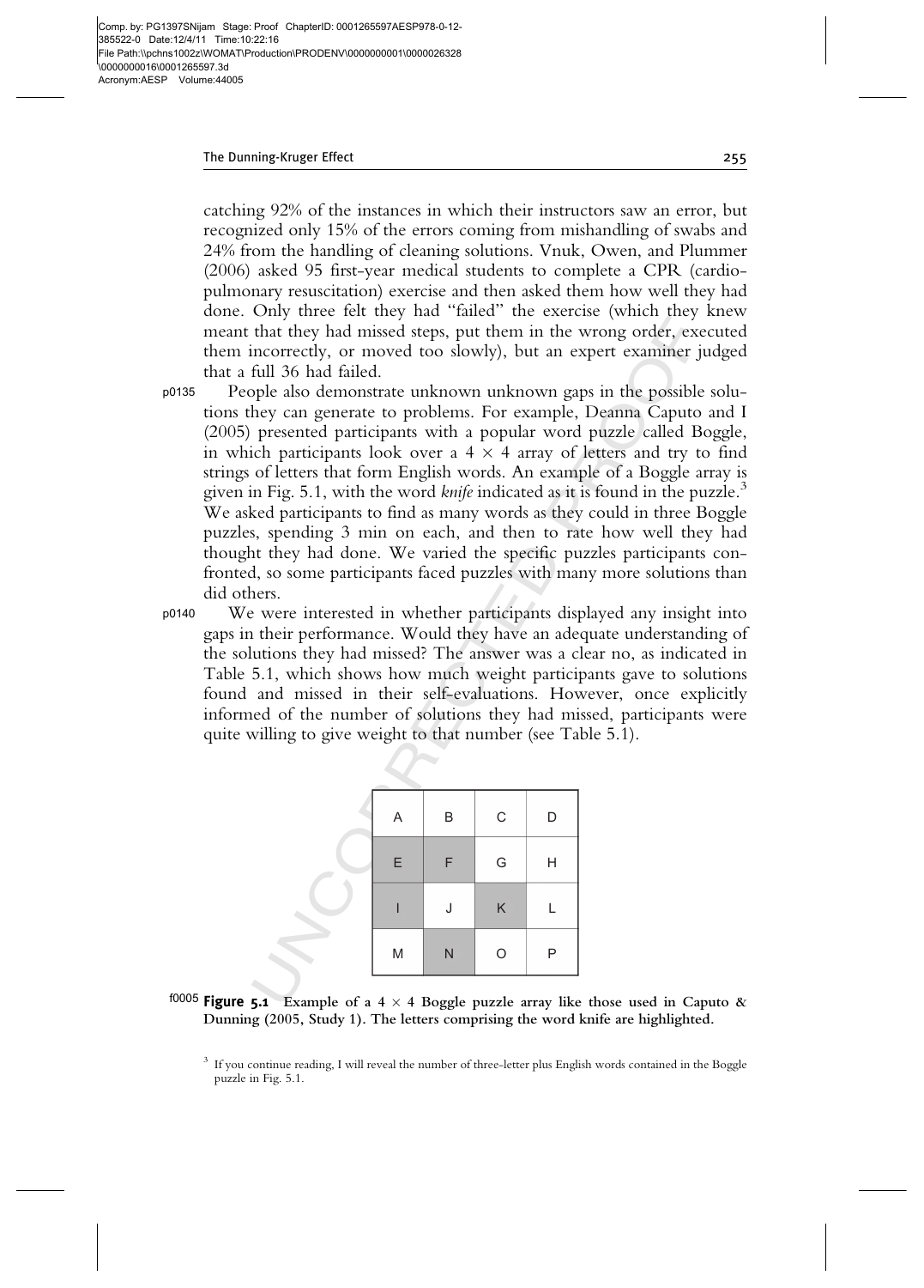catching 92% of the instances in which their instructors saw an error, but recognized only 15% of the errors coming from mishandling of swabs and 24% from the handling of cleaning solutions. Vnuk, Owen, and Plummer (2006) asked 95 first-year medical students to complete a CPR (cardiopulmonary resuscitation) exercise and then asked them how well they had done. Only three felt they had "failed" the exercise (which they knew meant that they had missed steps, put them in the wrong order, executed them incorrectly, or moved too slowly), but an expert examiner judged that a full 36 had failed.

People also demonstrate unknown unknown gaps in the possible solutions they can generate to problems. For example, Deanna Caputo and I (2005) presented participants with a popular word puzzle called Boggle, in which participants look over a 4 × 4 array of letters and try to find strings of letters that form English words. An example of a Boggle array is given in Fig. 5.1, with the word *knife* indicated as it is found in the puzzle.[3] We asked participants to find as many words as they could in three Boggle puzzles, spending 3 min on each, and then to rate how well they had thought they had done. We varied the specific puzzles participants confronted, so some participants faced puzzles with many more solutions than did others.

We were interested in whether participants displayed any insight into gaps in their performance. Would they have an adequate understanding of the solutions they had missed? The answer was a clear no, as indicated in Table 5.1, which shows how much weight participants gave to solutions found and missed in their self-evaluations. However, once explicitly informed of the number of solutions they had missed, participants were quite willing to give weight to that number (see Table 5.1).

| A | B | C | D |
|---|---|---|---|
| E | F | G | H |
| I | J | K | L |
| M | N | O | P |

**Figure 5.1** Example of a 4 × 4 Boggle puzzle array like those used in Caputo & Dunning (2005, Study 1). The letters comprising the word knife are highlighted.

[3] If you continue reading, I will reveal the number of three-letter plus English words contained in the Boggle puzzle in Fig. 5.1.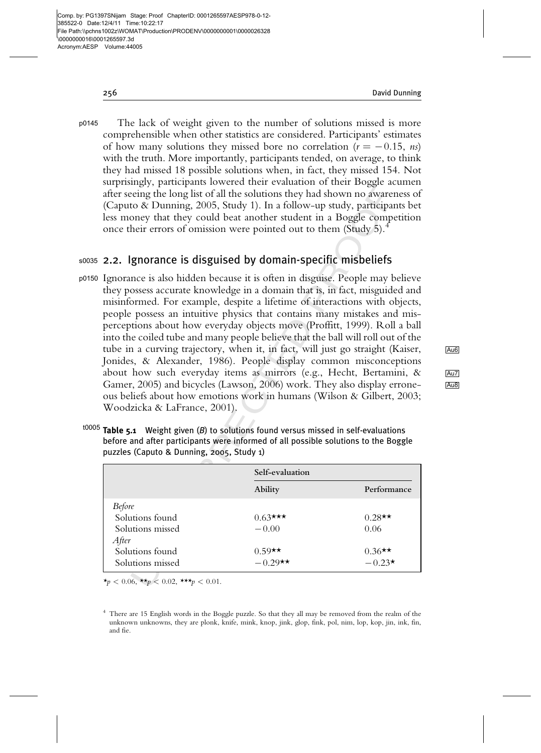The lack of weight given to the number of solutions missed is more comprehensible when other statistics are considered. Participants' estimates of how many solutions they missed bore no correlation ($r = -0.15$, *ns*) with the truth. More importantly, participants tended, on average, to think they had missed 18 possible solutions when, in fact, they missed 154. Not surprisingly, participants lowered their evaluation of their Boggle acumen after seeing the long list of all the solutions they had shown no awareness of (Caputo & Dunning, 2005, Study 1). In a follow-up study, participants bet less money that they could beat another student in a Boggle competition once their errors of omission were pointed out to them (Study 5).[4]

## 2.2. Ignorance is disguised by domain-specific misbeliefs

Ignorance is also hidden because it is often in disguise. People may believe they possess accurate knowledge in a domain that is, in fact, misguided and misinformed. For example, despite a lifetime of interactions with objects, people possess an intuitive physics that contains many mistakes and misperceptions about how everyday objects move (Proffitt, 1999). Roll a ball into the coiled tube and many people believe that the ball will roll out of the tube in a curving trajectory, when it, in fact, will just go straight (Kaiser, Jonides, & Alexander, 1986). People display common misconceptions about how such everyday items as mirrors (e.g., Hecht, Bertamini, & Gamer, 2005) and bicycles (Lawson, 2006) work. They also display erroneous beliefs about how emotions work in humans (Wilson & Gilbert, 2003; Woodzicka & LaFrance, 2001).

**Table 5.1** Weight given (*B*) to solutions found versus missed in self-evaluations before and after participants were informed of all possible solutions to the Boggle puzzles (Caputo & Dunning, 2005, Study 1)

| | Self-evaluation | |
|---|---|---|
| | Ability | Performance |
| *Before* | | |
| Solutions found | 0.63*** | 0.28** |
| Solutions missed | −0.00 | 0.06 |
| *After* | | |
| Solutions found | 0.59** | 0.36** |
| Solutions missed | −0.29** | −0.23* |

*$p < 0.06$, **$p < 0.02$, ***$p < 0.01$.

[4] There are 15 English words in the Boggle puzzle. So that they all may be removed from the realm of the unknown unknowns, they are plonk, knife, mink, knop, jink, glop, fink, pol, nim, lop, kop, jin, ink, fin, and fie.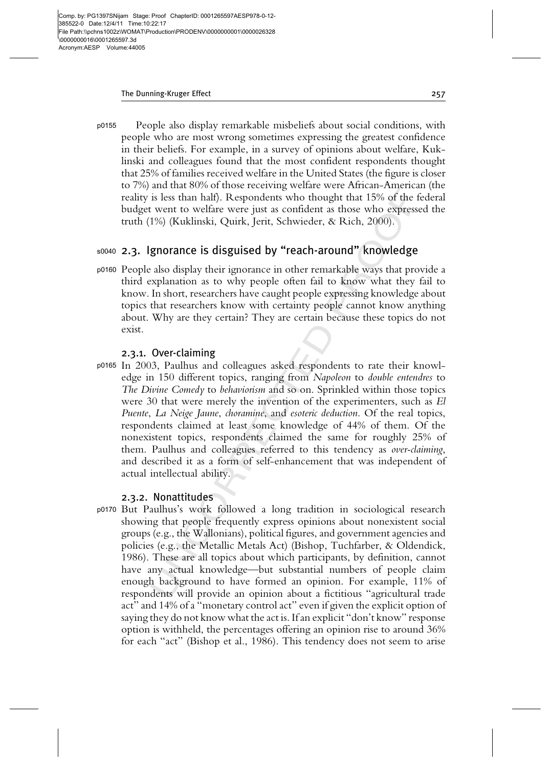People also display remarkable misbeliefs about social conditions, with people who are most wrong sometimes expressing the greatest confidence in their beliefs. For example, in a survey of opinions about welfare, Kuklinski and colleagues found that the most confident respondents thought that 25% of families received welfare in the United States (the figure is closer to 7%) and that 80% of those receiving welfare were African-American (the reality is less than half). Respondents who thought that 15% of the federal budget went to welfare were just as confident as those who expressed the truth (1%) (Kuklinski, Quirk, Jerit, Schwieder, & Rich, 2000).

## 2.3. Ignorance is disguised by "reach-around" knowledge

People also display their ignorance in other remarkable ways that provide a third explanation as to why people often fail to know what they fail to know. In short, researchers have caught people expressing knowledge about topics that researchers know with certainty people cannot know anything about. Why are they certain? They are certain because these topics do not exist.

### 2.3.1. Over-claiming

In 2003, Paulhus and colleagues asked respondents to rate their knowledge in 150 different topics, ranging from *Napoleon* to *double entendres* to *The Divine Comedy* to *behaviorism* and so on. Sprinkled within those topics were 30 that were merely the invention of the experimenters, such as *El Puente*, *La Neige Jaune*, *choramine*, and *esoteric deduction*. Of the real topics, respondents claimed at least some knowledge of 44% of them. Of the nonexistent topics, respondents claimed the same for roughly 25% of them. Paulhus and colleagues referred to this tendency as *over-claiming*, and described it as a form of self-enhancement that was independent of actual intellectual ability.

### 2.3.2. Nonattitudes

But Paulhus's work followed a long tradition in sociological research showing that people frequently express opinions about nonexistent social groups (e.g., the Wallonians), political figures, and government agencies and policies (e.g., the Metallic Metals Act) (Bishop, Tuchfarber, & Oldendick, 1986). These are all topics about which participants, by definition, cannot have any actual knowledge—but substantial numbers of people claim enough background to have formed an opinion. For example, 11% of respondents will provide an opinion about a fictitious "agricultural trade act" and 14% of a "monetary control act" even if given the explicit option of saying they do not know what the act is. If an explicit "don't know" response option is withheld, the percentages offering an opinion rise to around 36% for each "act" (Bishop et al., 1986). This tendency does not seem to arise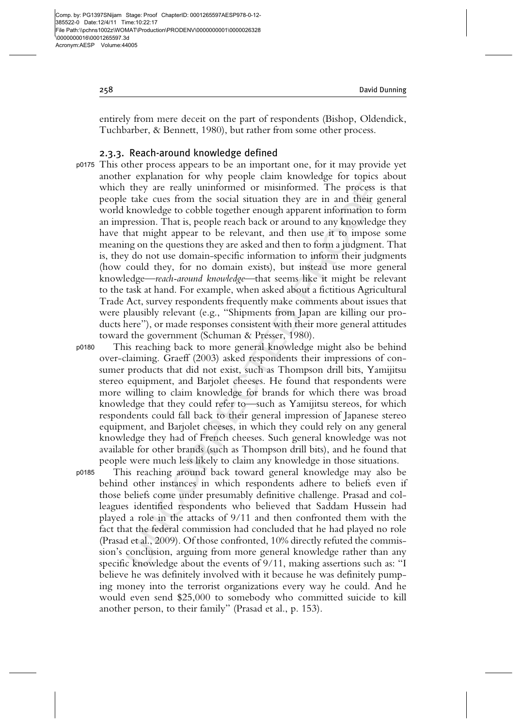entirely from mere deceit on the part of respondents (Bishop, Oldendick, Tuchbarber, & Bennett, 1980), but rather from some other process.

### 2.3.3. Reach-around knowledge defined

This other process appears to be an important one, for it may provide yet another explanation for why people claim knowledge for topics about which they are really uninformed or misinformed. The process is that people take cues from the social situation they are in and their general world knowledge to cobble together enough apparent information to form an impression. That is, people reach back or around to any knowledge they have that might appear to be relevant, and then use it to impose some meaning on the questions they are asked and then to form a judgment. That is, they do not use domain-specific information to inform their judgments (how could they, for no domain exists), but instead use more general knowledge—*reach-around knowledge*—that seems like it might be relevant to the task at hand. For example, when asked about a fictitious Agricultural Trade Act, survey respondents frequently make comments about issues that were plausibly relevant (e.g., "Shipments from Japan are killing our products here"), or made responses consistent with their more general attitudes toward the government (Schuman & Presser, 1980).

This reaching back to more general knowledge might also be behind over-claiming. Graeff (2003) asked respondents their impressions of consumer products that did not exist, such as Thompson drill bits, Yamijitsu stereo equipment, and Barjolet cheeses. He found that respondents were more willing to claim knowledge for brands for which there was broad knowledge that they could refer to—such as Yamijitsu stereos, for which respondents could fall back to their general impression of Japanese stereo equipment, and Barjolet cheeses, in which they could rely on any general knowledge they had of French cheeses. Such general knowledge was not available for other brands (such as Thompson drill bits), and he found that people were much less likely to claim any knowledge in those situations.

This reaching around back toward general knowledge may also be behind other instances in which respondents adhere to beliefs even if those beliefs come under presumably definitive challenge. Prasad and colleagues identified respondents who believed that Saddam Hussein had played a role in the attacks of 9/11 and then confronted them with the fact that the federal commission had concluded that he had played no role (Prasad et al., 2009). Of those confronted, 10% directly refuted the commission's conclusion, arguing from more general knowledge rather than any specific knowledge about the events of 9/11, making assertions such as: "I believe he was definitely involved with it because he was definitely pumping money into the terrorist organizations every way he could. And he would even send $25,000 to somebody who committed suicide to kill another person, to their family" (Prasad et al., p. 153).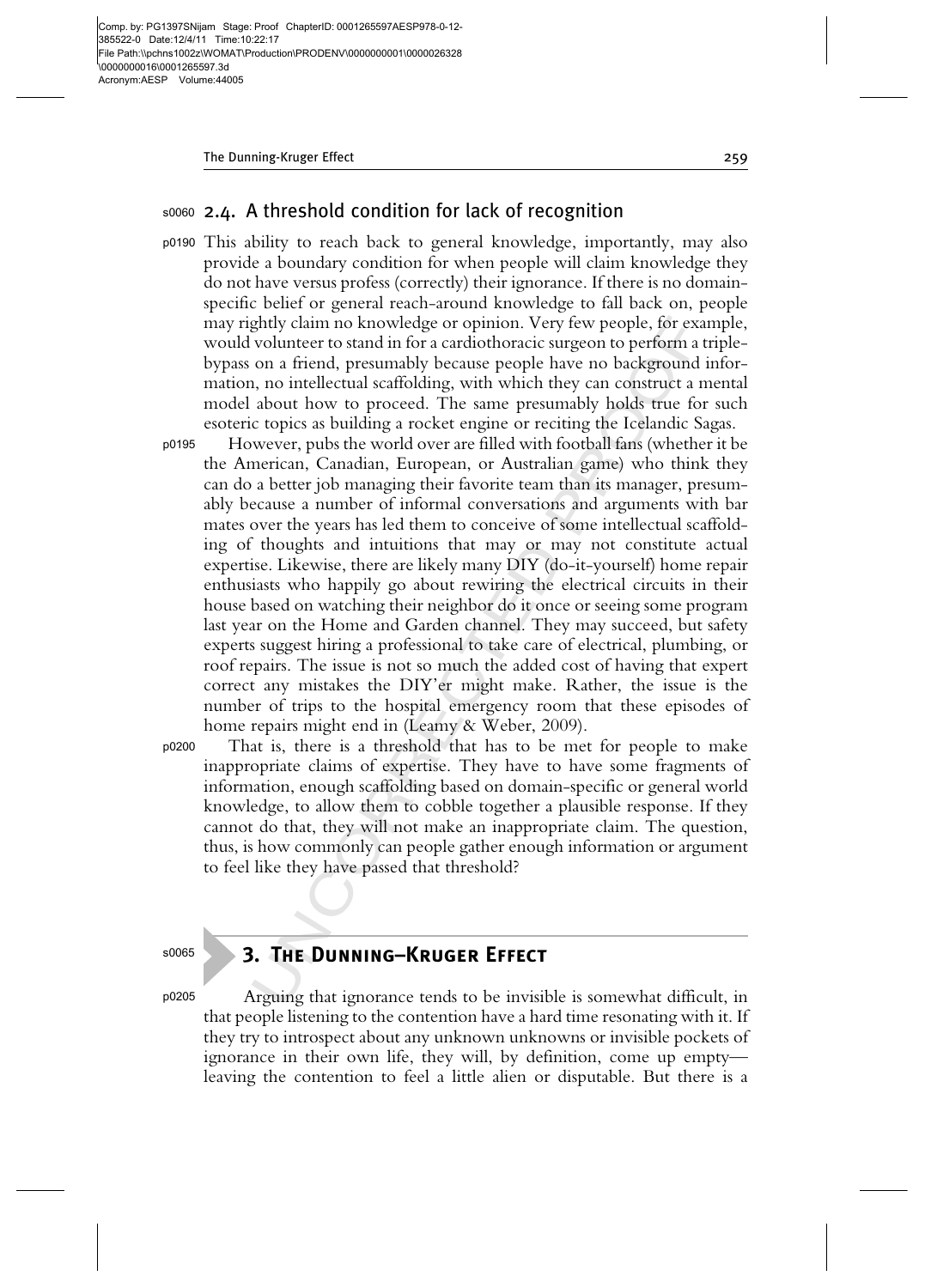## 2.4. A threshold condition for lack of recognition

This ability to reach back to general knowledge, importantly, may also provide a boundary condition for when people will claim knowledge they do not have versus profess (correctly) their ignorance. If there is no domain-specific belief or general reach-around knowledge to fall back on, people may rightly claim no knowledge or opinion. Very few people, for example, would volunteer to stand in for a cardiothoracic surgeon to perform a triple-bypass on a friend, presumably because people have no background information, no intellectual scaffolding, with which they can construct a mental model about how to proceed. The same presumably holds true for such esoteric topics as building a rocket engine or reciting the Icelandic Sagas.

However, pubs the world over are filled with football fans (whether it be the American, Canadian, European, or Australian game) who think they can do a better job managing their favorite team than its manager, presumably because a number of informal conversations and arguments with bar mates over the years has led them to conceive of some intellectual scaffolding of thoughts and intuitions that may or may not constitute actual expertise. Likewise, there are likely many DIY (do-it-yourself) home repair enthusiasts who happily go about rewiring the electrical circuits in their house based on watching their neighbor do it once or seeing some program last year on the Home and Garden channel. They may succeed, but safety experts suggest hiring a professional to take care of electrical, plumbing, or roof repairs. The issue is not so much the added cost of having that expert correct any mistakes the DIY'er might make. Rather, the issue is the number of trips to the hospital emergency room that these episodes of home repairs might end in (Leamy & Weber, 2009).

That is, there is a threshold that has to be met for people to make inappropriate claims of expertise. They have to have some fragments of information, enough scaffolding based on domain-specific or general world knowledge, to allow them to cobble together a plausible response. If they cannot do that, they will not make an inappropriate claim. The question, thus, is how commonly can people gather enough information or argument to feel like they have passed that threshold?

# 3. The Dunning–Kruger Effect

Arguing that ignorance tends to be invisible is somewhat difficult, in that people listening to the contention have a hard time resonating with it. If they try to introspect about any unknown unknowns or invisible pockets of ignorance in their own life, they will, by definition, come up empty—leaving the contention to feel a little alien or disputable. But there is a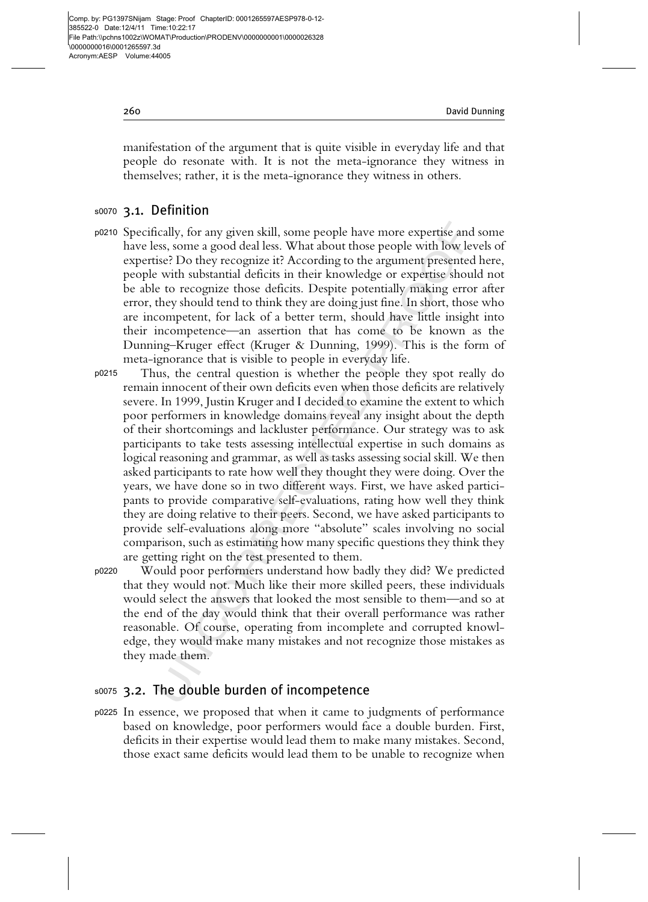manifestation of the argument that is quite visible in everyday life and that people do resonate with. It is not the meta-ignorance they witness in themselves; rather, it is the meta-ignorance they witness in others.

## 3.1. Definition

Specifically, for any given skill, some people have more expertise and some have less, some a good deal less. What about those people with low levels of expertise? Do they recognize it? According to the argument presented here, people with substantial deficits in their knowledge or expertise should not be able to recognize those deficits. Despite potentially making error after error, they should tend to think they are doing just fine. In short, those who are incompetent, for lack of a better term, should have little insight into their incompetence—an assertion that has come to be known as the Dunning–Kruger effect (Kruger & Dunning, 1999). This is the form of meta-ignorance that is visible to people in everyday life.

Thus, the central question is whether the people they spot really do remain innocent of their own deficits even when those deficits are relatively severe. In 1999, Justin Kruger and I decided to examine the extent to which poor performers in knowledge domains reveal any insight about the depth of their shortcomings and lackluster performance. Our strategy was to ask participants to take tests assessing intellectual expertise in such domains as logical reasoning and grammar, as well as tasks assessing social skill. We then asked participants to rate how well they thought they were doing. Over the years, we have done so in two different ways. First, we have asked participants to provide comparative self-evaluations, rating how well they think they are doing relative to their peers. Second, we have asked participants to provide self-evaluations along more "absolute" scales involving no social comparison, such as estimating how many specific questions they think they are getting right on the test presented to them.

Would poor performers understand how badly they did? We predicted that they would not. Much like their more skilled peers, these individuals would select the answers that looked the most sensible to them—and so at the end of the day would think that their overall performance was rather reasonable. Of course, operating from incomplete and corrupted knowledge, they would make many mistakes and not recognize those mistakes as they made them.

## 3.2. The double burden of incompetence

In essence, we proposed that when it came to judgments of performance based on knowledge, poor performers would face a double burden. First, deficits in their expertise would lead them to make many mistakes. Second, those exact same deficits would lead them to be unable to recognize when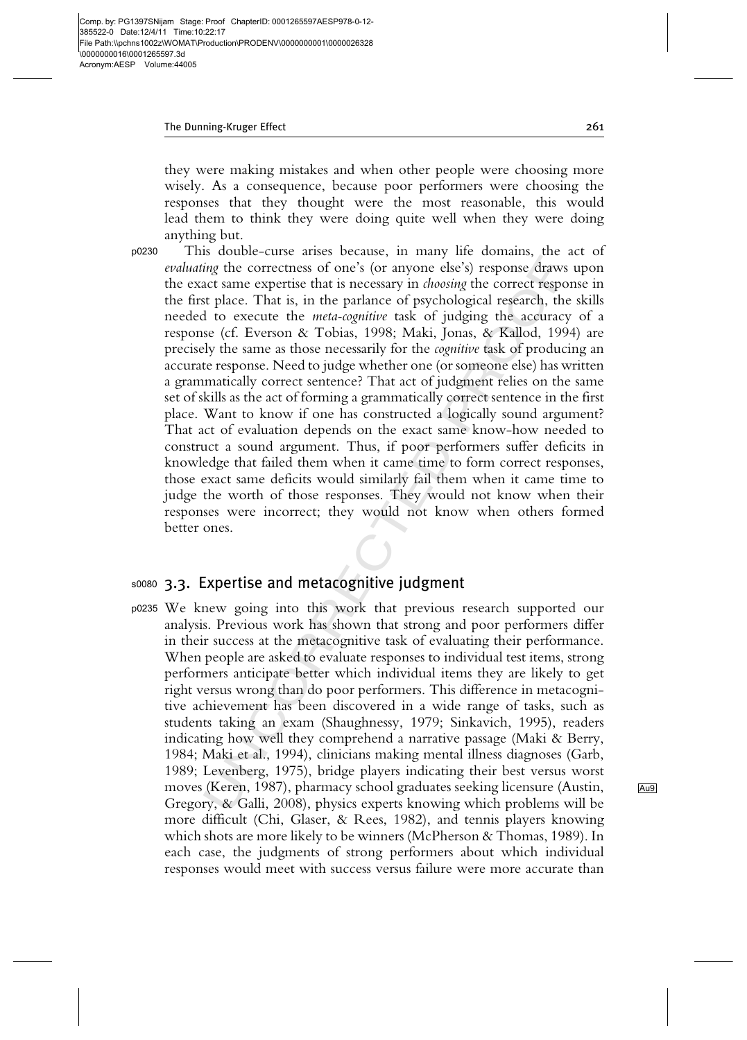they were making mistakes and when other people were choosing more wisely. As a consequence, because poor performers were choosing the responses that they thought were the most reasonable, this would lead them to think they were doing quite well when they were doing anything but.

This double-curse arises because, in many life domains, the act of *evaluating* the correctness of one's (or anyone else's) response draws upon the exact same expertise that is necessary in *choosing* the correct response in the first place. That is, in the parlance of psychological research, the skills needed to execute the *meta-cognitive* task of judging the accuracy of a response (cf. Everson & Tobias, 1998; Maki, Jonas, & Kallod, 1994) are precisely the same as those necessarily for the *cognitive* task of producing an accurate response. Need to judge whether one (or someone else) has written a grammatically correct sentence? That act of judgment relies on the same set of skills as the act of forming a grammatically correct sentence in the first place. Want to know if one has constructed a logically sound argument? That act of evaluation depends on the exact same know-how needed to construct a sound argument. Thus, if poor performers suffer deficits in knowledge that failed them when it came time to form correct responses, those exact same deficits would similarly fail them when it came time to judge the worth of those responses. They would not know when their responses were incorrect; they would not know when others formed better ones.

### 3.3. Expertise and metacognitive judgment

We knew going into this work that previous research supported our analysis. Previous work has shown that strong and poor performers differ in their success at the metacognitive task of evaluating their performance. When people are asked to evaluate responses to individual test items, strong performers anticipate better which individual items they are likely to get right versus wrong than do poor performers. This difference in metacognitive achievement has been discovered in a wide range of tasks, such as students taking an exam (Shaughnessy, 1979; Sinkavich, 1995), readers indicating how well they comprehend a narrative passage (Maki & Berry, 1984; Maki et al., 1994), clinicians making mental illness diagnoses (Garb, 1989; Levenberg, 1975), bridge players indicating their best versus worst moves (Keren, 1987), pharmacy school graduates seeking licensure (Austin, Gregory, & Galli, 2008), physics experts knowing which problems will be more difficult (Chi, Glaser, & Rees, 1982), and tennis players knowing which shots are more likely to be winners (McPherson & Thomas, 1989). In each case, the judgments of strong performers about which individual responses would meet with success versus failure were more accurate than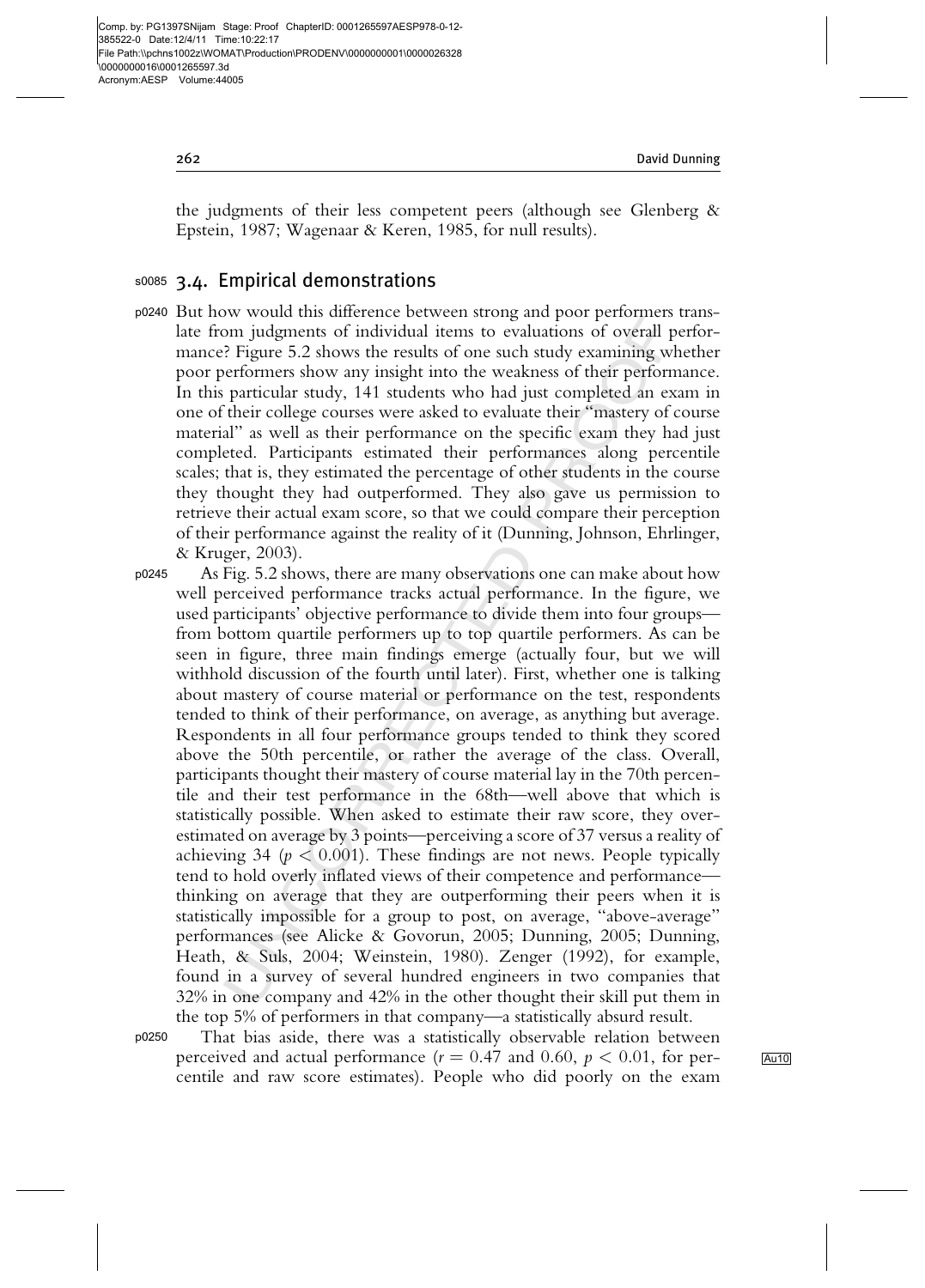the judgments of their less competent peers (although see Glenberg & Epstein, 1987; Wagenaar & Keren, 1985, for null results).

## 3.4. Empirical demonstrations

But how would this difference between strong and poor performers translate from judgments of individual items to evaluations of overall performance? Figure 5.2 shows the results of one such study examining whether poor performers show any insight into the weakness of their performance. In this particular study, 141 students who had just completed an exam in one of their college courses were asked to evaluate their "mastery of course material" as well as their performance on the specific exam they had just completed. Participants estimated their performances along percentile scales; that is, they estimated the percentage of other students in the course they thought they had outperformed. They also gave us permission to retrieve their actual exam score, so that we could compare their perception of their performance against the reality of it (Dunning, Johnson, Ehrlinger, & Kruger, 2003).

As Fig. 5.2 shows, there are many observations one can make about how well perceived performance tracks actual performance. In the figure, we used participants' objective performance to divide them into four groups—from bottom quartile performers up to top quartile performers. As can be seen in figure, three main findings emerge (actually four, but we will withhold discussion of the fourth until later). First, whether one is talking about mastery of course material or performance on the test, respondents tended to think of their performance, on average, as anything but average. Respondents in all four performance groups tended to think they scored above the 50th percentile, or rather the average of the class. Overall, participants thought their mastery of course material lay in the 70th percentile and their test performance in the 68th—well above that which is statistically possible. When asked to estimate their raw score, they overestimated on average by 3 points—perceiving a score of 37 versus a reality of achieving 34 ($p < 0.001$). These findings are not news. People typically tend to hold overly inflated views of their competence and performance—thinking on average that they are outperforming their peers when it is statistically impossible for a group to post, on average, "above-average" performances (see Alicke & Govorun, 2005; Dunning, 2005; Dunning, Heath, & Suls, 2004; Weinstein, 1980). Zenger (1992), for example, found in a survey of several hundred engineers in two companies that 32% in one company and 42% in the other thought their skill put them in the top 5% of performers in that company—a statistically absurd result.

That bias aside, there was a statistically observable relation between perceived and actual performance ($r = 0.47$ and $0.60$, $p < 0.01$, for percentile and raw score estimates). People who did poorly on the exam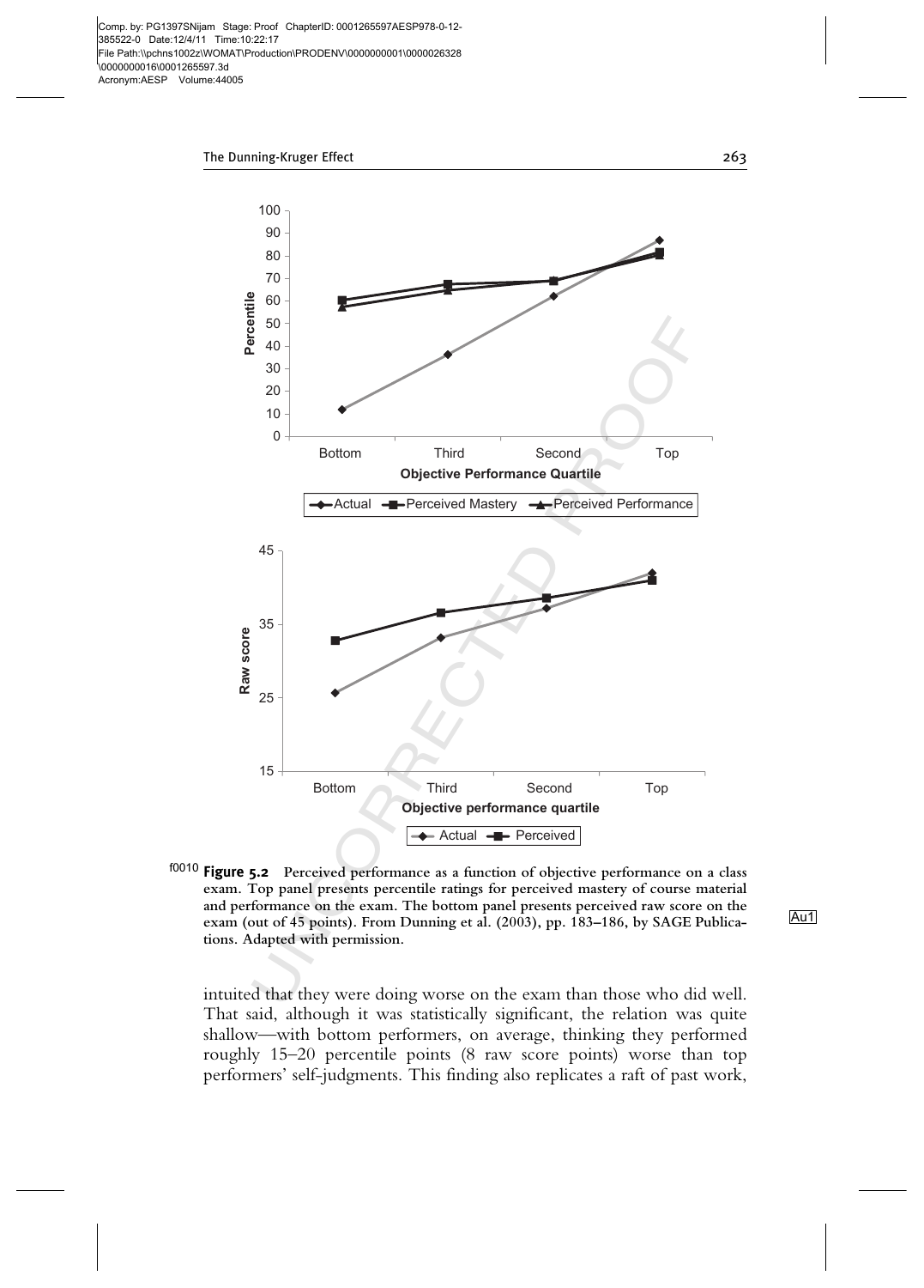Figure 5.2 Perceived performance as a function of objective performance on a class exam. Top panel presents percentile ratings for perceived mastery of course material and performance on the exam. The bottom panel presents perceived raw score on the exam (out of 45 points). From Dunning et al. (2003), pp. 183–186, by SAGE Publications. Adapted with permission.

intuited that they were doing worse on the exam than those who did well. That said, although it was statistically significant, the relation was quite shallow—with bottom performers, on average, thinking they performed roughly 15–20 percentile points (8 raw score points) worse than top performers' self-judgments. This finding also replicates a raft of past work,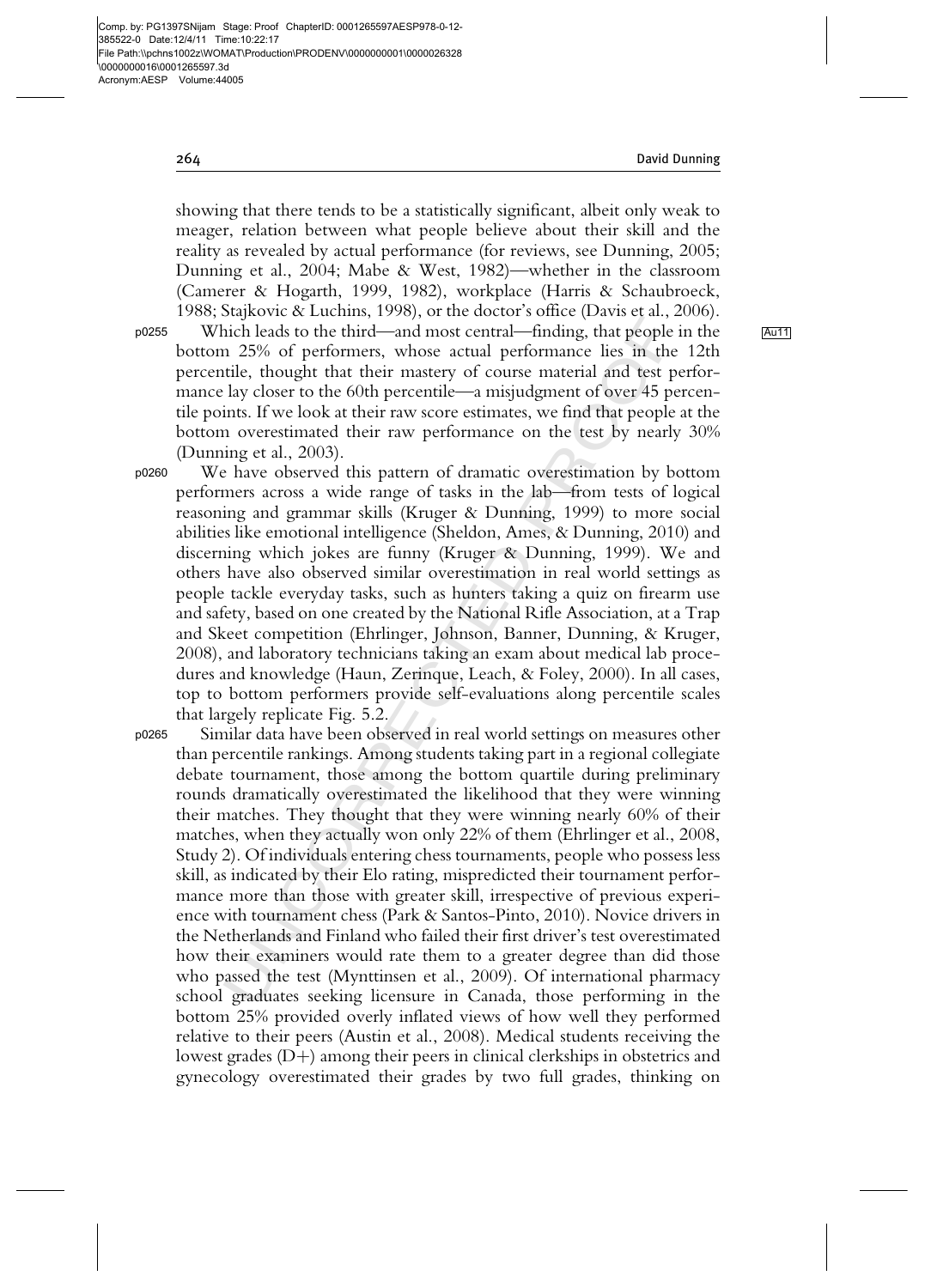showing that there tends to be a statistically significant, albeit only weak to meager, relation between what people believe about their skill and the reality as revealed by actual performance (for reviews, see Dunning, 2005; Dunning et al., 2004; Mabe & West, 1982)—whether in the classroom (Camerer & Hogarth, 1999, 1982), workplace (Harris & Schaubroeck, 1988; Stajkovic & Luchins, 1998), or the doctor's office (Davis et al., 2006).

Which leads to the third—and most central—finding, that people in the bottom 25% of performers, whose actual performance lies in the 12th percentile, thought that their mastery of course material and test performance lay closer to the 60th percentile—a misjudgment of over 45 percentile points. If we look at their raw score estimates, we find that people at the bottom overestimated their raw performance on the test by nearly 30% (Dunning et al., 2003).

We have observed this pattern of dramatic overestimation by bottom performers across a wide range of tasks in the lab—from tests of logical reasoning and grammar skills (Kruger & Dunning, 1999) to more social abilities like emotional intelligence (Sheldon, Ames, & Dunning, 2010) and discerning which jokes are funny (Kruger & Dunning, 1999). We and others have also observed similar overestimation in real world settings as people tackle everyday tasks, such as hunters taking a quiz on firearm use and safety, based on one created by the National Rifle Association, at a Trap and Skeet competition (Ehrlinger, Johnson, Banner, Dunning, & Kruger, 2008), and laboratory technicians taking an exam about medical lab procedures and knowledge (Haun, Zerinque, Leach, & Foley, 2000). In all cases, top to bottom performers provide self-evaluations along percentile scales that largely replicate Fig. 5.2.

Similar data have been observed in real world settings on measures other than percentile rankings. Among students taking part in a regional collegiate debate tournament, those among the bottom quartile during preliminary rounds dramatically overestimated the likelihood that they were winning their matches. They thought that they were winning nearly 60% of their matches, when they actually won only 22% of them (Ehrlinger et al., 2008, Study 2). Of individuals entering chess tournaments, people who possess less skill, as indicated by their Elo rating, mispredicted their tournament performance more than those with greater skill, irrespective of previous experience with tournament chess (Park & Santos-Pinto, 2010). Novice drivers in the Netherlands and Finland who failed their first driver's test overestimated how their examiners would rate them to a greater degree than did those who passed the test (Mynttinsen et al., 2009). Of international pharmacy school graduates seeking licensure in Canada, those performing in the bottom 25% provided overly inflated views of how well they performed relative to their peers (Austin et al., 2008). Medical students receiving the lowest grades (D+) among their peers in clinical clerkships in obstetrics and gynecology overestimated their grades by two full grades, thinking on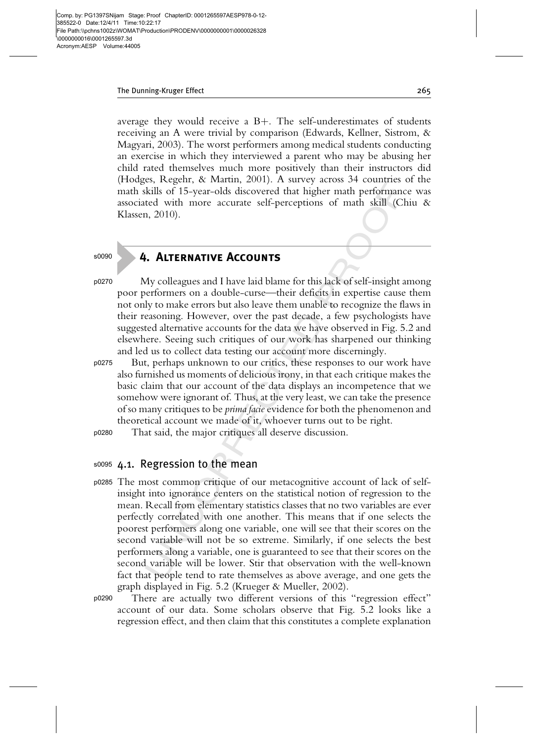average they would receive a B+. The self-underestimates of students receiving an A were trivial by comparison (Edwards, Kellner, Sistrom, & Magyari, 2003). The worst performers among medical students conducting an exercise in which they interviewed a parent who may be abusing her child rated themselves much more positively than their instructors did (Hodges, Regehr, & Martin, 2001). A survey across 34 countries of the math skills of 15-year-olds discovered that higher math performance was associated with more accurate self-perceptions of math skill (Chiu & Klassen, 2010).

## 4. Alternative Accounts

My colleagues and I have laid blame for this lack of self-insight among poor performers on a double-curse—their deficits in expertise cause them not only to make errors but also leave them unable to recognize the flaws in their reasoning. However, over the past decade, a few psychologists have suggested alternative accounts for the data we have observed in Fig. 5.2 and elsewhere. Seeing such critiques of our work has sharpened our thinking and led us to collect data testing our account more discerningly.

But, perhaps unknown to our critics, these responses to our work have also furnished us moments of delicious irony, in that each critique makes the basic claim that our account of the data displays an incompetence that we somehow were ignorant of. Thus, at the very least, we can take the presence of so many critiques to be *prima facie* evidence for both the phenomenon and theoretical account we made of it, whoever turns out to be right.

That said, the major critiques all deserve discussion.

### 4.1. Regression to the mean

The most common critique of our metacognitive account of lack of self-insight into ignorance centers on the statistical notion of regression to the mean. Recall from elementary statistics classes that no two variables are ever perfectly correlated with one another. This means that if one selects the poorest performers along one variable, one will see that their scores on the second variable will not be so extreme. Similarly, if one selects the best performers along a variable, one is guaranteed to see that their scores on the second variable will be lower. Stir that observation with the well-known fact that people tend to rate themselves as above average, and one gets the graph displayed in Fig. 5.2 (Krueger & Mueller, 2002).

There are actually two different versions of this "regression effect" account of our data. Some scholars observe that Fig. 5.2 looks like a regression effect, and then claim that this constitutes a complete explanation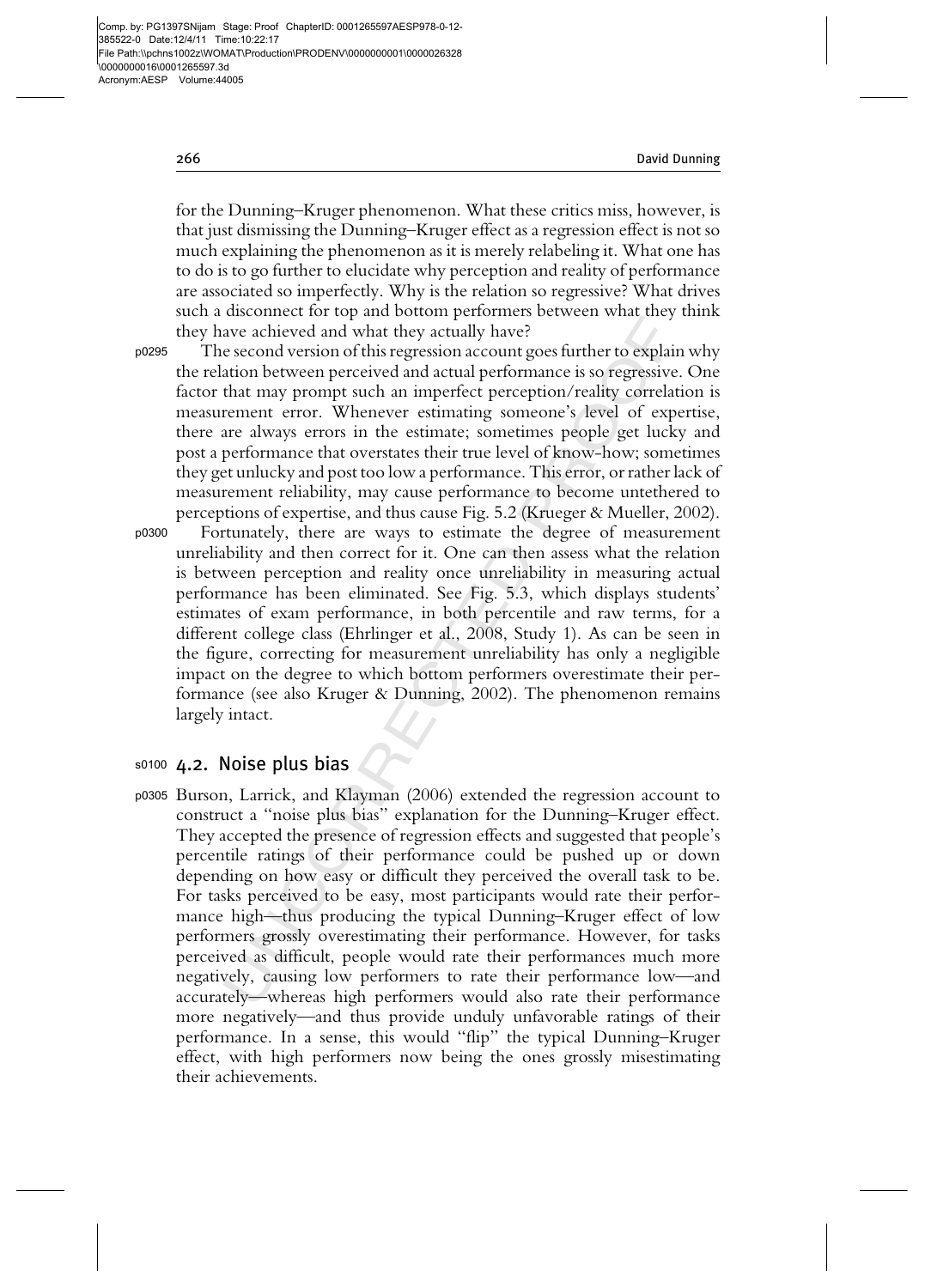for the Dunning–Kruger phenomenon. What these critics miss, however, is that just dismissing the Dunning–Kruger effect as a regression effect is not so much explaining the phenomenon as it is merely relabeling it. What one has to do is to go further to elucidate why perception and reality of performance are associated so imperfectly. Why is the relation so regressive? What drives such a disconnect for top and bottom performers between what they think they have achieved and what they actually have?

The second version of this regression account goes further to explain why the relation between perceived and actual performance is so regressive. One factor that may prompt such an imperfect perception/reality correlation is measurement error. Whenever estimating someone's level of expertise, there are always errors in the estimate; sometimes people get lucky and post a performance that overstates their true level of know-how; sometimes they get unlucky and post too low a performance. This error, or rather lack of measurement reliability, may cause performance to become untethered to perceptions of expertise, and thus cause Fig. 5.2 (Krueger & Mueller, 2002).

Fortunately, there are ways to estimate the degree of measurement unreliability and then correct for it. One can then assess what the relation is between perception and reality once unreliability in measuring actual performance has been eliminated. See Fig. 5.3, which displays students' estimates of exam performance, in both percentile and raw terms, for a different college class (Ehrlinger et al., 2008, Study 1). As can be seen in the figure, correcting for measurement unreliability has only a negligible impact on the degree to which bottom performers overestimate their performance (see also Kruger & Dunning, 2002). The phenomenon remains largely intact.

## 4.2. Noise plus bias

Burson, Larrick, and Klayman (2006) extended the regression account to construct a "noise plus bias" explanation for the Dunning–Kruger effect. They accepted the presence of regression effects and suggested that people's percentile ratings of their performance could be pushed up or down depending on how easy or difficult they perceived the overall task to be. For tasks perceived to be easy, most participants would rate their performance high—thus producing the typical Dunning–Kruger effect of low performers grossly overestimating their performance. However, for tasks perceived as difficult, people would rate their performances much more negatively, causing low performers to rate their performance low—and accurately—whereas high performers would also rate their performance more negatively—and thus provide unduly unfavorable ratings of their performance. In a sense, this would "flip" the typical Dunning–Kruger effect, with high performers now being the ones grossly misestimating their achievements.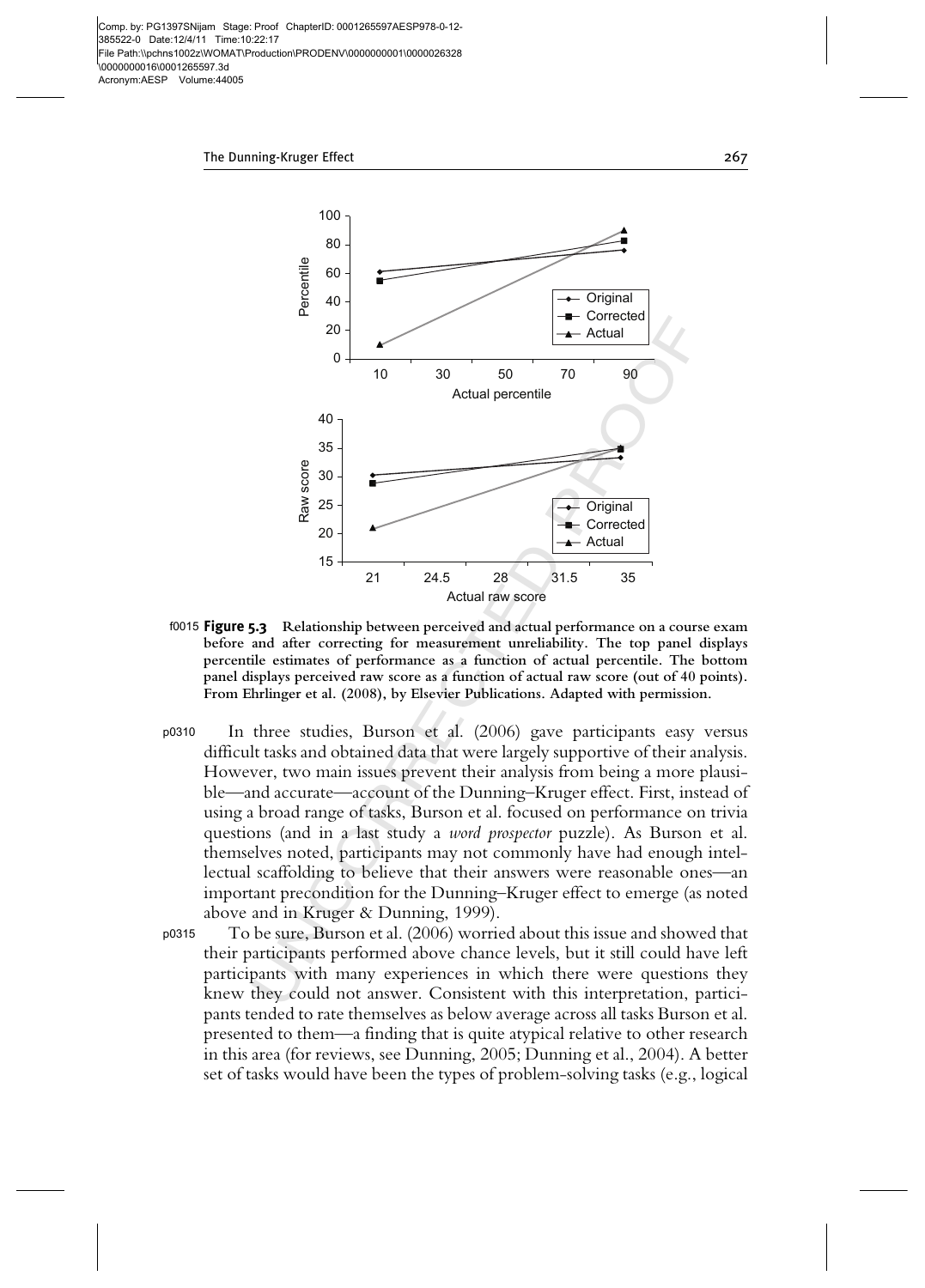**Figure 5.3** Relationship between perceived and actual performance on a course exam before and after correcting for measurement unreliability. The top panel displays percentile estimates of performance as a function of actual percentile. The bottom panel displays perceived raw score as a function of actual raw score (out of 40 points). From Ehrlinger et al. (2008), by Elsevier Publications. Adapted with permission.

In three studies, Burson et al. (2006) gave participants easy versus difficult tasks and obtained data that were largely supportive of their analysis. However, two main issues prevent their analysis from being a more plausible—and accurate—account of the Dunning–Kruger effect. First, instead of using a broad range of tasks, Burson et al. focused on performance on trivia questions (and in a last study a *word prospector* puzzle). As Burson et al. themselves noted, participants may not commonly have had enough intellectual scaffolding to believe that their answers were reasonable ones—an important precondition for the Dunning–Kruger effect to emerge (as noted above and in Kruger & Dunning, 1999).

To be sure, Burson et al. (2006) worried about this issue and showed that their participants performed above chance levels, but it still could have left participants with many experiences in which there were questions they knew they could not answer. Consistent with this interpretation, participants tended to rate themselves as below average across all tasks Burson et al. presented to them—a finding that is quite atypical relative to other research in this area (for reviews, see Dunning, 2005; Dunning et al., 2004). A better set of tasks would have been the types of problem-solving tasks (e.g., logical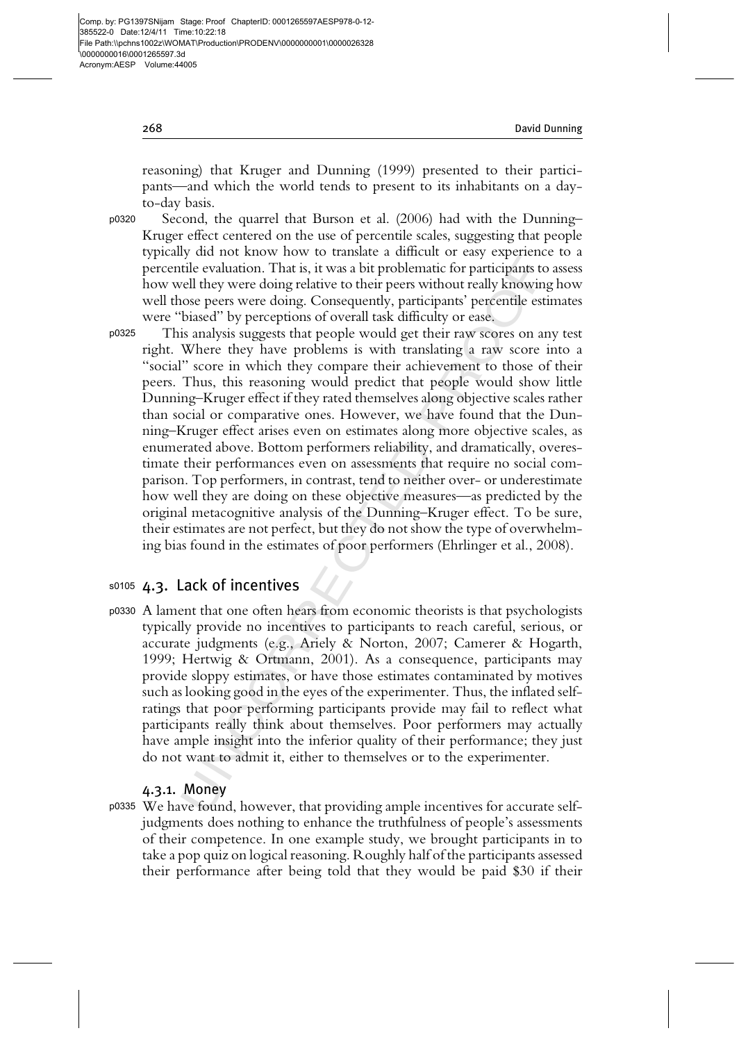reasoning) that Kruger and Dunning (1999) presented to their participants—and which the world tends to present to its inhabitants on a day-to-day basis.

Second, the quarrel that Burson et al. (2006) had with the Dunning–Kruger effect centered on the use of percentile scales, suggesting that people typically did not know how to translate a difficult or easy experience to a percentile evaluation. That is, it was a bit problematic for participants to assess how well they were doing relative to their peers without really knowing how well those peers were doing. Consequently, participants' percentile estimates were "biased" by perceptions of overall task difficulty or ease.

This analysis suggests that people would get their raw scores on any test right. Where they have problems is with translating a raw score into a "social" score in which they compare their achievement to those of their peers. Thus, this reasoning would predict that people would show little Dunning–Kruger effect if they rated themselves along objective scales rather than social or comparative ones. However, we have found that the Dunning–Kruger effect arises even on estimates along more objective scales, as enumerated above. Bottom performers reliability, and dramatically, overestimate their performances even on assessments that require no social comparison. Top performers, in contrast, tend to neither over- or underestimate how well they are doing on these objective measures—as predicted by the original metacognitive analysis of the Dunning–Kruger effect. To be sure, their estimates are not perfect, but they do not show the type of overwhelming bias found in the estimates of poor performers (Ehrlinger et al., 2008).

## 4.3. Lack of incentives

A lament that one often hears from economic theorists is that psychologists typically provide no incentives to participants to reach careful, serious, or accurate judgments (e.g., Ariely & Norton, 2007; Camerer & Hogarth, 1999; Hertwig & Ortmann, 2001). As a consequence, participants may provide sloppy estimates, or have those estimates contaminated by motives such as looking good in the eyes of the experimenter. Thus, the inflated self-ratings that poor performing participants provide may fail to reflect what participants really think about themselves. Poor performers may actually have ample insight into the inferior quality of their performance; they just do not want to admit it, either to themselves or to the experimenter.

### 4.3.1. Money

We have found, however, that providing ample incentives for accurate self-judgments does nothing to enhance the truthfulness of people's assessments of their competence. In one example study, we brought participants in to take a pop quiz on logical reasoning. Roughly half of the participants assessed their performance after being told that they would be paid $30 if their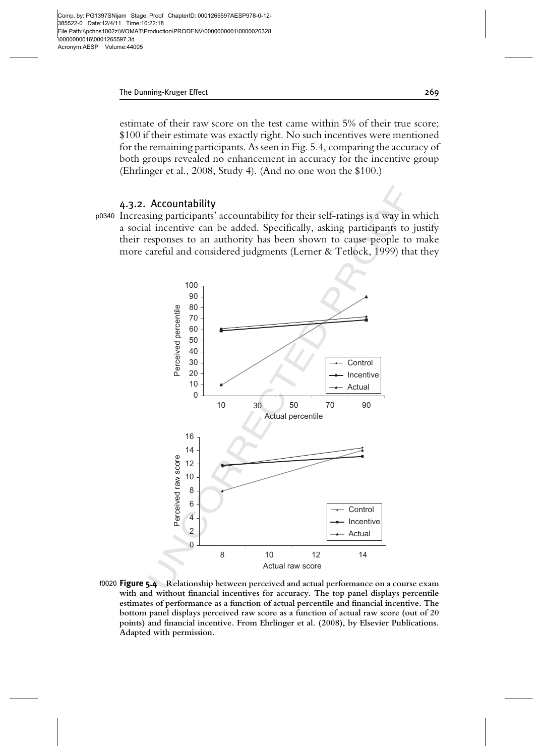estimate of their raw score on the test came within 5% of their true score; $100 if their estimate was exactly right. No such incentives were mentioned for the remaining participants. As seen in Fig. 5.4, comparing the accuracy of both groups revealed no enhancement in accuracy for the incentive group (Ehrlinger et al., 2008, Study 4). (And no one won the $100.)

### 4.3.2. Accountability

Increasing participants' accountability for their self-ratings is a way in which a social incentive can be added. Specifically, asking participants to justify their responses to an authority has been shown to cause people to make more careful and considered judgments (Lerner & Tetlock, 1999) that they

**Figure 5.4** Relationship between perceived and actual performance on a course exam with and without financial incentives for accuracy. The top panel displays percentile estimates of performance as a function of actual percentile and financial incentive. The bottom panel displays perceived raw score as a function of actual raw score (out of 20 points) and financial incentive. From Ehrlinger et al. (2008), by Elsevier Publications. Adapted with permission.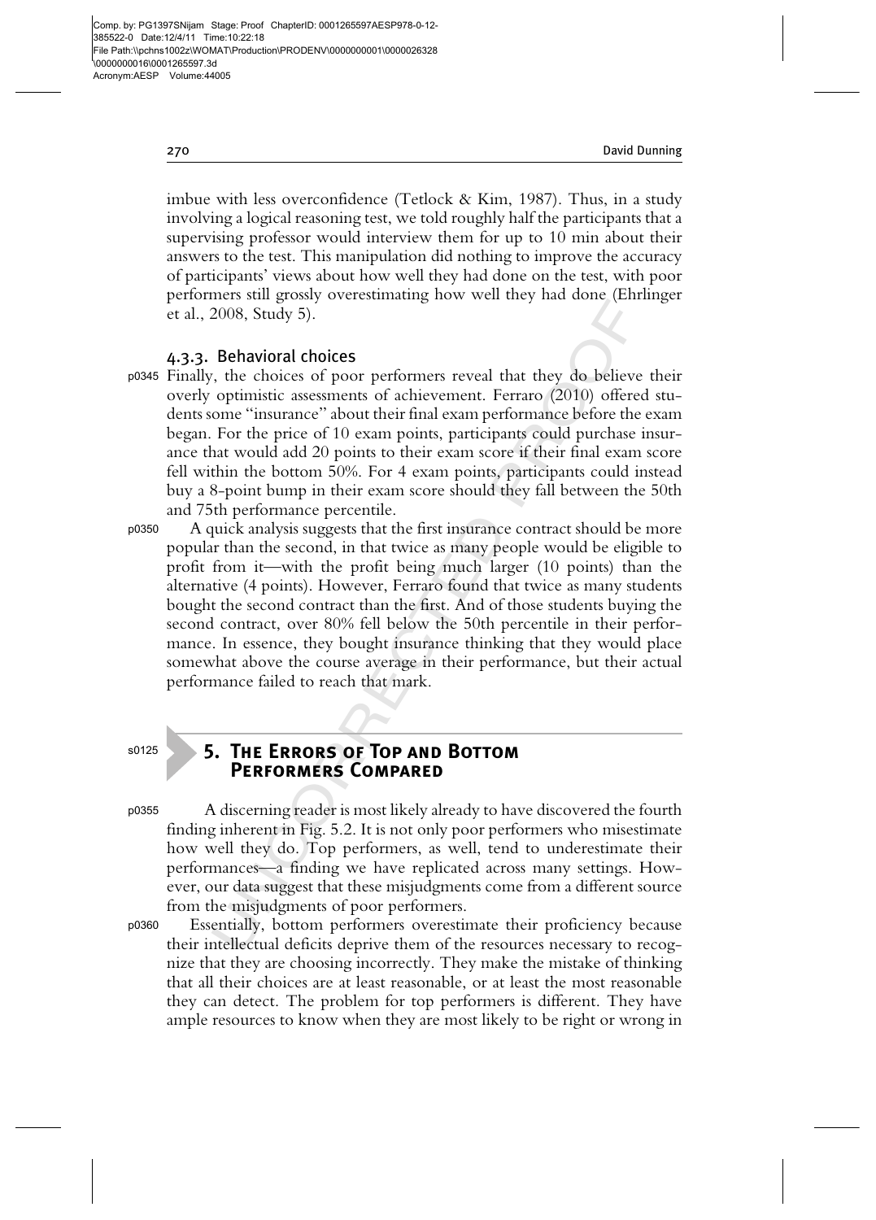imbue with less overconfidence (Tetlock & Kim, 1987). Thus, in a study involving a logical reasoning test, we told roughly half the participants that a supervising professor would interview them for up to 10 min about their answers to the test. This manipulation did nothing to improve the accuracy of participants' views about how well they had done on the test, with poor performers still grossly overestimating how well they had done (Ehrlinger et al., 2008, Study 5).

### 4.3.3. Behavioral choices

Finally, the choices of poor performers reveal that they do believe their overly optimistic assessments of achievement. Ferraro (2010) offered students some "insurance" about their final exam performance before the exam began. For the price of 10 exam points, participants could purchase insurance that would add 20 points to their exam score if their final exam score fell within the bottom 50%. For 4 exam points, participants could instead buy a 8-point bump in their exam score should they fall between the 50th and 75th performance percentile.

A quick analysis suggests that the first insurance contract should be more popular than the second, in that twice as many people would be eligible to profit from it—with the profit being much larger (10 points) than the alternative (4 points). However, Ferraro found that twice as many students bought the second contract than the first. And of those students buying the second contract, over 80% fell below the 50th percentile in their performance. In essence, they bought insurance thinking that they would place somewhat above the course average in their performance, but their actual performance failed to reach that mark.

## 5. The Errors of Top and Bottom Performers Compared

A discerning reader is most likely already to have discovered the fourth finding inherent in Fig. 5.2. It is not only poor performers who misestimate how well they do. Top performers, as well, tend to underestimate their performances—a finding we have replicated across many settings. However, our data suggest that these misjudgments come from a different source from the misjudgments of poor performers.

Essentially, bottom performers overestimate their proficiency because their intellectual deficits deprive them of the resources necessary to recognize that they are choosing incorrectly. They make the mistake of thinking that all their choices are at least reasonable, or at least the most reasonable they can detect. The problem for top performers is different. They have ample resources to know when they are most likely to be right or wrong in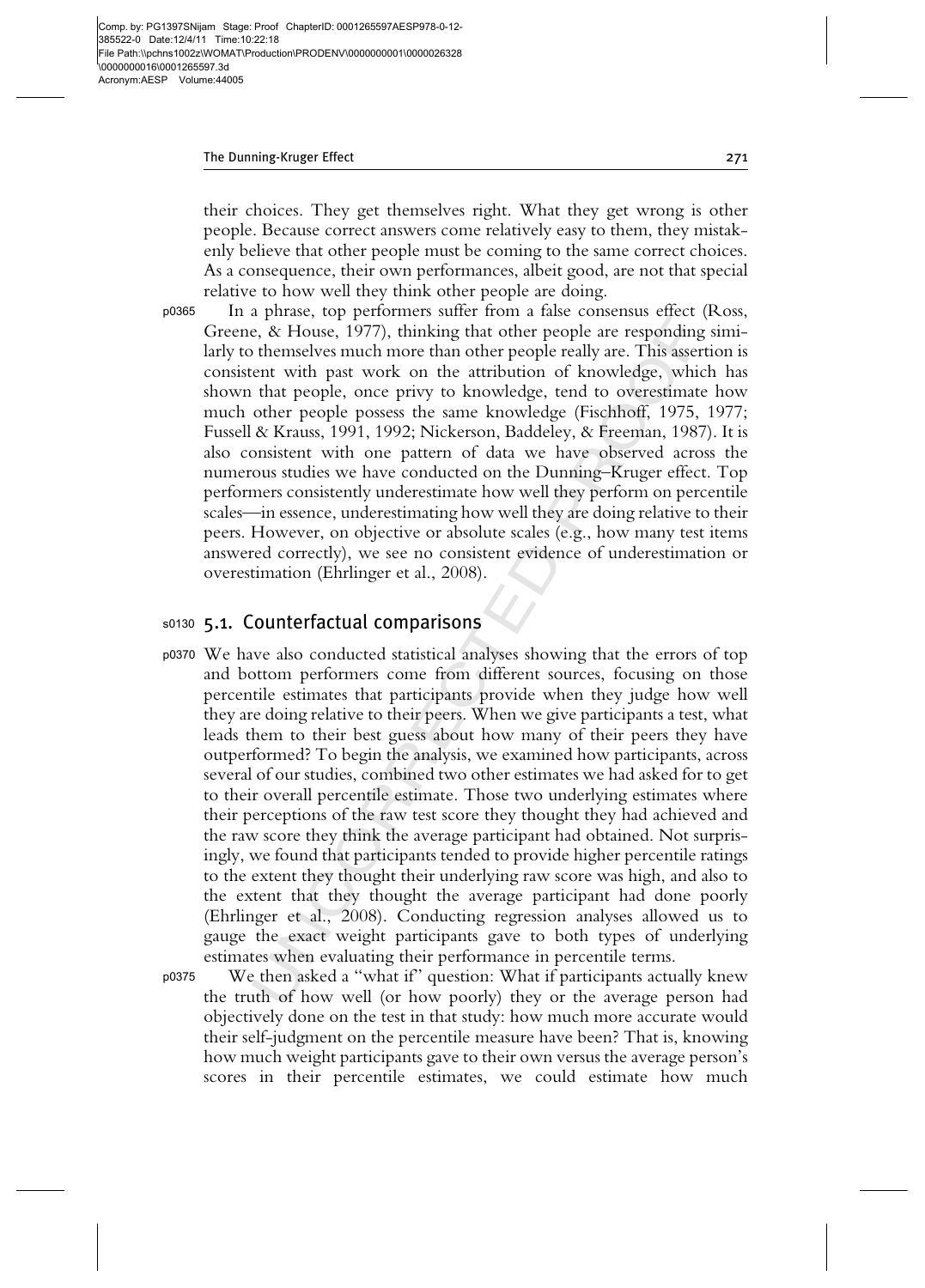their choices. They get themselves right. What they get wrong is other people. Because correct answers come relatively easy to them, they mistakenly believe that other people must be coming to the same correct choices. As a consequence, their own performances, albeit good, are not that special relative to how well they think other people are doing.

In a phrase, top performers suffer from a false consensus effect (Ross, Greene, & House, 1977), thinking that other people are responding similarly to themselves much more than other people really are. This assertion is consistent with past work on the attribution of knowledge, which has shown that people, once privy to knowledge, tend to overestimate how much other people possess the same knowledge (Fischhoff, 1975, 1977; Fussell & Krauss, 1991, 1992; Nickerson, Baddeley, & Freeman, 1987). It is also consistent with one pattern of data we have observed across the numerous studies we have conducted on the Dunning–Kruger effect. Top performers consistently underestimate how well they perform on percentile scales—in essence, underestimating how well they are doing relative to their peers. However, on objective or absolute scales (e.g., how many test items answered correctly), we see no consistent evidence of underestimation or overestimation (Ehrlinger et al., 2008).

## 5.1. Counterfactual comparisons

We have also conducted statistical analyses showing that the errors of top and bottom performers come from different sources, focusing on those percentile estimates that participants provide when they judge how well they are doing relative to their peers. When we give participants a test, what leads them to their best guess about how many of their peers they have outperformed? To begin the analysis, we examined how participants, across several of our studies, combined two other estimates we had asked for to get to their overall percentile estimate. Those two underlying estimates where their perceptions of the raw test score they thought they had achieved and the raw score they think the average participant had obtained. Not surprisingly, we found that participants tended to provide higher percentile ratings to the extent they thought their underlying raw score was high, and also to the extent that they thought the average participant had done poorly (Ehrlinger et al., 2008). Conducting regression analyses allowed us to gauge the exact weight participants gave to both types of underlying estimates when evaluating their performance in percentile terms.

We then asked a "what if" question: What if participants actually knew the truth of how well (or how poorly) they or the average person had objectively done on the test in that study: how much more accurate would their self-judgment on the percentile measure have been? That is, knowing how much weight participants gave to their own versus the average person's scores in their percentile estimates, we could estimate how much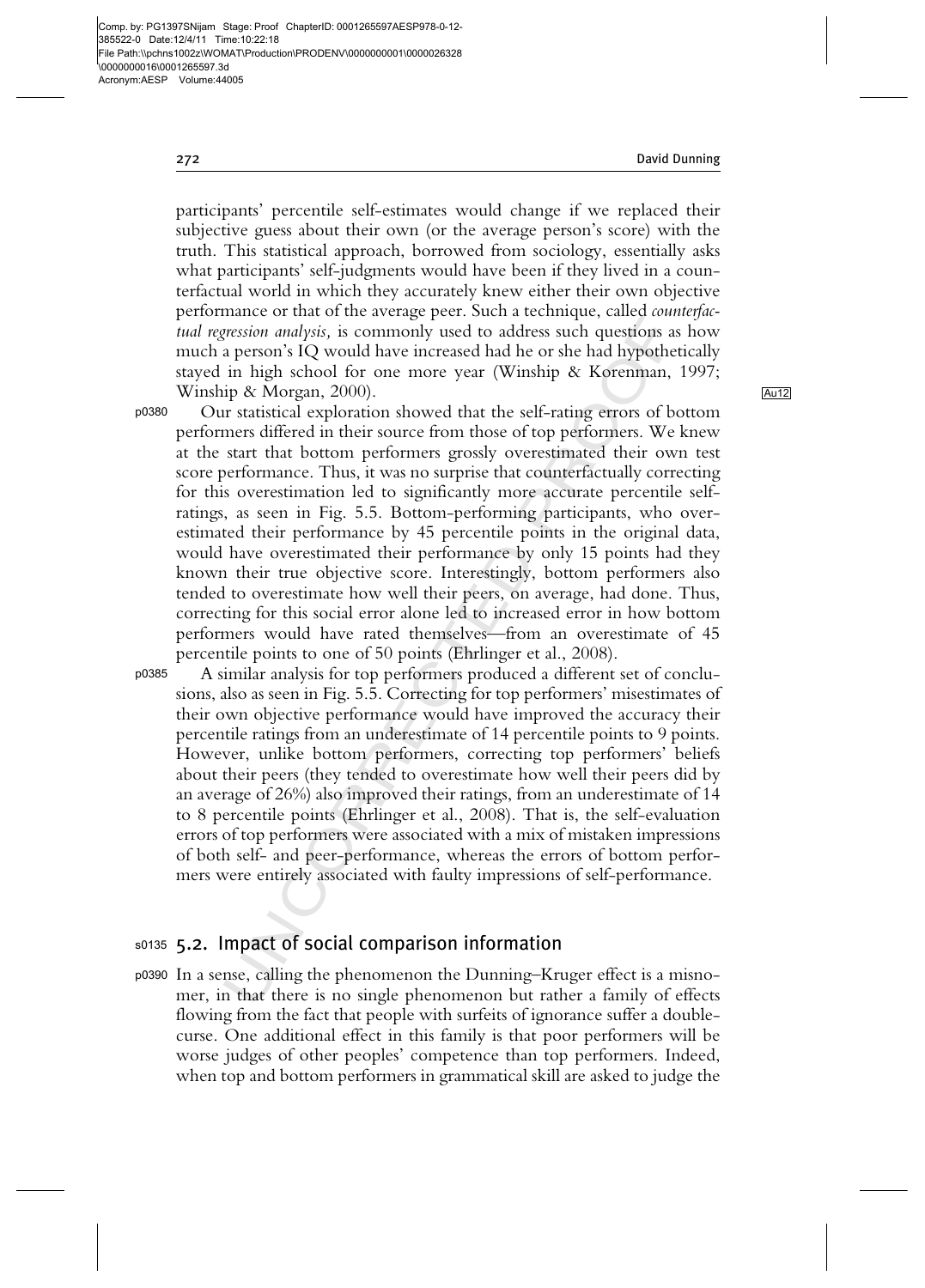participants' percentile self-estimates would change if we replaced their subjective guess about their own (or the average person's score) with the truth. This statistical approach, borrowed from sociology, essentially asks what participants' self-judgments would have been if they lived in a counterfactual world in which they accurately knew either their own objective performance or that of the average peer. Such a technique, called *counterfactual regression analysis,* is commonly used to address such questions as how much a person's IQ would have increased had he or she had hypothetically stayed in high school for one more year (Winship & Korenman, 1997; Winship & Morgan, 2000).

Our statistical exploration showed that the self-rating errors of bottom performers differed in their source from those of top performers. We knew at the start that bottom performers grossly overestimated their own test score performance. Thus, it was no surprise that counterfactually correcting for this overestimation led to significantly more accurate percentile self-ratings, as seen in Fig. 5.5. Bottom-performing participants, who overestimated their performance by 45 percentile points in the original data, would have overestimated their performance by only 15 points had they known their true objective score. Interestingly, bottom performers also tended to overestimate how well their peers, on average, had done. Thus, correcting for this social error alone led to increased error in how bottom performers would have rated themselves—from an overestimate of 45 percentile points to one of 50 points (Ehrlinger et al., 2008).

A similar analysis for top performers produced a different set of conclusions, also as seen in Fig. 5.5. Correcting for top performers' misestimates of their own objective performance would have improved the accuracy their percentile ratings from an underestimate of 14 percentile points to 9 points. However, unlike bottom performers, correcting top performers' beliefs about their peers (they tended to overestimate how well their peers did by an average of 26%) also improved their ratings, from an underestimate of 14 to 8 percentile points (Ehrlinger et al., 2008). That is, the self-evaluation errors of top performers were associated with a mix of mistaken impressions of both self- and peer-performance, whereas the errors of bottom performers were entirely associated with faulty impressions of self-performance.

## 5.2. Impact of social comparison information

In a sense, calling the phenomenon the Dunning–Kruger effect is a misnomer, in that there is no single phenomenon but rather a family of effects flowing from the fact that people with surfeits of ignorance suffer a double-curse. One additional effect in this family is that poor performers will be worse judges of other peoples' competence than top performers. Indeed, when top and bottom performers in grammatical skill are asked to judge the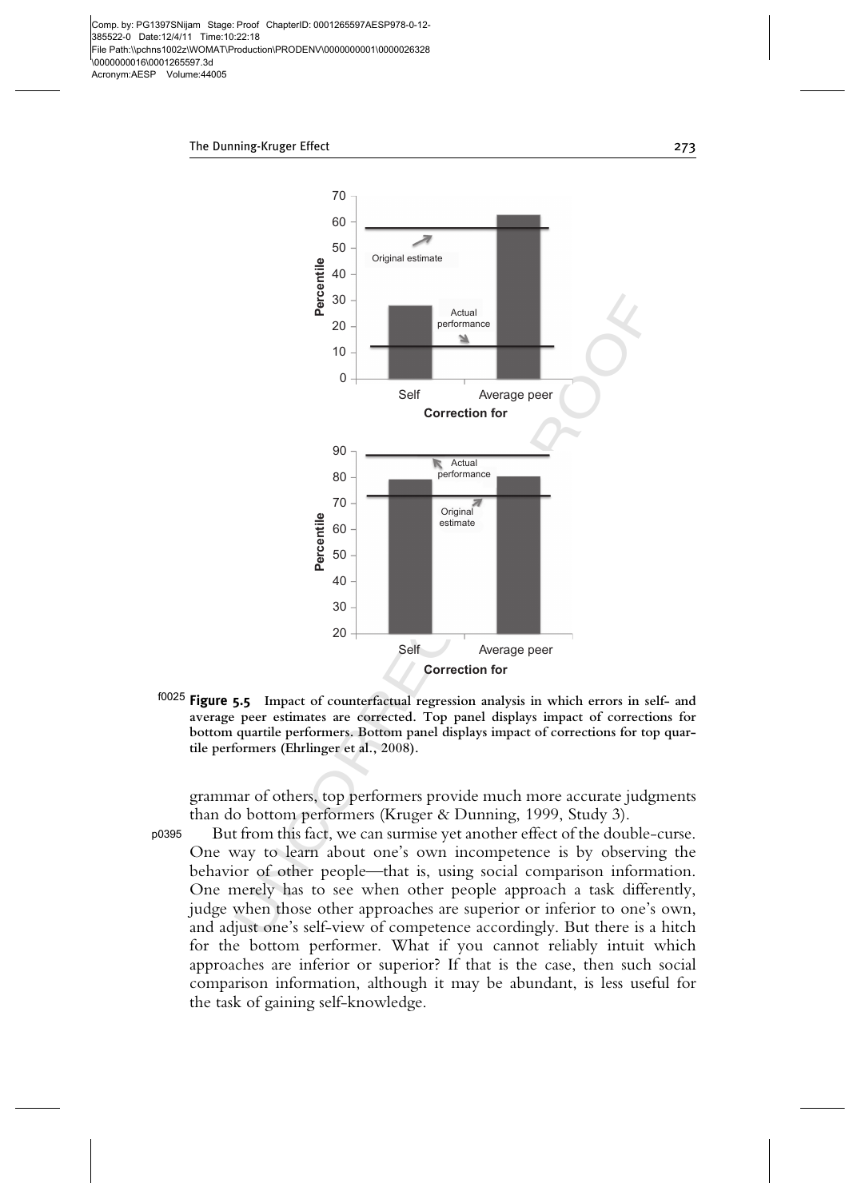Figure 5.5 Impact of counterfactual regression analysis in which errors in self- and average peer estimates are corrected. Top panel displays impact of corrections for bottom quartile performers. Bottom panel displays impact of corrections for top quartile performers (Ehrlinger et al., 2008).

grammar of others, top performers provide much more accurate judgments than do bottom performers (Kruger & Dunning, 1999, Study 3).

But from this fact, we can surmise yet another effect of the double-curse. One way to learn about one's own incompetence is by observing the behavior of other people—that is, using social comparison information. One merely has to see when other people approach a task differently, judge when those other approaches are superior or inferior to one's own, and adjust one's self-view of competence accordingly. But there is a hitch for the bottom performer. What if you cannot reliably intuit which approaches are inferior or superior? If that is the case, then such social comparison information, although it may be abundant, is less useful for the task of gaining self-knowledge.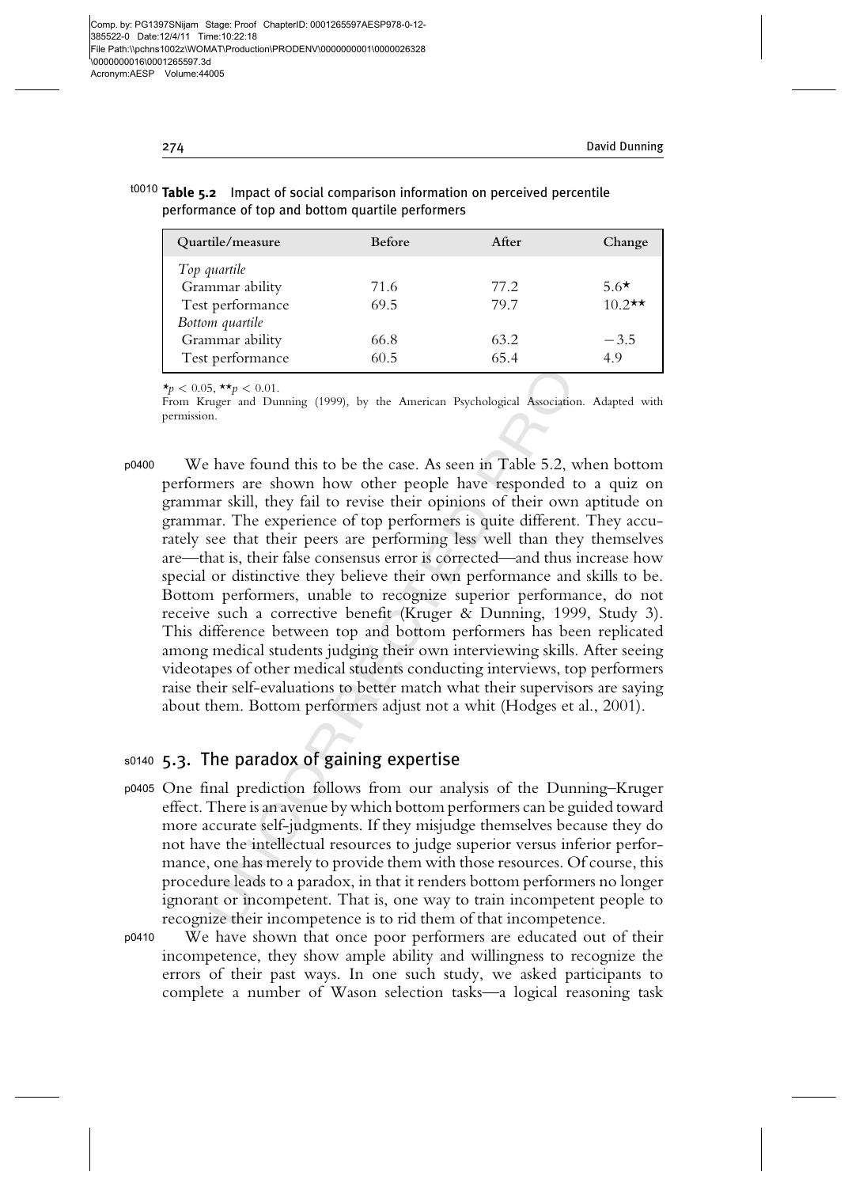**Table 5.2** Impact of social comparison information on perceived percentile performance of top and bottom quartile performers

| Quartile/measure | Before | After | Change |
|---|---|---|---|
| *Top quartile* | | | |
| Grammar ability | 71.6 | 77.2 | 5.6* |
| Test performance | 69.5 | 79.7 | 10.2** |
| *Bottom quartile* | | | |
| Grammar ability | 66.8 | 63.2 | −3.5 |
| Test performance | 60.5 | 65.4 | 4.9 |

*$p < 0.05$, **$p < 0.01$.

From Kruger and Dunning (1999), by the American Psychological Association. Adapted with permission.

We have found this to be the case. As seen in Table 5.2, when bottom performers are shown how other people have responded to a quiz on grammar skill, they fail to revise their opinions of their own aptitude on grammar. The experience of top performers is quite different. They accurately see that their peers are performing less well than they themselves are—that is, their false consensus error is corrected—and thus increase how special or distinctive they believe their own performance and skills to be. Bottom performers, unable to recognize superior performance, do not receive such a corrective benefit (Kruger & Dunning, 1999, Study 3). This difference between top and bottom performers has been replicated among medical students judging their own interviewing skills. After seeing videotapes of other medical students conducting interviews, top performers raise their self-evaluations to better match what their supervisors are saying about them. Bottom performers adjust not a whit (Hodges et al., 2001).

## 5.3. The paradox of gaining expertise

One final prediction follows from our analysis of the Dunning–Kruger effect. There is an avenue by which bottom performers can be guided toward more accurate self-judgments. If they misjudge themselves because they do not have the intellectual resources to judge superior versus inferior performance, one has merely to provide them with those resources. Of course, this procedure leads to a paradox, in that it renders bottom performers no longer ignorant or incompetent. That is, one way to train incompetent people to recognize their incompetence is to rid them of that incompetence.

We have shown that once poor performers are educated out of their incompetence, they show ample ability and willingness to recognize the errors of their past ways. In one such study, we asked participants to complete a number of Wason selection tasks—a logical reasoning task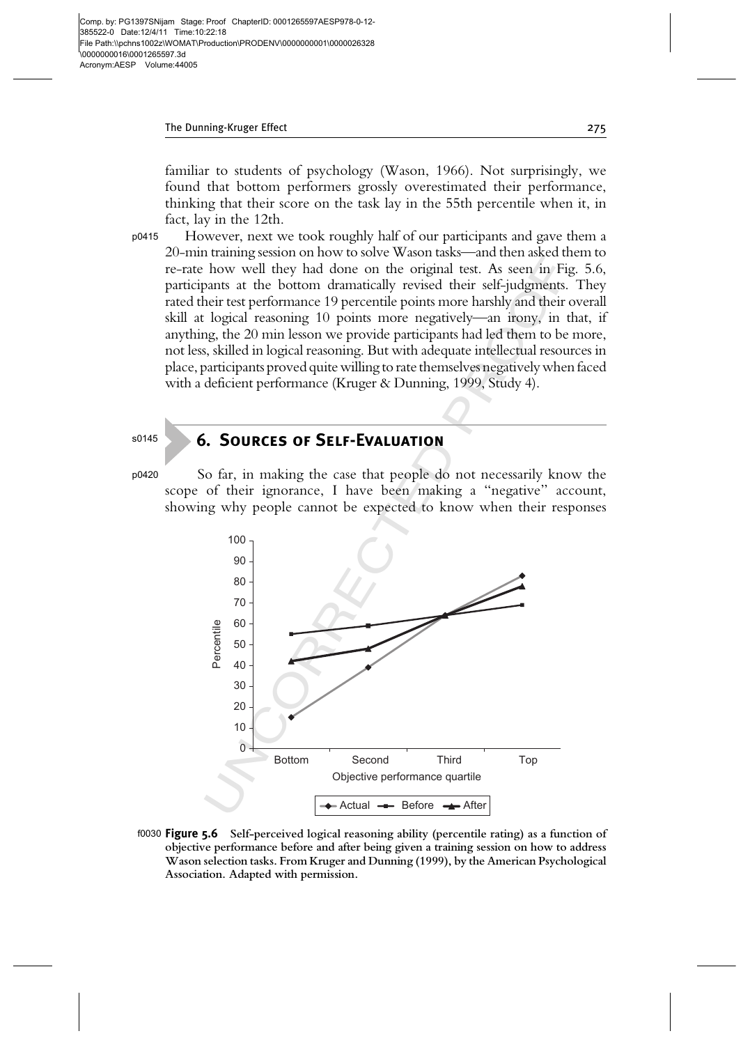familiar to students of psychology (Wason, 1966). Not surprisingly, we found that bottom performers grossly overestimated their performance, thinking that their score on the task lay in the 55th percentile when it, in fact, lay in the 12th.

However, next we took roughly half of our participants and gave them a 20-min training session on how to solve Wason tasks—and then asked them to re-rate how well they had done on the original test. As seen in Fig. 5.6, participants at the bottom dramatically revised their self-judgments. They rated their test performance 19 percentile points more harshly and their overall skill at logical reasoning 10 points more negatively—an irony, in that, if anything, the 20 min lesson we provide participants had led them to be more, not less, skilled in logical reasoning. But with adequate intellectual resources in place, participants proved quite willing to rate themselves negatively when faced with a deficient performance (Kruger & Dunning, 1999, Study 4).

## 6. Sources of Self-Evaluation

So far, in making the case that people do not necessarily know the scope of their ignorance, I have been making a "negative" account, showing why people cannot be expected to know when their responses

**Figure 5.6** Self-perceived logical reasoning ability (percentile rating) as a function of objective performance before and after being given a training session on how to address Wason selection tasks. From Kruger and Dunning (1999), by the American Psychological Association. Adapted with permission.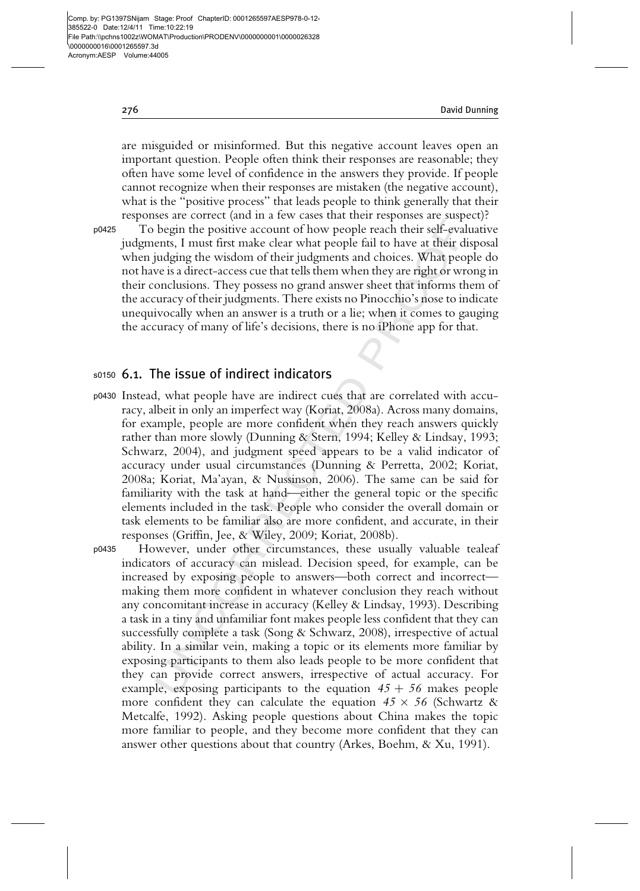are misguided or misinformed. But this negative account leaves open an important question. People often think their responses are reasonable; they often have some level of confidence in the answers they provide. If people cannot recognize when their responses are mistaken (the negative account), what is the "positive process" that leads people to think generally that their responses are correct (and in a few cases that their responses are suspect)?

To begin the positive account of how people reach their self-evaluative judgments, I must first make clear what people fail to have at their disposal when judging the wisdom of their judgments and choices. What people do not have is a direct-access cue that tells them when they are right or wrong in their conclusions. They possess no grand answer sheet that informs them of the accuracy of their judgments. There exists no Pinocchio's nose to indicate unequivocally when an answer is a truth or a lie; when it comes to gauging the accuracy of many of life's decisions, there is no iPhone app for that.

## 6.1. The issue of indirect indicators

Instead, what people have are indirect cues that are correlated with accuracy, albeit in only an imperfect way (Koriat, 2008a). Across many domains, for example, people are more confident when they reach answers quickly rather than more slowly (Dunning & Stern, 1994; Kelley & Lindsay, 1993; Schwarz, 2004), and judgment speed appears to be a valid indicator of accuracy under usual circumstances (Dunning & Perretta, 2002; Koriat, 2008a; Koriat, Ma'ayan, & Nussinson, 2006). The same can be said for familiarity with the task at hand—either the general topic or the specific elements included in the task. People who consider the overall domain or task elements to be familiar also are more confident, and accurate, in their responses (Griffin, Jee, & Wiley, 2009; Koriat, 2008b).

However, under other circumstances, these usually valuable tealeaf indicators of accuracy can mislead. Decision speed, for example, can be increased by exposing people to answers—both correct and incorrect—making them more confident in whatever conclusion they reach without any concomitant increase in accuracy (Kelley & Lindsay, 1993). Describing a task in a tiny and unfamiliar font makes people less confident that they can successfully complete a task (Song & Schwarz, 2008), irrespective of actual ability. In a similar vein, making a topic or its elements more familiar by exposing participants to them also leads people to be more confident that they can provide correct answers, irrespective of actual accuracy. For example, exposing participants to the equation $45 + 56$ makes people more confident they can calculate the equation $45 \times 56$ (Schwartz & Metcalfe, 1992). Asking people questions about China makes the topic more familiar to people, and they become more confident that they can answer other questions about that country (Arkes, Boehm, & Xu, 1991).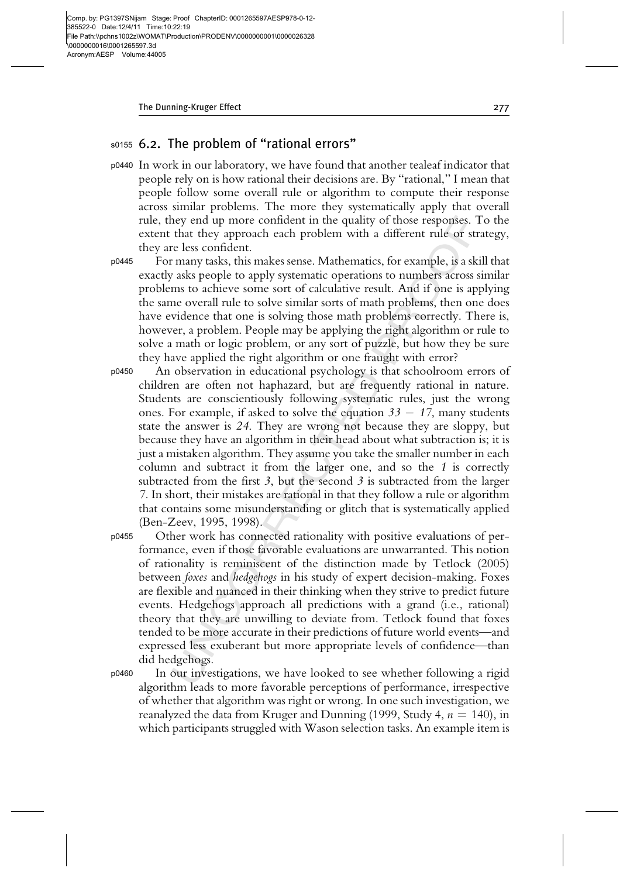## 6.2. The problem of "rational errors"

In work in our laboratory, we have found that another tealeaf indicator that people rely on is how rational their decisions are. By "rational," I mean that people follow some overall rule or algorithm to compute their response across similar problems. The more they systematically apply that overall rule, they end up more confident in the quality of those responses. To the extent that they approach each problem with a different rule or strategy, they are less confident.

For many tasks, this makes sense. Mathematics, for example, is a skill that exactly asks people to apply systematic operations to numbers across similar problems to achieve some sort of calculative result. And if one is applying the same overall rule to solve similar sorts of math problems, then one does have evidence that one is solving those math problems correctly. There is, however, a problem. People may be applying the right algorithm or rule to solve a math or logic problem, or any sort of puzzle, but how they be sure they have applied the right algorithm or one fraught with error?

An observation in educational psychology is that schoolroom errors of children are often not haphazard, but are frequently rational in nature. Students are conscientiously following systematic rules, just the wrong ones. For example, if asked to solve the equation $33 - 17$, many students state the answer is *24*. They are wrong not because they are sloppy, but because they have an algorithm in their head about what subtraction is; it is just a mistaken algorithm. They assume you take the smaller number in each column and subtract it from the larger one, and so the *1* is correctly subtracted from the first *3*, but the second *3* is subtracted from the larger *7*. In short, their mistakes are rational in that they follow a rule or algorithm that contains some misunderstanding or glitch that is systematically applied (Ben-Zeev, 1995, 1998).

Other work has connected rationality with positive evaluations of performance, even if those favorable evaluations are unwarranted. This notion of rationality is reminiscent of the distinction made by Tetlock (2005) between *foxes* and *hedgehogs* in his study of expert decision-making. Foxes are flexible and nuanced in their thinking when they strive to predict future events. Hedgehogs approach all predictions with a grand (i.e., rational) theory that they are unwilling to deviate from. Tetlock found that foxes tended to be more accurate in their predictions of future world events—and expressed less exuberant but more appropriate levels of confidence—than did hedgehogs.

In our investigations, we have looked to see whether following a rigid algorithm leads to more favorable perceptions of performance, irrespective of whether that algorithm was right or wrong. In one such investigation, we reanalyzed the data from Kruger and Dunning (1999, Study 4, $n = 140$), in which participants struggled with Wason selection tasks. An example item is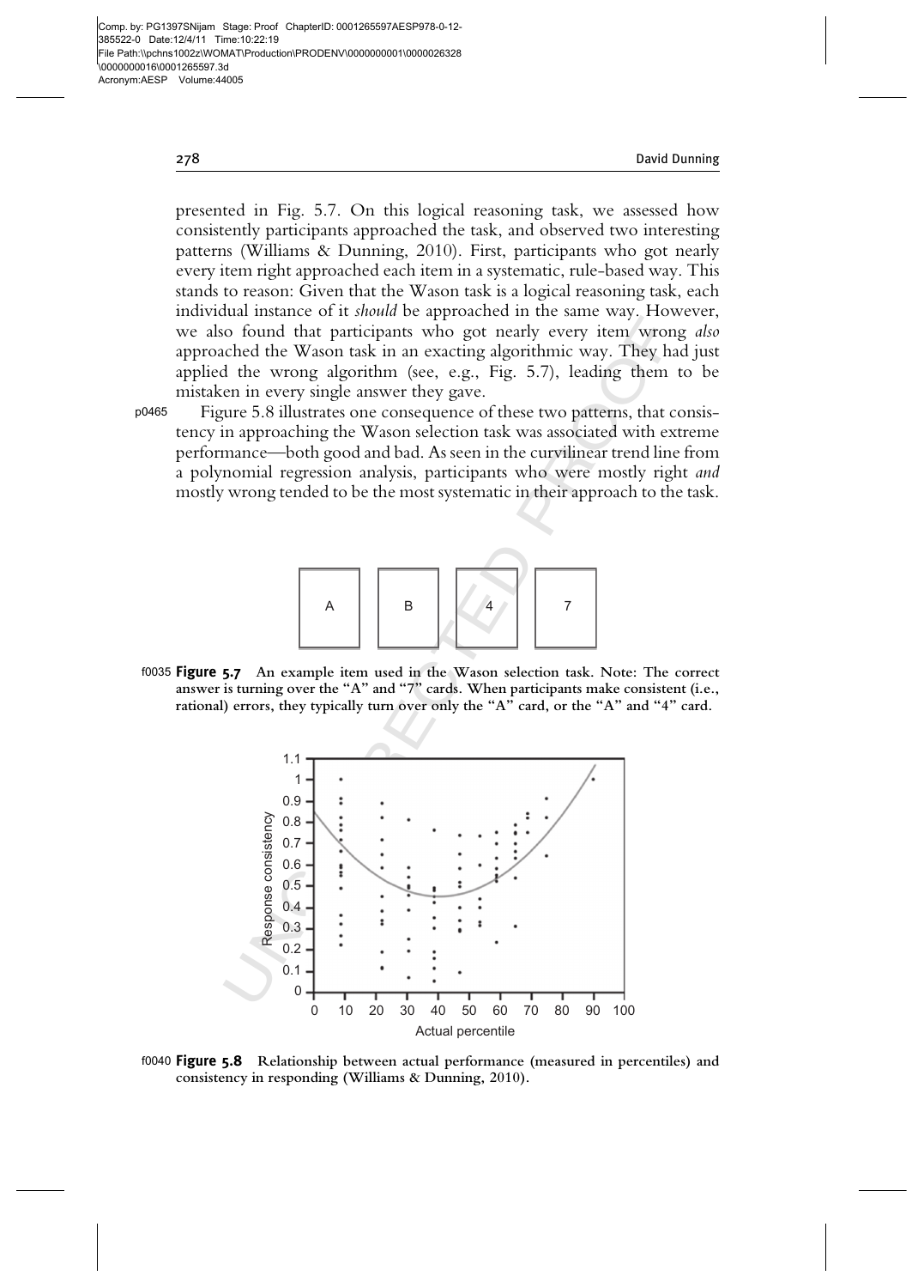presented in Fig. 5.7. On this logical reasoning task, we assessed how consistently participants approached the task, and observed two interesting patterns (Williams & Dunning, 2010). First, participants who got nearly every item right approached each item in a systematic, rule-based way. This stands to reason: Given that the Wason task is a logical reasoning task, each individual instance of it *should* be approached in the same way. However, we also found that participants who got nearly every item wrong *also* approached the Wason task in an exacting algorithmic way. They had just applied the wrong algorithm (see, e.g., Fig. 5.7), leading them to be mistaken in every single answer they gave.

Figure 5.8 illustrates one consequence of these two patterns, that consistency in approaching the Wason selection task was associated with extreme performance—both good and bad. As seen in the curvilinear trend line from a polynomial regression analysis, participants who were mostly right *and* mostly wrong tended to be the most systematic in their approach to the task.

| A | B | 4 | 7 |
|---|---|---|---|

**Figure 5.7** An example item used in the Wason selection task. Note: The correct answer is turning over the "A" and "7" cards. When participants make consistent (i.e., rational) errors, they typically turn over only the "A" card, or the "A" and "4" card.

**Figure 5.8** Relationship between actual performance (measured in percentiles) and consistency in responding (Williams & Dunning, 2010).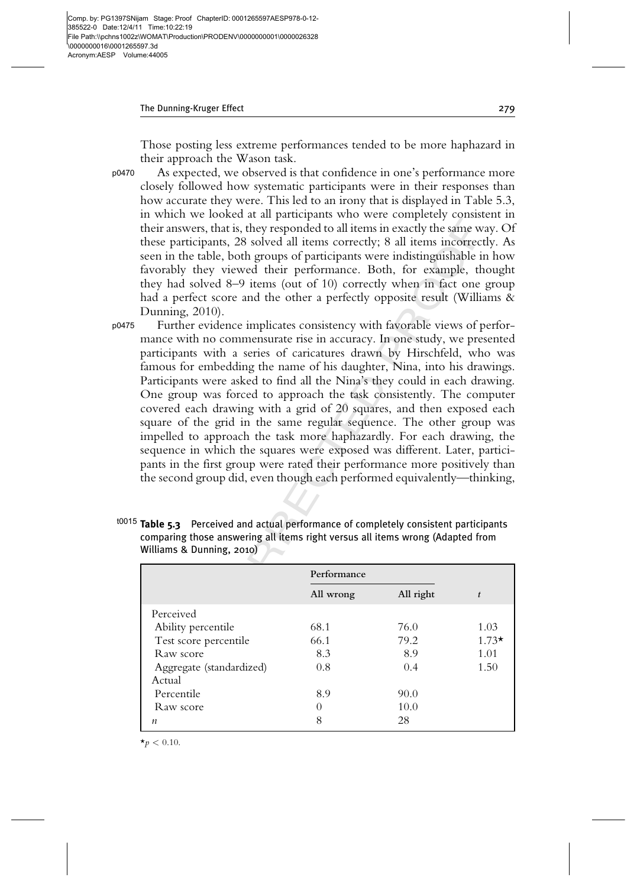Those posting less extreme performances tended to be more haphazard in their approach the Wason task.

As expected, we observed is that confidence in one's performance more closely followed how systematic participants were in their responses than how accurate they were. This led to an irony that is displayed in Table 5.3, in which we looked at all participants who were completely consistent in their answers, that is, they responded to all items in exactly the same way. Of these participants, 28 solved all items correctly; 8 all items incorrectly. As seen in the table, both groups of participants were indistinguishable in how favorably they viewed their performance. Both, for example, thought they had solved 8–9 items (out of 10) correctly when in fact one group had a perfect score and the other a perfectly opposite result (Williams & Dunning, 2010).

Further evidence implicates consistency with favorable views of performance with no commensurate rise in accuracy. In one study, we presented participants with a series of caricatures drawn by Hirschfeld, who was famous for embedding the name of his daughter, Nina, into his drawings. Participants were asked to find all the Nina's they could in each drawing. One group was forced to approach the task consistently. The computer covered each drawing with a grid of 20 squares, and then exposed each square of the grid in the same regular sequence. The other group was impelled to approach the task more haphazardly. For each drawing, the sequence in which the squares were exposed was different. Later, participants in the first group were rated their performance more positively than the second group did, even though each performed equivalently—thinking,

**Table 5.3** Perceived and actual performance of completely consistent participants comparing those answering all items right versus all items wrong (Adapted from Williams & Dunning, 2010)

| | Performance | | |
|---|---|---|---|
| | All wrong | All right | $t$ |
| Perceived | | | |
| Ability percentile | 68.1 | 76.0 | 1.03 |
| Test score percentile | 66.1 | 79.2 | 1.73* |
| Raw score | 8.3 | 8.9 | 1.01 |
| Aggregate (standardized) | 0.8 | 0.4 | 1.50 |
| Actual | | | |
| Percentile | 8.9 | 90.0 | |
| Raw score | 0 | 10.0 | |
| $n$ | 8 | 28 | |

*$p < 0.10$.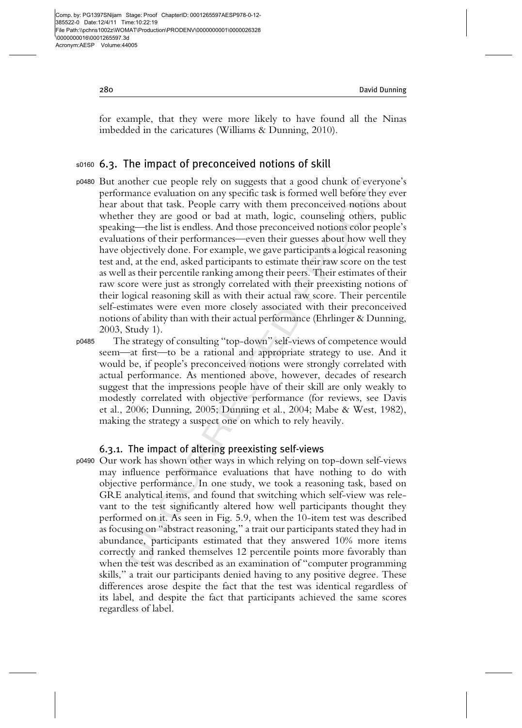for example, that they were more likely to have found all the Ninas imbedded in the caricatures (Williams & Dunning, 2010).

## 6.3. The impact of preconceived notions of skill

But another cue people rely on suggests that a good chunk of everyone's performance evaluation on any specific task is formed well before they ever hear about that task. People carry with them preconceived notions about whether they are good or bad at math, logic, counseling others, public speaking—the list is endless. And those preconceived notions color people's evaluations of their performances—even their guesses about how well they have objectively done. For example, we gave participants a logical reasoning test and, at the end, asked participants to estimate their raw score on the test as well as their percentile ranking among their peers. Their estimates of their raw score were just as strongly correlated with their preexisting notions of their logical reasoning skill as with their actual raw score. Their percentile self-estimates were even more closely associated with their preconceived notions of ability than with their actual performance (Ehrlinger & Dunning, 2003, Study 1).

The strategy of consulting "top-down" self-views of competence would seem—at first—to be a rational and appropriate strategy to use. And it would be, if people's preconceived notions were strongly correlated with actual performance. As mentioned above, however, decades of research suggest that the impressions people have of their skill are only weakly to modestly correlated with objective performance (for reviews, see Davis et al., 2006; Dunning, 2005; Dunning et al., 2004; Mabe & West, 1982), making the strategy a suspect one on which to rely heavily.

### 6.3.1. The impact of altering preexisting self-views

Our work has shown other ways in which relying on top-down self-views may influence performance evaluations that have nothing to do with objective performance. In one study, we took a reasoning task, based on GRE analytical items, and found that switching which self-view was relevant to the test significantly altered how well participants thought they performed on it. As seen in Fig. 5.9, when the 10-item test was described as focusing on "abstract reasoning," a trait our participants stated they had in abundance, participants estimated that they answered 10% more items correctly and ranked themselves 12 percentile points more favorably than when the test was described as an examination of "computer programming skills," a trait our participants denied having to any positive degree. These differences arose despite the fact that the test was identical regardless of its label, and despite the fact that participants achieved the same scores regardless of label.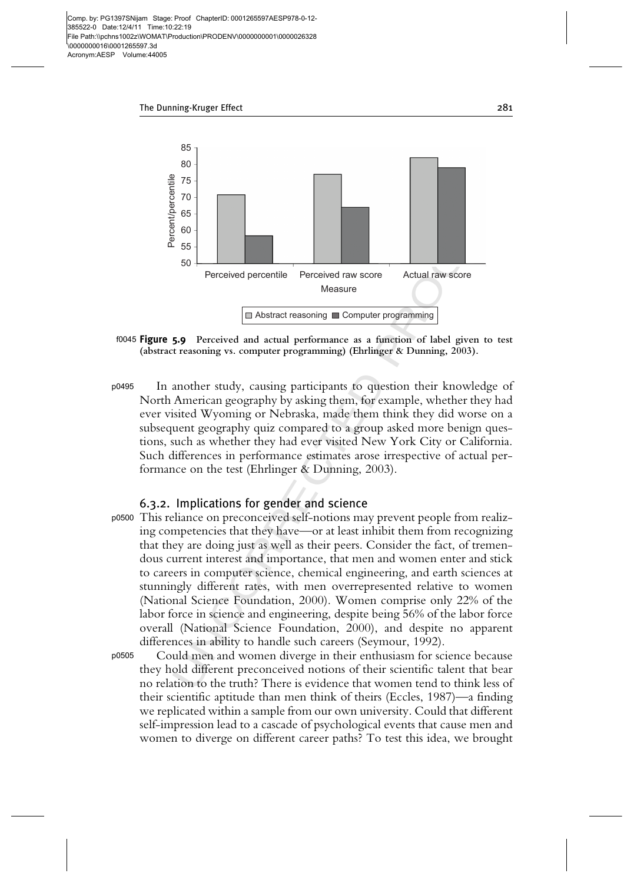Figure 5.9 Perceived and actual performance as a function of label given to test (abstract reasoning vs. computer programming) (Ehrlinger & Dunning, 2003).

In another study, causing participants to question their knowledge of North American geography by asking them, for example, whether they had ever visited Wyoming or Nebraska, made them think they did worse on a subsequent geography quiz compared to a group asked more benign questions, such as whether they had ever visited New York City or California. Such differences in performance estimates arose irrespective of actual performance on the test (Ehrlinger & Dunning, 2003).

### 6.3.2. Implications for gender and science

This reliance on preconceived self-notions may prevent people from realizing competencies that they have—or at least inhibit them from recognizing that they are doing just as well as their peers. Consider the fact, of tremendous current interest and importance, that men and women enter and stick to careers in computer science, chemical engineering, and earth sciences at stunningly different rates, with men overrepresented relative to women (National Science Foundation, 2000). Women comprise only 22% of the labor force in science and engineering, despite being 56% of the labor force overall (National Science Foundation, 2000), and despite no apparent differences in ability to handle such careers (Seymour, 1992).

Could men and women diverge in their enthusiasm for science because they hold different preconceived notions of their scientific talent that bear no relation to the truth? There is evidence that women tend to think less of their scientific aptitude than men think of theirs (Eccles, 1987)—a finding we replicated within a sample from our own university. Could that different self-impression lead to a cascade of psychological events that cause men and women to diverge on different career paths? To test this idea, we brought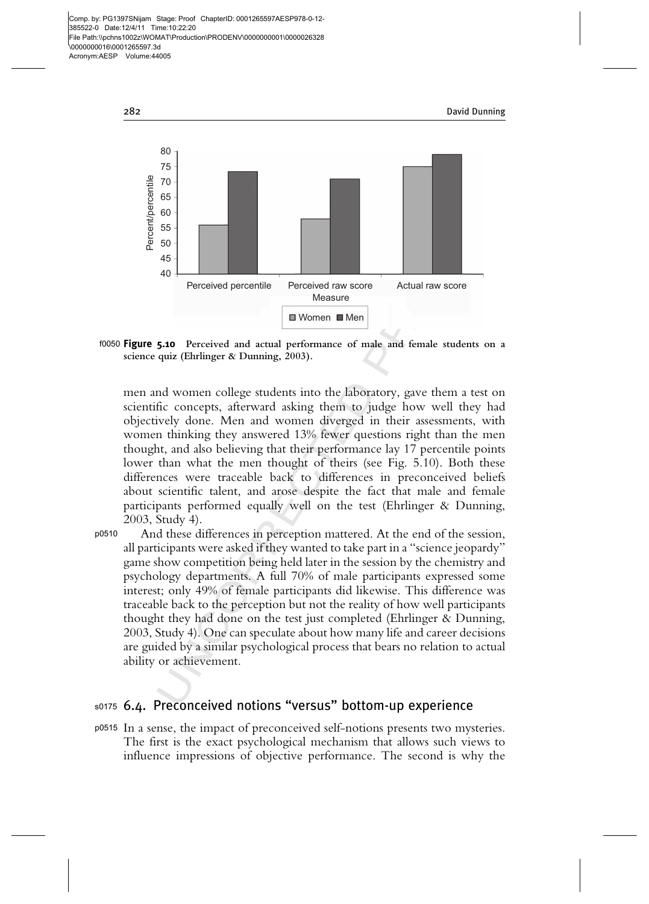**Figure 5.10** Perceived and actual performance of male and female students on a science quiz (Ehrlinger & Dunning, 2003).

men and women college students into the laboratory, gave them a test on scientific concepts, afterward asking them to judge how well they had objectively done. Men and women diverged in their assessments, with women thinking they answered 13% fewer questions right than the men thought, and also believing that their performance lay 17 percentile points lower than what the men thought of theirs (see Fig. 5.10). Both these differences were traceable back to differences in preconceived beliefs about scientific talent, and arose despite the fact that male and female participants performed equally well on the test (Ehrlinger & Dunning, 2003, Study 4).

And these differences in perception mattered. At the end of the session, all participants were asked if they wanted to take part in a "science jeopardy" game show competition being held later in the session by the chemistry and psychology departments. A full 70% of male participants expressed some interest; only 49% of female participants did likewise. This difference was traceable back to the perception but not the reality of how well participants thought they had done on the test just completed (Ehrlinger & Dunning, 2003, Study 4). One can speculate about how many life and career decisions are guided by a similar psychological process that bears no relation to actual ability or achievement.

## 6.4. Preconceived notions "versus" bottom-up experience

In a sense, the impact of preconceived self-notions presents two mysteries. The first is the exact psychological mechanism that allows such views to influence impressions of objective performance. The second is why the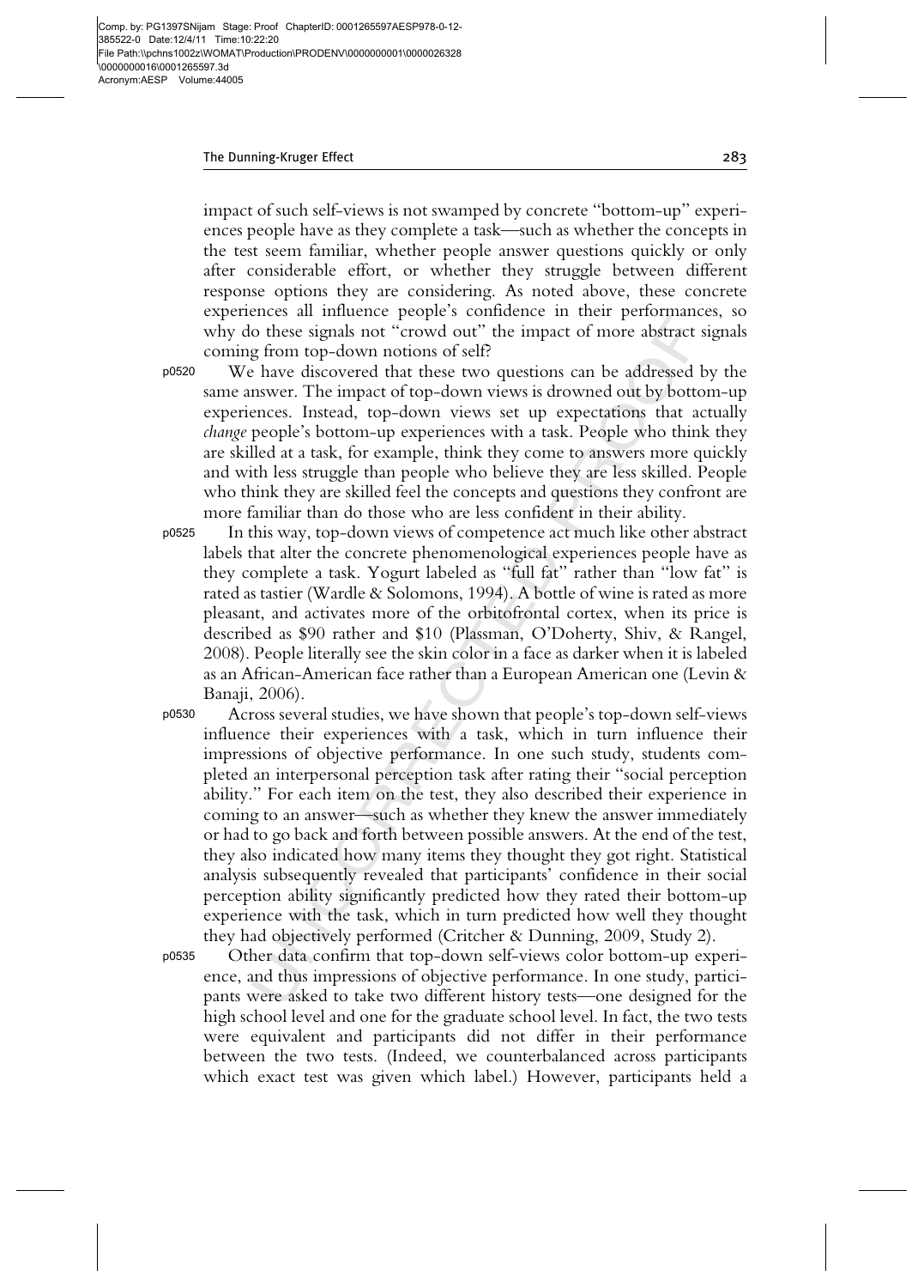impact of such self-views is not swamped by concrete "bottom-up" experiences people have as they complete a task—such as whether the concepts in the test seem familiar, whether people answer questions quickly or only after considerable effort, or whether they struggle between different response options they are considering. As noted above, these concrete experiences all influence people's confidence in their performances, so why do these signals not "crowd out" the impact of more abstract signals coming from top-down notions of self?

We have discovered that these two questions can be addressed by the same answer. The impact of top-down views is drowned out by bottom-up experiences. Instead, top-down views set up expectations that actually *change* people's bottom-up experiences with a task. People who think they are skilled at a task, for example, think they come to answers more quickly and with less struggle than people who believe they are less skilled. People who think they are skilled feel the concepts and questions they confront are more familiar than do those who are less confident in their ability.

In this way, top-down views of competence act much like other abstract labels that alter the concrete phenomenological experiences people have as they complete a task. Yogurt labeled as "full fat" rather than "low fat" is rated as tastier (Wardle & Solomons, 1994). A bottle of wine is rated as more pleasant, and activates more of the orbitofrontal cortex, when its price is described as $90 rather and $10 (Plassman, O'Doherty, Shiv, & Rangel, 2008). People literally see the skin color in a face as darker when it is labeled as an African-American face rather than a European American one (Levin & Banaji, 2006).

Across several studies, we have shown that people's top-down self-views influence their experiences with a task, which in turn influence their impressions of objective performance. In one such study, students completed an interpersonal perception task after rating their "social perception ability." For each item on the test, they also described their experience in coming to an answer—such as whether they knew the answer immediately or had to go back and forth between possible answers. At the end of the test, they also indicated how many items they thought they got right. Statistical analysis subsequently revealed that participants' confidence in their social perception ability significantly predicted how they rated their bottom-up experience with the task, which in turn predicted how well they thought they had objectively performed (Critcher & Dunning, 2009, Study 2).

Other data confirm that top-down self-views color bottom-up experience, and thus impressions of objective performance. In one study, participants were asked to take two different history tests—one designed for the high school level and one for the graduate school level. In fact, the two tests were equivalent and participants did not differ in their performance between the two tests. (Indeed, we counterbalanced across participants which exact test was given which label.) However, participants held a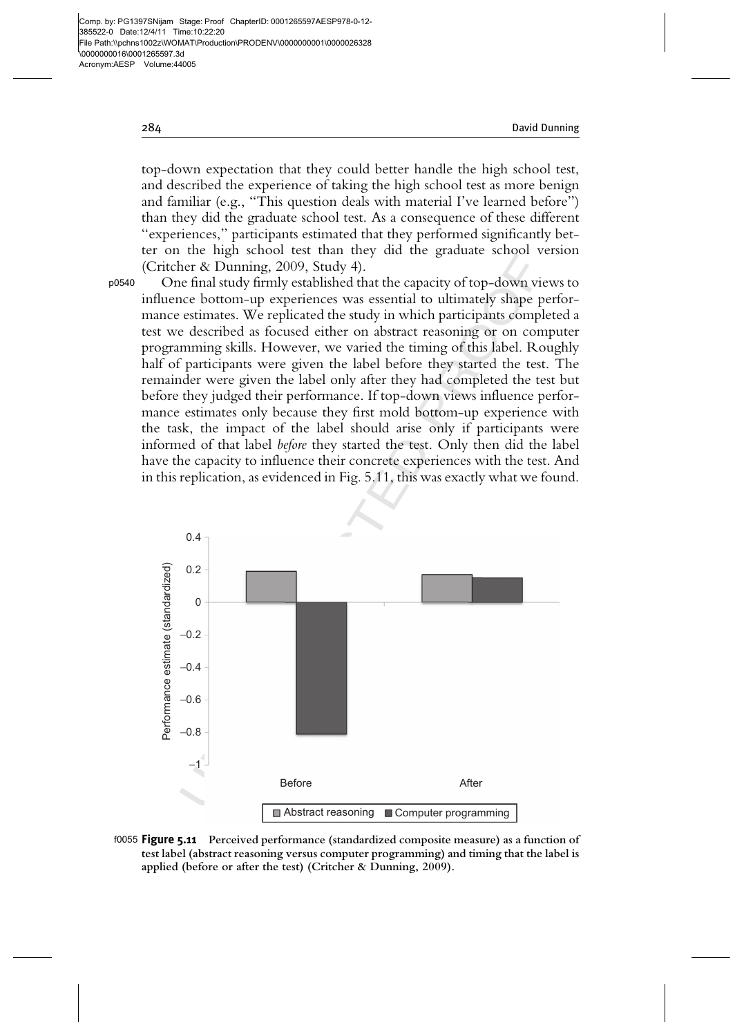top-down expectation that they could better handle the high school test, and described the experience of taking the high school test as more benign and familiar (e.g., "This question deals with material I've learned before") than they did the graduate school test. As a consequence of these different "experiences," participants estimated that they performed significantly better on the high school test than they did the graduate school version (Critcher & Dunning, 2009, Study 4).

One final study firmly established that the capacity of top-down views to influence bottom-up experiences was essential to ultimately shape performance estimates. We replicated the study in which participants completed a test we described as focused either on abstract reasoning or on computer programming skills. However, we varied the timing of this label. Roughly half of participants were given the label before they started the test. The remainder were given the label only after they had completed the test but before they judged their performance. If top-down views influence performance estimates only because they first mold bottom-up experience with the task, the impact of the label should arise only if participants were informed of that label *before* they started the test. Only then did the label have the capacity to influence their concrete experiences with the test. And in this replication, as evidenced in Fig. 5.11, this was exactly what we found.

**Figure 5.11** Perceived performance (standardized composite measure) as a function of test label (abstract reasoning versus computer programming) and timing that the label is applied (before or after the test) (Critcher & Dunning, 2009).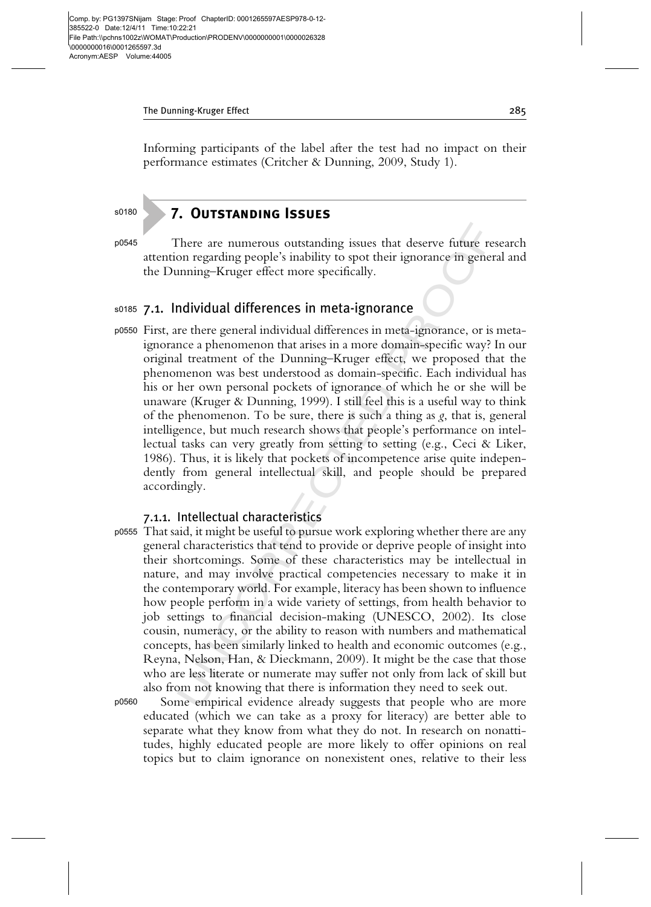Informing participants of the label after the test had no impact on their performance estimates (Critcher & Dunning, 2009, Study 1).

# 7. Outstanding Issues

There are numerous outstanding issues that deserve future research attention regarding people's inability to spot their ignorance in general and the Dunning–Kruger effect more specifically.

## 7.1. Individual differences in meta-ignorance

First, are there general individual differences in meta-ignorance, or is meta-ignorance a phenomenon that arises in a more domain-specific way? In our original treatment of the Dunning–Kruger effect, we proposed that the phenomenon was best understood as domain-specific. Each individual has his or her own personal pockets of ignorance of which he or she will be unaware (Kruger & Dunning, 1999). I still feel this is a useful way to think of the phenomenon. To be sure, there is such a thing as *g*, that is, general intelligence, but much research shows that people's performance on intellectual tasks can very greatly from setting to setting (e.g., Ceci & Liker, 1986). Thus, it is likely that pockets of incompetence arise quite independently from general intellectual skill, and people should be prepared accordingly.

### 7.1.1. Intellectual characteristics

That said, it might be useful to pursue work exploring whether there are any general characteristics that tend to provide or deprive people of insight into their shortcomings. Some of these characteristics may be intellectual in nature, and may involve practical competencies necessary to make it in the contemporary world. For example, literacy has been shown to influence how people perform in a wide variety of settings, from health behavior to job settings to financial decision-making (UNESCO, 2002). Its close cousin, numeracy, or the ability to reason with numbers and mathematical concepts, has been similarly linked to health and economic outcomes (e.g., Reyna, Nelson, Han, & Dieckmann, 2009). It might be the case that those who are less literate or numerate may suffer not only from lack of skill but also from not knowing that there is information they need to seek out.

Some empirical evidence already suggests that people who are more educated (which we can take as a proxy for literacy) are better able to separate what they know from what they do not. In research on nonattitudes, highly educated people are more likely to offer opinions on real topics but to claim ignorance on nonexistent ones, relative to their less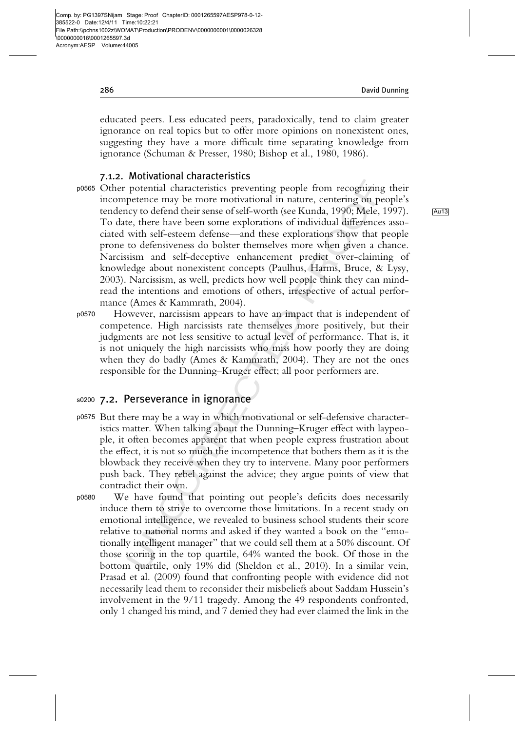educated peers. Less educated peers, paradoxically, tend to claim greater ignorance on real topics but to offer more opinions on nonexistent ones, suggesting they have a more difficult time separating knowledge from ignorance (Schuman & Presser, 1980; Bishop et al., 1980, 1986).

### 7.1.2. Motivational characteristics

Other potential characteristics preventing people from recognizing their incompetence may be more motivational in nature, centering on people's tendency to defend their sense of self-worth (see Kunda, 1990; Mele, 1997). To date, there have been some explorations of individual differences associated with self-esteem defense—and these explorations show that people prone to defensiveness do bolster themselves more when given a chance. Narcissism and self-deceptive enhancement predict over-claiming of knowledge about nonexistent concepts (Paulhus, Harms, Bruce, & Lysy, 2003). Narcissism, as well, predicts how well people think they can mind-read the intentions and emotions of others, irrespective of actual performance (Ames & Kammrath, 2004).

However, narcissism appears to have an impact that is independent of competence. High narcissists rate themselves more positively, but their judgments are not less sensitive to actual level of performance. That is, it is not uniquely the high narcissists who miss how poorly they are doing when they do badly (Ames & Kammrath, 2004). They are not the ones responsible for the Dunning–Kruger effect; all poor performers are.

## 7.2. Perseverance in ignorance

But there may be a way in which motivational or self-defensive characteristics matter. When talking about the Dunning–Kruger effect with laypeople, it often becomes apparent that when people express frustration about the effect, it is not so much the incompetence that bothers them as it is the blowback they receive when they try to intervene. Many poor performers push back. They rebel against the advice; they argue points of view that contradict their own.

We have found that pointing out people's deficits does necessarily induce them to strive to overcome those limitations. In a recent study on emotional intelligence, we revealed to business school students their score relative to national norms and asked if they wanted a book on the "emotionally intelligent manager" that we could sell them at a 50% discount. Of those scoring in the top quartile, 64% wanted the book. Of those in the bottom quartile, only 19% did (Sheldon et al., 2010). In a similar vein, Prasad et al. (2009) found that confronting people with evidence did not necessarily lead them to reconsider their misbeliefs about Saddam Hussein's involvement in the 9/11 tragedy. Among the 49 respondents confronted, only 1 changed his mind, and 7 denied they had ever claimed the link in the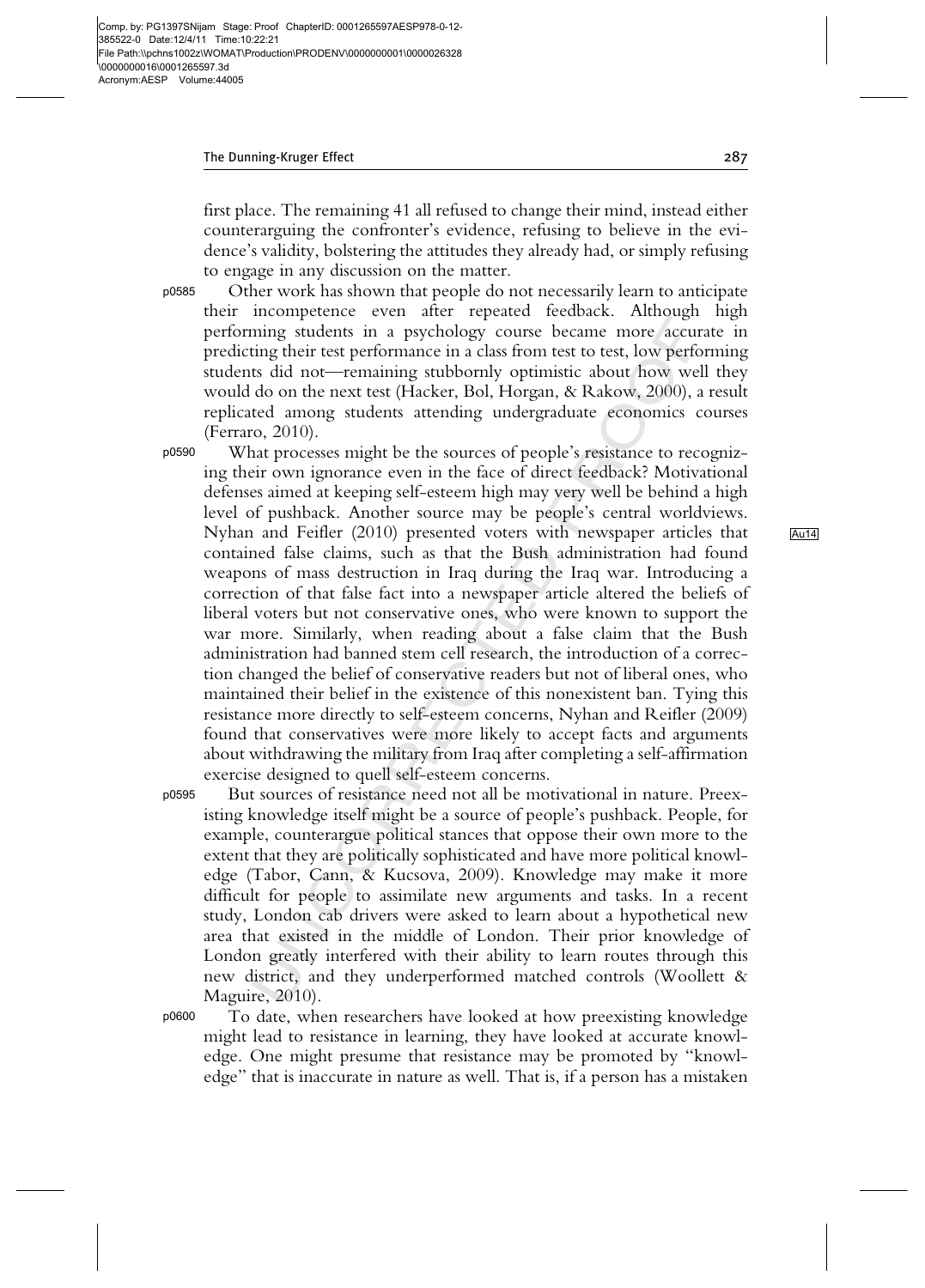first place. The remaining 41 all refused to change their mind, instead either counterarguing the confronter's evidence, refusing to believe in the evidence's validity, bolstering the attitudes they already had, or simply refusing to engage in any discussion on the matter.

Other work has shown that people do not necessarily learn to anticipate their incompetence even after repeated feedback. Although high performing students in a psychology course became more accurate in predicting their test performance in a class from test to test, low performing students did not—remaining stubbornly optimistic about how well they would do on the next test (Hacker, Bol, Horgan, & Rakow, 2000), a result replicated among students attending undergraduate economics courses (Ferraro, 2010).

What processes might be the sources of people's resistance to recognizing their own ignorance even in the face of direct feedback? Motivational defenses aimed at keeping self-esteem high may very well be behind a high level of pushback. Another source may be people's central worldviews. Nyhan and Feifler (2010) presented voters with newspaper articles that contained false claims, such as that the Bush administration had found weapons of mass destruction in Iraq during the Iraq war. Introducing a correction of that false fact into a newspaper article altered the beliefs of liberal voters but not conservative ones, who were known to support the war more. Similarly, when reading about a false claim that the Bush administration had banned stem cell research, the introduction of a correction changed the belief of conservative readers but not of liberal ones, who maintained their belief in the existence of this nonexistent ban. Tying this resistance more directly to self-esteem concerns, Nyhan and Reifler (2009) found that conservatives were more likely to accept facts and arguments about withdrawing the military from Iraq after completing a self-affirmation exercise designed to quell self-esteem concerns.

But sources of resistance need not all be motivational in nature. Preexisting knowledge itself might be a source of people's pushback. People, for example, counterargue political stances that oppose their own more to the extent that they are politically sophisticated and have more political knowledge (Tabor, Cann, & Kucsova, 2009). Knowledge may make it more difficult for people to assimilate new arguments and tasks. In a recent study, London cab drivers were asked to learn about a hypothetical new area that existed in the middle of London. Their prior knowledge of London greatly interfered with their ability to learn routes through this new district, and they underperformed matched controls (Woollett & Maguire, 2010).

To date, when researchers have looked at how preexisting knowledge might lead to resistance in learning, they have looked at accurate knowledge. One might presume that resistance may be promoted by "knowledge" that is inaccurate in nature as well. That is, if a person has a mistaken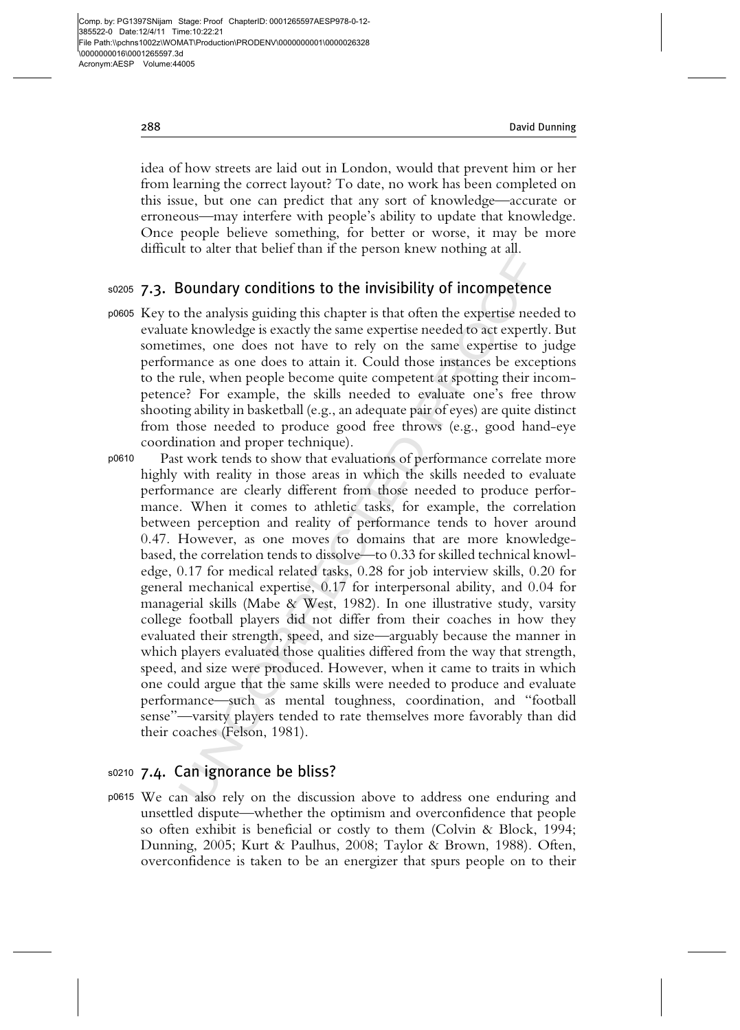idea of how streets are laid out in London, would that prevent him or her from learning the correct layout? To date, no work has been completed on this issue, but one can predict that any sort of knowledge—accurate or erroneous—may interfere with people's ability to update that knowledge. Once people believe something, for better or worse, it may be more difficult to alter that belief than if the person knew nothing at all.

## 7.3. Boundary conditions to the invisibility of incompetence

Key to the analysis guiding this chapter is that often the expertise needed to evaluate knowledge is exactly the same expertise needed to act expertly. But sometimes, one does not have to rely on the same expertise to judge performance as one does to attain it. Could those instances be exceptions to the rule, when people become quite competent at spotting their incompetence? For example, the skills needed to evaluate one's free throw shooting ability in basketball (e.g., an adequate pair of eyes) are quite distinct from those needed to produce good free throws (e.g., good hand-eye coordination and proper technique).

Past work tends to show that evaluations of performance correlate more highly with reality in those areas in which the skills needed to evaluate performance are clearly different from those needed to produce performance. When it comes to athletic tasks, for example, the correlation between perception and reality of performance tends to hover around 0.47. However, as one moves to domains that are more knowledge-based, the correlation tends to dissolve—to 0.33 for skilled technical knowledge, 0.17 for medical related tasks, 0.28 for job interview skills, 0.20 for general mechanical expertise, 0.17 for interpersonal ability, and 0.04 for managerial skills (Mabe & West, 1982). In one illustrative study, varsity college football players did not differ from their coaches in how they evaluated their strength, speed, and size—arguably because the manner in which players evaluated those qualities differed from the way that strength, speed, and size were produced. However, when it came to traits in which one could argue that the same skills were needed to produce and evaluate performance—such as mental toughness, coordination, and "football sense"—varsity players tended to rate themselves more favorably than did their coaches (Felson, 1981).

## 7.4. Can ignorance be bliss?

We can also rely on the discussion above to address one enduring and unsettled dispute—whether the optimism and overconfidence that people so often exhibit is beneficial or costly to them (Colvin & Block, 1994; Dunning, 2005; Kurt & Paulhus, 2008; Taylor & Brown, 1988). Often, overconfidence is taken to be an energizer that spurs people on to their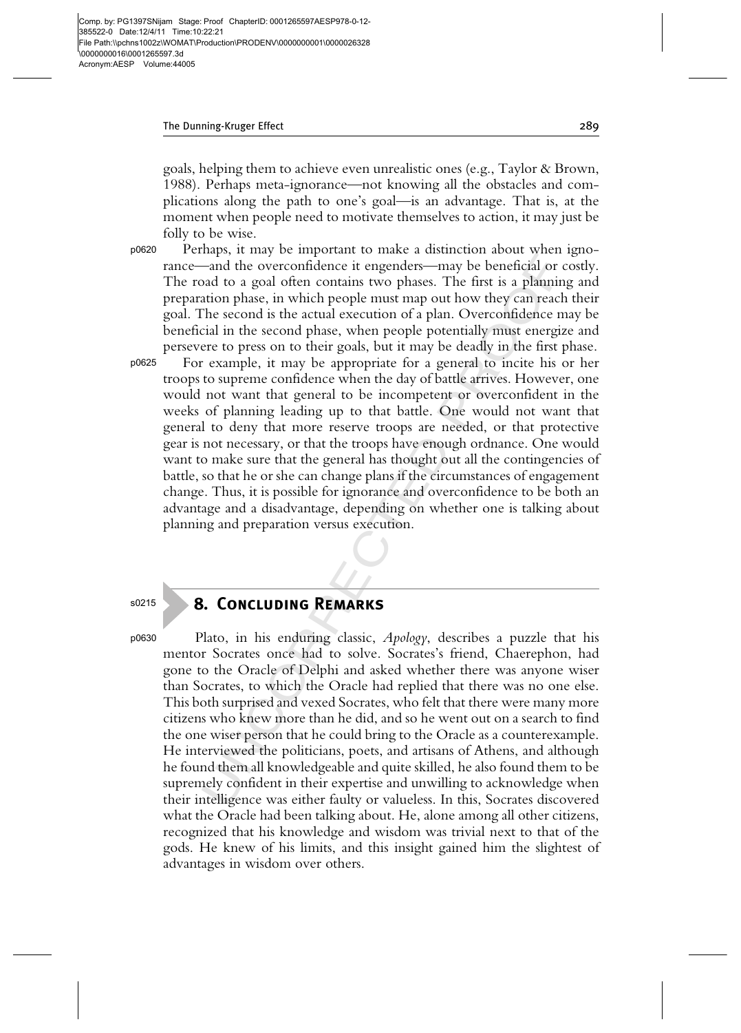goals, helping them to achieve even unrealistic ones (e.g., Taylor & Brown, 1988). Perhaps meta-ignorance—not knowing all the obstacles and complications along the path to one's goal—is an advantage. That is, at the moment when people need to motivate themselves to action, it may just be folly to be wise.

Perhaps, it may be important to make a distinction about when ignorance—and the overconfidence it engenders—may be beneficial or costly. The road to a goal often contains two phases. The first is a planning and preparation phase, in which people must map out how they can reach their goal. The second is the actual execution of a plan. Overconfidence may be beneficial in the second phase, when people potentially must energize and persevere to press on to their goals, but it may be deadly in the first phase.

For example, it may be appropriate for a general to incite his or her troops to supreme confidence when the day of battle arrives. However, one would not want that general to be incompetent or overconfident in the weeks of planning leading up to that battle. One would not want that general to deny that more reserve troops are needed, or that protective gear is not necessary, or that the troops have enough ordnance. One would want to make sure that the general has thought out all the contingencies of battle, so that he or she can change plans if the circumstances of engagement change. Thus, it is possible for ignorance and overconfidence to be both an advantage and a disadvantage, depending on whether one is talking about planning and preparation versus execution.

## 8. Concluding Remarks

Plato, in his enduring classic, *Apology*, describes a puzzle that his mentor Socrates once had to solve. Socrates's friend, Chaerephon, had gone to the Oracle of Delphi and asked whether there was anyone wiser than Socrates, to which the Oracle had replied that there was no one else. This both surprised and vexed Socrates, who felt that there were many more citizens who knew more than he did, and so he went out on a search to find the one wiser person that he could bring to the Oracle as a counterexample. He interviewed the politicians, poets, and artisans of Athens, and although he found them all knowledgeable and quite skilled, he also found them to be supremely confident in their expertise and unwilling to acknowledge when their intelligence was either faulty or valueless. In this, Socrates discovered what the Oracle had been talking about. He, alone among all other citizens, recognized that his knowledge and wisdom was trivial next to that of the gods. He knew of his limits, and this insight gained him the slightest of advantages in wisdom over others.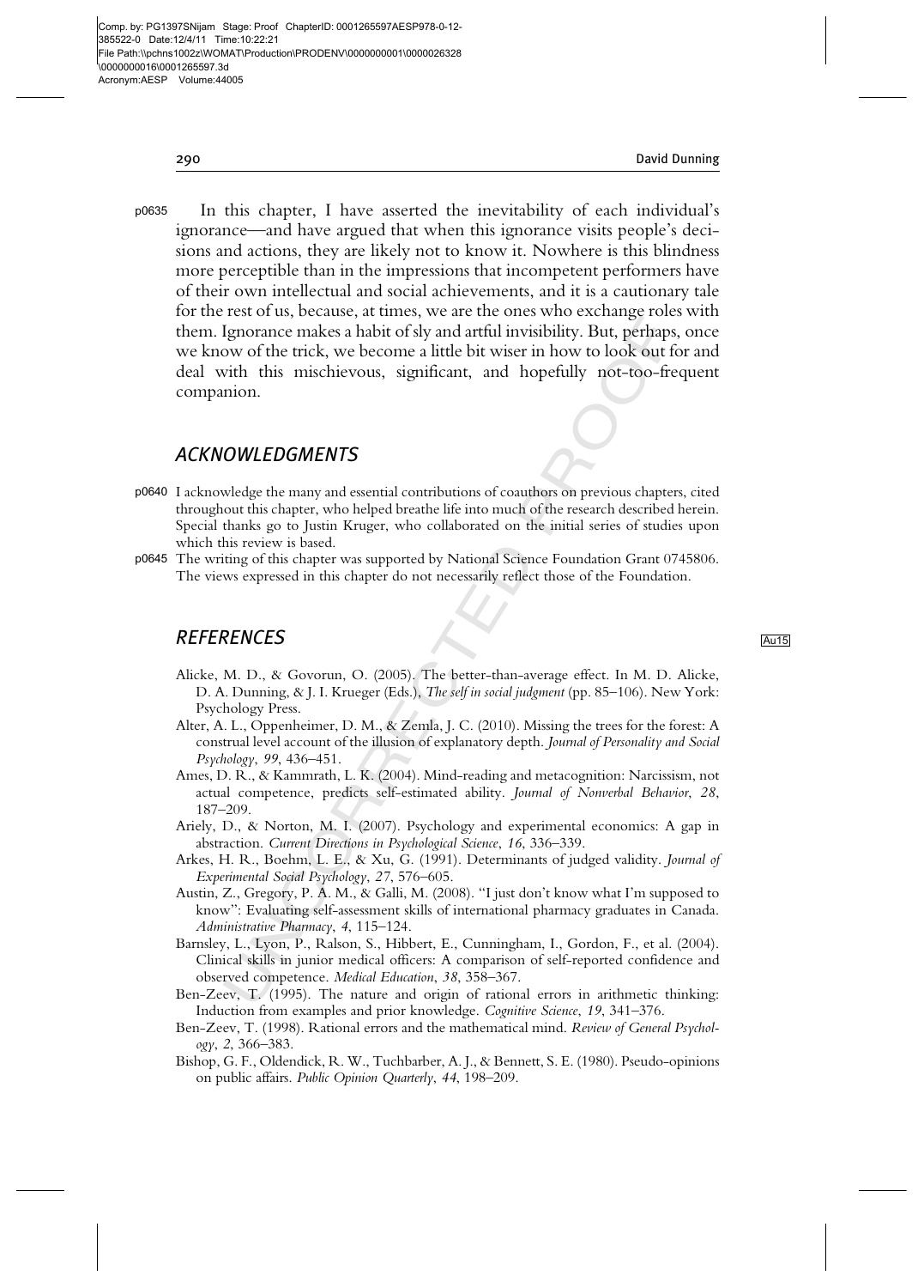In this chapter, I have asserted the inevitability of each individual's ignorance—and have argued that when this ignorance visits people's decisions and actions, they are likely not to know it. Nowhere is this blindness more perceptible than in the impressions that incompetent performers have of their own intellectual and social achievements, and it is a cautionary tale for the rest of us, because, at times, we are the ones who exchange roles with them. Ignorance makes a habit of sly and artful invisibility. But, perhaps, once we know of the trick, we become a little bit wiser in how to look out for and deal with this mischievous, significant, and hopefully not-too-frequent companion.

## ACKNOWLEDGMENTS

I acknowledge the many and essential contributions of coauthors on previous chapters, cited throughout this chapter, who helped breathe life into much of the research described herein. Special thanks go to Justin Kruger, who collaborated on the initial series of studies upon which this review is based.

The writing of this chapter was supported by National Science Foundation Grant 0745806. The views expressed in this chapter do not necessarily reflect those of the Foundation.

## REFERENCES

Alicke, M. D., & Govorun, O. (2005). The better-than-average effect. In M. D. Alicke, D. A. Dunning, & J. I. Krueger (Eds.), *The self in social judgment* (pp. 85–106). New York: Psychology Press.

Alter, A. L., Oppenheimer, D. M., & Zemla, J. C. (2010). Missing the trees for the forest: A construal level account of the illusion of explanatory depth. *Journal of Personality and Social Psychology*, *99*, 436–451.

Ames, D. R., & Kammrath, L. K. (2004). Mind-reading and metacognition: Narcissism, not actual competence, predicts self-estimated ability. *Journal of Nonverbal Behavior*, *28*, 187–209.

Ariely, D., & Norton, M. I. (2007). Psychology and experimental economics: A gap in abstraction. *Current Directions in Psychological Science*, *16*, 336–339.

Arkes, H. R., Boehm, L. E., & Xu, G. (1991). Determinants of judged validity. *Journal of Experimental Social Psychology*, *27*, 576–605.

Austin, Z., Gregory, P. A. M., & Galli, M. (2008). "I just don't know what I'm supposed to know": Evaluating self-assessment skills of international pharmacy graduates in Canada. *Administrative Pharmacy*, *4*, 115–124.

Barnsley, L., Lyon, P., Ralson, S., Hibbert, E., Cunningham, I., Gordon, F., et al. (2004). Clinical skills in junior medical officers: A comparison of self-reported confidence and observed competence. *Medical Education*, *38*, 358–367.

Ben-Zeev, T. (1995). The nature and origin of rational errors in arithmetic thinking: Induction from examples and prior knowledge. *Cognitive Science*, *19*, 341–376.

Ben-Zeev, T. (1998). Rational errors and the mathematical mind. *Review of General Psychology*, *2*, 366–383.

Bishop, G. F., Oldendick, R. W., Tuchbarber, A. J., & Bennett, S. E. (1980). Pseudo-opinions on public affairs. *Public Opinion Quarterly*, *44*, 198–209.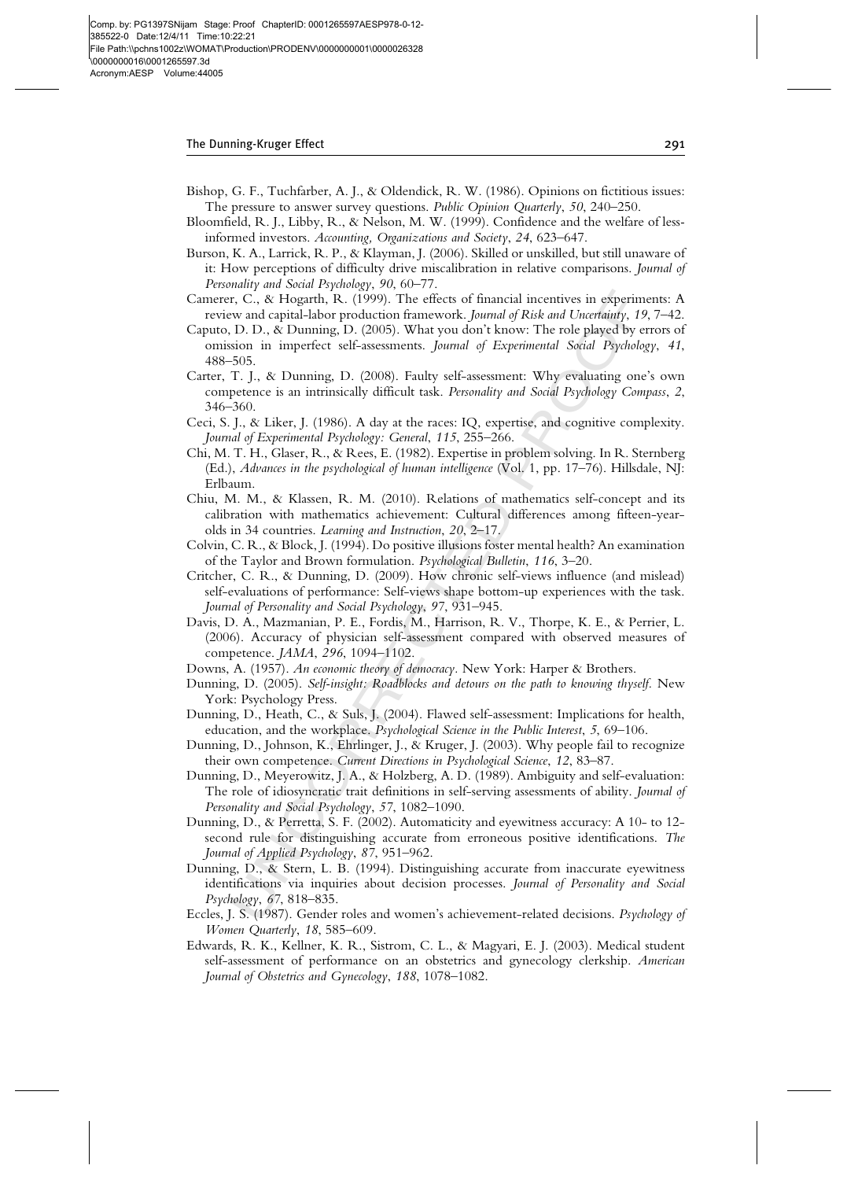Bishop, G. F., Tuchfarber, A. J., & Oldendick, R. W. (1986). Opinions on fictitious issues: The pressure to answer survey questions. *Public Opinion Quarterly*, *50*, 240–250.

Bloomfield, R. J., Libby, R., & Nelson, M. W. (1999). Confidence and the welfare of less-informed investors. *Accounting, Organizations and Society*, *24*, 623–647.

Burson, K. A., Larrick, R. P., & Klayman, J. (2006). Skilled or unskilled, but still unaware of it: How perceptions of difficulty drive miscalibration in relative comparisons. *Journal of Personality and Social Psychology*, *90*, 60–77.

Camerer, C., & Hogarth, R. (1999). The effects of financial incentives in experiments: A review and capital-labor production framework. *Journal of Risk and Uncertainty*, *19*, 7–42.

Caputo, D. D., & Dunning, D. (2005). What you don't know: The role played by errors of omission in imperfect self-assessments. *Journal of Experimental Social Psychology*, *41*, 488–505.

Carter, T. J., & Dunning, D. (2008). Faulty self-assessment: Why evaluating one's own competence is an intrinsically difficult task. *Personality and Social Psychology Compass*, *2*, 346–360.

Ceci, S. J., & Liker, J. (1986). A day at the races: IQ, expertise, and cognitive complexity. *Journal of Experimental Psychology: General*, *115*, 255–266.

Chi, M. T. H., Glaser, R., & Rees, E. (1982). Expertise in problem solving. In R. Sternberg (Ed.), *Advances in the psychological of human intelligence* (Vol. 1, pp. 17–76). Hillsdale, NJ: Erlbaum.

Chiu, M. M., & Klassen, R. M. (2010). Relations of mathematics self-concept and its calibration with mathematics achievement: Cultural differences among fifteen-year-olds in 34 countries. *Learning and Instruction*, *20*, 2–17.

Colvin, C. R., & Block, J. (1994). Do positive illusions foster mental health? An examination of the Taylor and Brown formulation. *Psychological Bulletin*, *116*, 3–20.

Critcher, C. R., & Dunning, D. (2009). How chronic self-views influence (and mislead) self-evaluations of performance: Self-views shape bottom-up experiences with the task. *Journal of Personality and Social Psychology*, *97*, 931–945.

Davis, D. A., Mazmanian, P. E., Fordis, M., Harrison, R. V., Thorpe, K. E., & Perrier, L. (2006). Accuracy of physician self-assessment compared with observed measures of competence. *JAMA*, *296*, 1094–1102.

Downs, A. (1957). *An economic theory of democracy*. New York: Harper & Brothers.

Dunning, D. (2005). *Self-insight: Roadblocks and detours on the path to knowing thyself*. New York: Psychology Press.

Dunning, D., Heath, C., & Suls, J. (2004). Flawed self-assessment: Implications for health, education, and the workplace. *Psychological Science in the Public Interest*, *5*, 69–106.

Dunning, D., Johnson, K., Ehrlinger, J., & Kruger, J. (2003). Why people fail to recognize their own competence. *Current Directions in Psychological Science*, *12*, 83–87.

Dunning, D., Meyerowitz, J. A., & Holzberg, A. D. (1989). Ambiguity and self-evaluation: The role of idiosyncratic trait definitions in self-serving assessments of ability. *Journal of Personality and Social Psychology*, *57*, 1082–1090.

Dunning, D., & Perretta, S. F. (2002). Automaticity and eyewitness accuracy: A 10- to 12-second rule for distinguishing accurate from erroneous positive identifications. *The Journal of Applied Psychology*, *87*, 951–962.

Dunning, D., & Stern, L. B. (1994). Distinguishing accurate from inaccurate eyewitness identifications via inquiries about decision processes. *Journal of Personality and Social Psychology*, *67*, 818–835.

Eccles, J. S. (1987). Gender roles and women's achievement-related decisions. *Psychology of Women Quarterly*, *18*, 585–609.

Edwards, R. K., Kellner, K. R., Sistrom, C. L., & Magyari, E. J. (2003). Medical student self-assessment of performance on an obstetrics and gynecology clerkship. *American Journal of Obstetrics and Gynecology*, *188*, 1078–1082.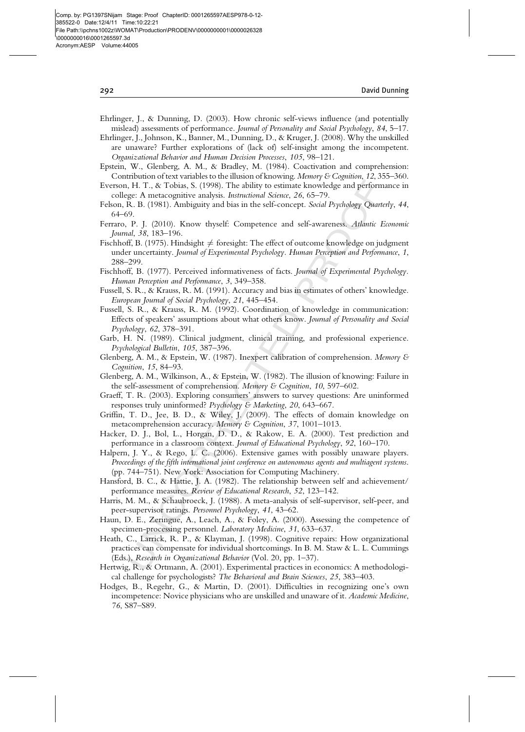Ehrlinger, J., & Dunning, D. (2003). How chronic self-views influence (and potentially mislead) assessments of performance. *Journal of Personality and Social Psychology*, *84*, 5–17.

Ehrlinger, J., Johnson, K., Banner, M., Dunning, D., & Kruger, J. (2008). Why the unskilled are unaware? Further explorations of (lack of) self-insight among the incompetent. *Organizational Behavior and Human Decision Processes*, *105*, 98–121.

Epstein, W., Glenberg, A. M., & Bradley, M. (1984). Coactivation and comprehension: Contribution of text variables to the illusion of knowing. *Memory & Cognition*, *12*, 355–360.

Everson, H. T., & Tobias, S. (1998). The ability to estimate knowledge and performance in college: A metacognitive analysis. *Instructional Science*, *26*, 65–79.

Felson, R. B. (1981). Ambiguity and bias in the self-concept. *Social Psychology Quarterly*, *44*, 64–69.

Ferraro, P. J. (2010). Know thyself: Competence and self-awareness. *Atlantic Economic Journal*, *38*, 183–196.

Fischhoff, B. (1975). Hindsight ≠ foresight: The effect of outcome knowledge on judgment under uncertainty. *Journal of Experimental Psychology. Human Perception and Performance*, *1*, 288–299.

Fischhoff, B. (1977). Perceived informativeness of facts. *Journal of Experimental Psychology. Human Perception and Performance*, *3*, 349–358.

Fussell, S. R., & Krauss, R. M. (1991). Accuracy and bias in estimates of others' knowledge. *European Journal of Social Psychology*, *21*, 445–454.

Fussell, S. R., & Krauss, R. M. (1992). Coordination of knowledge in communication: Effects of speakers' assumptions about what others know. *Journal of Personality and Social Psychology*, *62*, 378–391.

Garb, H. N. (1989). Clinical judgment, clinical training, and professional experience. *Psychological Bulletin*, *105*, 387–396.

Glenberg, A. M., & Epstein, W. (1987). Inexpert calibration of comprehension. *Memory & Cognition*, *15*, 84–93.

Glenberg, A. M., Wilkinson, A., & Epstein, W. (1982). The illusion of knowing: Failure in the self-assessment of comprehension. *Memory & Cognition*, *10*, 597–602.

Graeff, T. R. (2003). Exploring consumers' answers to survey questions: Are uninformed responses truly uninformed? *Psychology & Marketing*, *20*, 643–667.

Griffin, T. D., Jee, B. D., & Wiley, J. (2009). The effects of domain knowledge on metacomprehension accuracy. *Memory & Cognition*, *37*, 1001–1013.

Hacker, D. J., Bol, L., Horgan, D. D., & Rakow, E. A. (2000). Test prediction and performance in a classroom context. *Journal of Educational Psychology*, *92*, 160–170.

Halpern, J. Y., & Rego, L. C. (2006). Extensive games with possibly unaware players. *Proceedings of the fifth international joint conference on autonomous agents and multiagent systems*. (pp. 744–751). New York: Association for Computing Machinery.

Hansford, B. C., & Hattie, J. A. (1982). The relationship between self and achievement/performance measures. *Review of Educational Research*, *52*, 123–142.

Harris, M. M., & Schaubroeck, J. (1988). A meta-analysis of self-supervisor, self-peer, and peer-supervisor ratings. *Personnel Psychology*, *41*, 43–62.

Haun, D. E., Zeringue, A., Leach, A., & Foley, A. (2000). Assessing the competence of specimen-processing personnel. *Laboratory Medicine*, *31*, 633–637.

Heath, C., Larrick, R. P., & Klayman, J. (1998). Cognitive repairs: How organizational practices can compensate for individual shortcomings. In B. M. Staw & L. L. Cummings (Eds.), *Research in Organizational Behavior* (Vol. 20, pp. 1–37).

Hertwig, R., & Ortmann, A. (2001). Experimental practices in economics: A methodological challenge for psychologists? *The Behavioral and Brain Sciences*, *25*, 383–403.

Hodges, B., Regehr, G., & Martin, D. (2001). Difficulties in recognizing one's own incompetence: Novice physicians who are unskilled and unaware of it. *Academic Medicine*, *76*, S87–S89.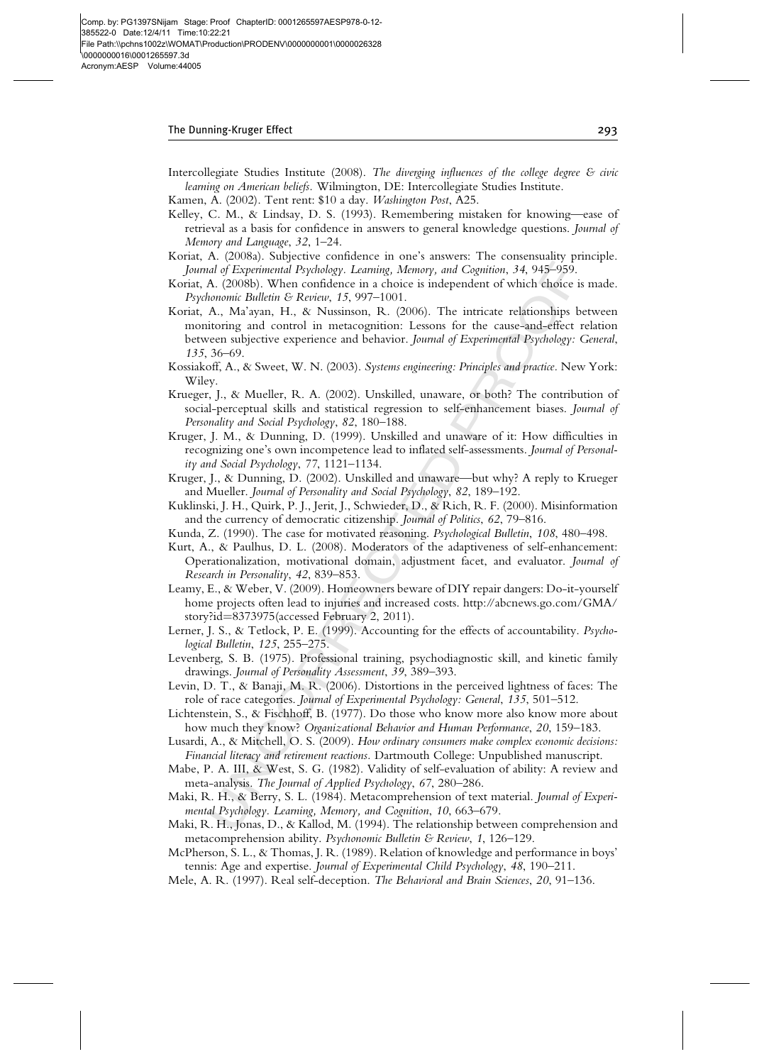Intercollegiate Studies Institute (2008). *The diverging influences of the college degree & civic learning on American beliefs*. Wilmington, DE: Intercollegiate Studies Institute.

Kamen, A. (2002). Tent rent: $10 a day. *Washington Post*, A25.

Kelley, C. M., & Lindsay, D. S. (1993). Remembering mistaken for knowing—ease of retrieval as a basis for confidence in answers to general knowledge questions. *Journal of Memory and Language*, *32*, 1–24.

Koriat, A. (2008a). Subjective confidence in one's answers: The consensuality principle. *Journal of Experimental Psychology. Learning, Memory, and Cognition*, *34*, 945–959.

Koriat, A. (2008b). When confidence in a choice is independent of which choice is made. *Psychonomic Bulletin & Review*, *15*, 997–1001.

Koriat, A., Ma'ayan, H., & Nussinson, R. (2006). The intricate relationships between monitoring and control in metacognition: Lessons for the cause-and-effect relation between subjective experience and behavior. *Journal of Experimental Psychology: General*, *135*, 36–69.

Kossiakoff, A., & Sweet, W. N. (2003). *Systems engineering: Principles and practice*. New York: Wiley.

Krueger, J., & Mueller, R. A. (2002). Unskilled, unaware, or both? The contribution of social-perceptual skills and statistical regression to self-enhancement biases. *Journal of Personality and Social Psychology*, *82*, 180–188.

Kruger, J. M., & Dunning, D. (1999). Unskilled and unaware of it: How difficulties in recognizing one's own incompetence lead to inflated self-assessments. *Journal of Personality and Social Psychology*, *77*, 1121–1134.

Kruger, J., & Dunning, D. (2002). Unskilled and unaware—but why? A reply to Krueger and Mueller. *Journal of Personality and Social Psychology*, *82*, 189–192.

Kuklinski, J. H., Quirk, P. J., Jerit, J., Schwieder, D., & Rich, R. F. (2000). Misinformation and the currency of democratic citizenship. *Journal of Politics*, *62*, 79–816.

Kunda, Z. (1990). The case for motivated reasoning. *Psychological Bulletin*, *108*, 480–498.

Kurt, A., & Paulhus, D. L. (2008). Moderators of the adaptiveness of self-enhancement: Operationalization, motivational domain, adjustment facet, and evaluator. *Journal of Research in Personality*, *42*, 839–853.

Leamy, E., & Weber, V. (2009). Homeowners beware of DIY repair dangers: Do-it-yourself home projects often lead to injuries and increased costs. http://abcnews.go.com/GMA/story?id=8373975(accessed February 2, 2011).

Lerner, J. S., & Tetlock, P. E. (1999). Accounting for the effects of accountability. *Psychological Bulletin*, *125*, 255–275.

Levenberg, S. B. (1975). Professional training, psychodiagnostic skill, and kinetic family drawings. *Journal of Personality Assessment*, *39*, 389–393.

Levin, D. T., & Banaji, M. R. (2006). Distortions in the perceived lightness of faces: The role of race categories. *Journal of Experimental Psychology: General*, *135*, 501–512.

Lichtenstein, S., & Fischhoff, B. (1977). Do those who know more also know more about how much they know? *Organizational Behavior and Human Performance*, *20*, 159–183.

Lusardi, A., & Mitchell, O. S. (2009). *How ordinary consumers make complex economic decisions: Financial literacy and retirement reactions*. Dartmouth College: Unpublished manuscript.

Mabe, P. A. III, & West, S. G. (1982). Validity of self-evaluation of ability: A review and meta-analysis. *The Journal of Applied Psychology*, *67*, 280–286.

Maki, R. H., & Berry, S. L. (1984). Metacomprehension of text material. *Journal of Experimental Psychology. Learning, Memory, and Cognition*, *10*, 663–679.

Maki, R. H., Jonas, D., & Kallod, M. (1994). The relationship between comprehension and metacomprehension ability. *Psychonomic Bulletin & Review*, *1*, 126–129.

McPherson, S. L., & Thomas, J. R. (1989). Relation of knowledge and performance in boys' tennis: Age and expertise. *Journal of Experimental Child Psychology*, *48*, 190–211.

Mele, A. R. (1997). Real self-deception. *The Behavioral and Brain Sciences*, *20*, 91–136.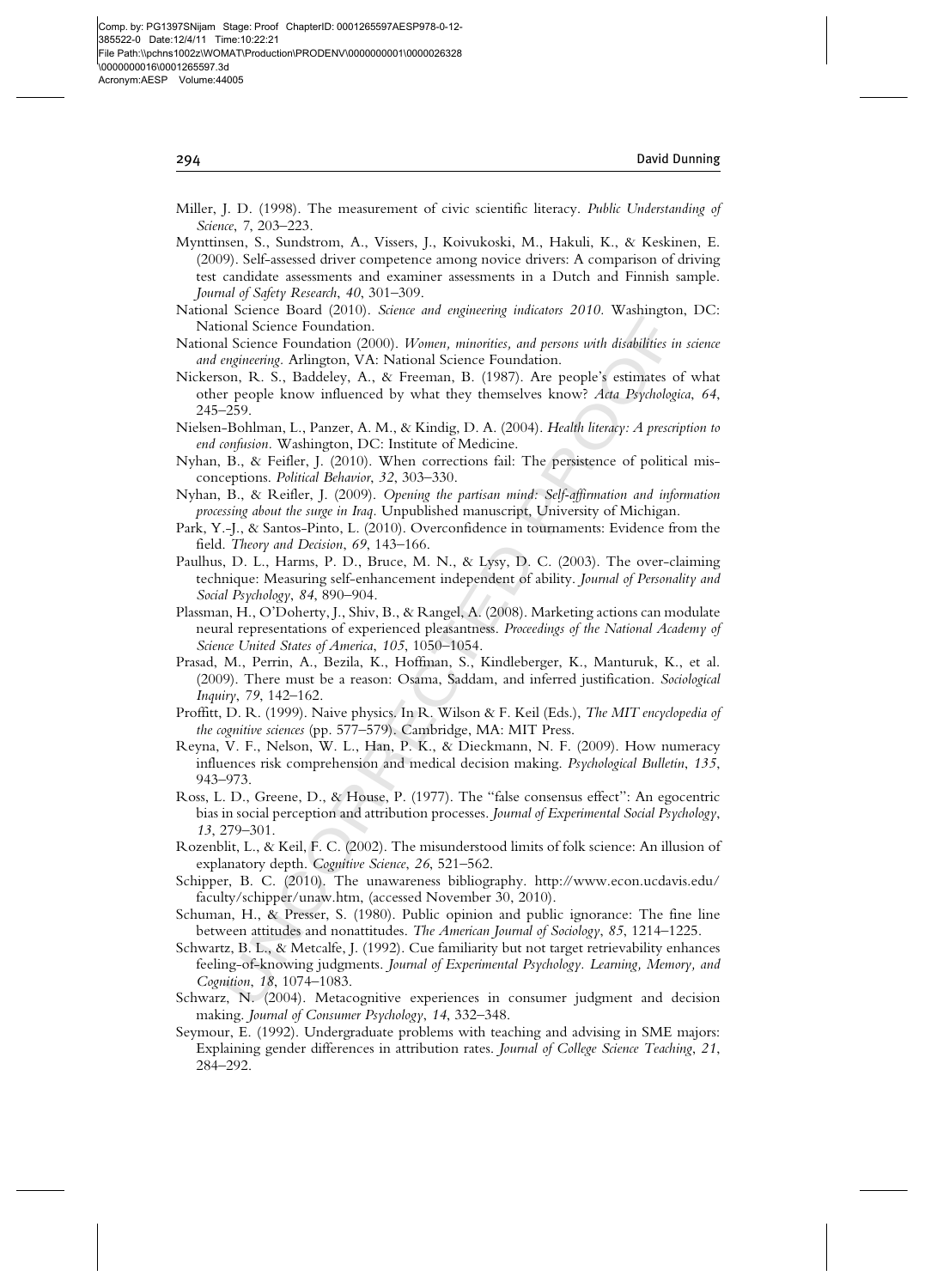Miller, J. D. (1998). The measurement of civic scientific literacy. *Public Understanding of Science*, *7*, 203–223.

Mynttinsen, S., Sundstrom, A., Vissers, J., Koivukoski, M., Hakuli, K., & Keskinen, E. (2009). Self-assessed driver competence among novice drivers: A comparison of driving test candidate assessments and examiner assessments in a Dutch and Finnish sample. *Journal of Safety Research*, *40*, 301–309.

National Science Board (2010). *Science and engineering indicators 2010*. Washington, DC: National Science Foundation.

National Science Foundation (2000). *Women, minorities, and persons with disabilities in science and engineering*. Arlington, VA: National Science Foundation.

Nickerson, R. S., Baddeley, A., & Freeman, B. (1987). Are people's estimates of what other people know influenced by what they themselves know? *Acta Psychologica*, *64*, 245–259.

Nielsen-Bohlman, L., Panzer, A. M., & Kindig, D. A. (2004). *Health literacy: A prescription to end confusion*. Washington, DC: Institute of Medicine.

Nyhan, B., & Feifler, J. (2010). When corrections fail: The persistence of political misconceptions. *Political Behavior*, *32*, 303–330.

Nyhan, B., & Reifler, J. (2009). *Opening the partisan mind: Self-affirmation and information processing about the surge in Iraq*. Unpublished manuscript, University of Michigan.

Park, Y.-J., & Santos-Pinto, L. (2010). Overconfidence in tournaments: Evidence from the field. *Theory and Decision*, *69*, 143–166.

Paulhus, D. L., Harms, P. D., Bruce, M. N., & Lysy, D. C. (2003). The over-claiming technique: Measuring self-enhancement independent of ability. *Journal of Personality and Social Psychology*, *84*, 890–904.

Plassman, H., O'Doherty, J., Shiv, B., & Rangel, A. (2008). Marketing actions can modulate neural representations of experienced pleasantness. *Proceedings of the National Academy of Science United States of America*, *105*, 1050–1054.

Prasad, M., Perrin, A., Bezila, K., Hoffman, S., Kindleberger, K., Manturuk, K., et al. (2009). There must be a reason: Osama, Saddam, and inferred justification. *Sociological Inquiry*, *79*, 142–162.

Proffitt, D. R. (1999). Naive physics. In R. Wilson & F. Keil (Eds.), *The MIT encyclopedia of the cognitive sciences* (pp. 577–579). Cambridge, MA: MIT Press.

Reyna, V. F., Nelson, W. L., Han, P. K., & Dieckmann, N. F. (2009). How numeracy influences risk comprehension and medical decision making. *Psychological Bulletin*, *135*, 943–973.

Ross, L. D., Greene, D., & House, P. (1977). The "false consensus effect": An egocentric bias in social perception and attribution processes. *Journal of Experimental Social Psychology*, *13*, 279–301.

Rozenblit, L., & Keil, F. C. (2002). The misunderstood limits of folk science: An illusion of explanatory depth. *Cognitive Science*, *26*, 521–562.

Schipper, B. C. (2010). The unawareness bibliography. http://www.econ.ucdavis.edu/faculty/schipper/unaw.htm, (accessed November 30, 2010).

Schuman, H., & Presser, S. (1980). Public opinion and public ignorance: The fine line between attitudes and nonattitudes. *The American Journal of Sociology*, *85*, 1214–1225.

Schwartz, B. L., & Metcalfe, J. (1992). Cue familiarity but not target retrievability enhances feeling-of-knowing judgments. *Journal of Experimental Psychology. Learning, Memory, and Cognition*, *18*, 1074–1083.

Schwarz, N. (2004). Metacognitive experiences in consumer judgment and decision making. *Journal of Consumer Psychology*, *14*, 332–348.

Seymour, E. (1992). Undergraduate problems with teaching and advising in SME majors: Explaining gender differences in attribution rates. *Journal of College Science Teaching*, *21*, 284–292.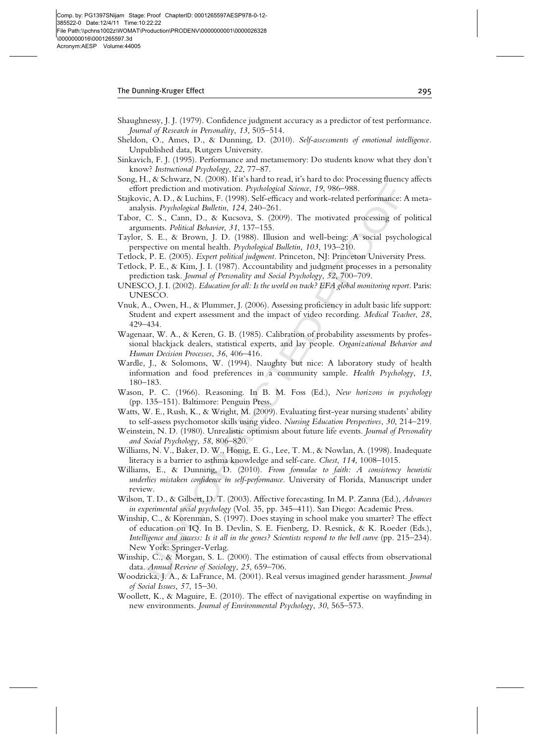Shaughnessy, J. J. (1979). Confidence judgment accuracy as a predictor of test performance. *Journal of Research in Personality*, *13*, 505–514.

Sheldon, O., Ames, D., & Dunning, D. (2010). *Self-assessments of emotional intelligence*. Unpublished data, Rutgers University.

Sinkavich, F. J. (1995). Performance and metamemory: Do students know what they don't know? *Instructional Psychology*, *22*, 77–87.

Song, H., & Schwarz, N. (2008). If it's hard to read, it's hard to do: Processing fluency affects effort prediction and motivation. *Psychological Science*, *19*, 986–988.

Stajkovic, A. D., & Luchins, F. (1998). Self-efficacy and work-related performance: A meta-analysis. *Psychological Bulletin*, *124*, 240–261.

Tabor, C. S., Cann, D., & Kucsova, S. (2009). The motivated processing of political arguments. *Political Behavior*, *31*, 137–155.

Taylor, S. E., & Brown, J. D. (1988). Illusion and well-being: A social psychological perspective on mental health. *Psychological Bulletin*, *103*, 193–210.

Tetlock, P. E. (2005). *Expert political judgment*. Princeton, NJ: Princeton University Press.

Tetlock, P. E., & Kim, J. I. (1987). Accountability and judgment processes in a personality prediction task. *Journal of Personality and Social Psychology*, *52*, 700–709.

UNESCO, J. I. (2002). *Education for all: Is the world on track? EFA global monitoring report*. Paris: UNESCO.

Vnuk, A., Owen, H., & Plummer, J. (2006). Assessing proficiency in adult basic life support: Student and expert assessment and the impact of video recording. *Medical Teacher*, *28*, 429–434.

Wagenaar, W. A., & Keren, G. B. (1985). Calibration of probability assessments by professional blackjack dealers, statistical experts, and lay people. *Organizational Behavior and Human Decision Processes*, *36*, 406–416.

Wardle, J., & Solomons, W. (1994). Naughty but nice: A laboratory study of health information and food preferences in a community sample. *Health Psychology*, *13*, 180–183.

Wason, P. C. (1966). Reasoning. In B. M. Foss (Ed.), *New horizons in psychology* (pp. 135–151). Baltimore: Penguin Press.

Watts, W. E., Rush, K., & Wright, M. (2009). Evaluating first-year nursing students' ability to self-assess psychomotor skills using video. *Nursing Education Perspectives*, *30*, 214–219.

Weinstein, N. D. (1980). Unrealistic optimism about future life events. *Journal of Personality and Social Psychology*, *58*, 806–820.

Williams, N. V., Baker, D. W., Honig, E. G., Lee, T. M., & Nowlan, A. (1998). Inadequate literacy is a barrier to asthma knowledge and self-care. *Chest*, *114*, 1008–1015.

Williams, E., & Dunning, D. (2010). *From formulae to faith: A consistency heuristic underlies mistaken confidence in self-performance*. University of Florida, Manuscript under review.

Wilson, T. D., & Gilbert, D. T. (2003). Affective forecasting. In M. P. Zanna (Ed.), *Advances in experimental social psychology* (Vol. 35, pp. 345–411). San Diego: Academic Press.

Winship, C., & Korenman, S. (1997). Does staying in school make you smarter? The effect of education on IQ. In B. Devlin, S. E. Fienberg, D. Resnick, & K. Roeder (Eds.), *Intelligence and success: Is it all in the genes? Scientists respond to the bell curve* (pp. 215–234). New York: Springer-Verlag.

Winship, C., & Morgan, S. L. (2000). The estimation of causal effects from observational data. *Annual Review of Sociology*, *25*, 659–706.

Woodzicka, J. A., & LaFrance, M. (2001). Real versus imagined gender harassment. *Journal of Social Issues*, *57*, 15–30.

Woollett, K., & Maguire, E. (2010). The effect of navigational expertise on wayfinding in new environments. *Journal of Environmental Psychology*, *30*, 565–573.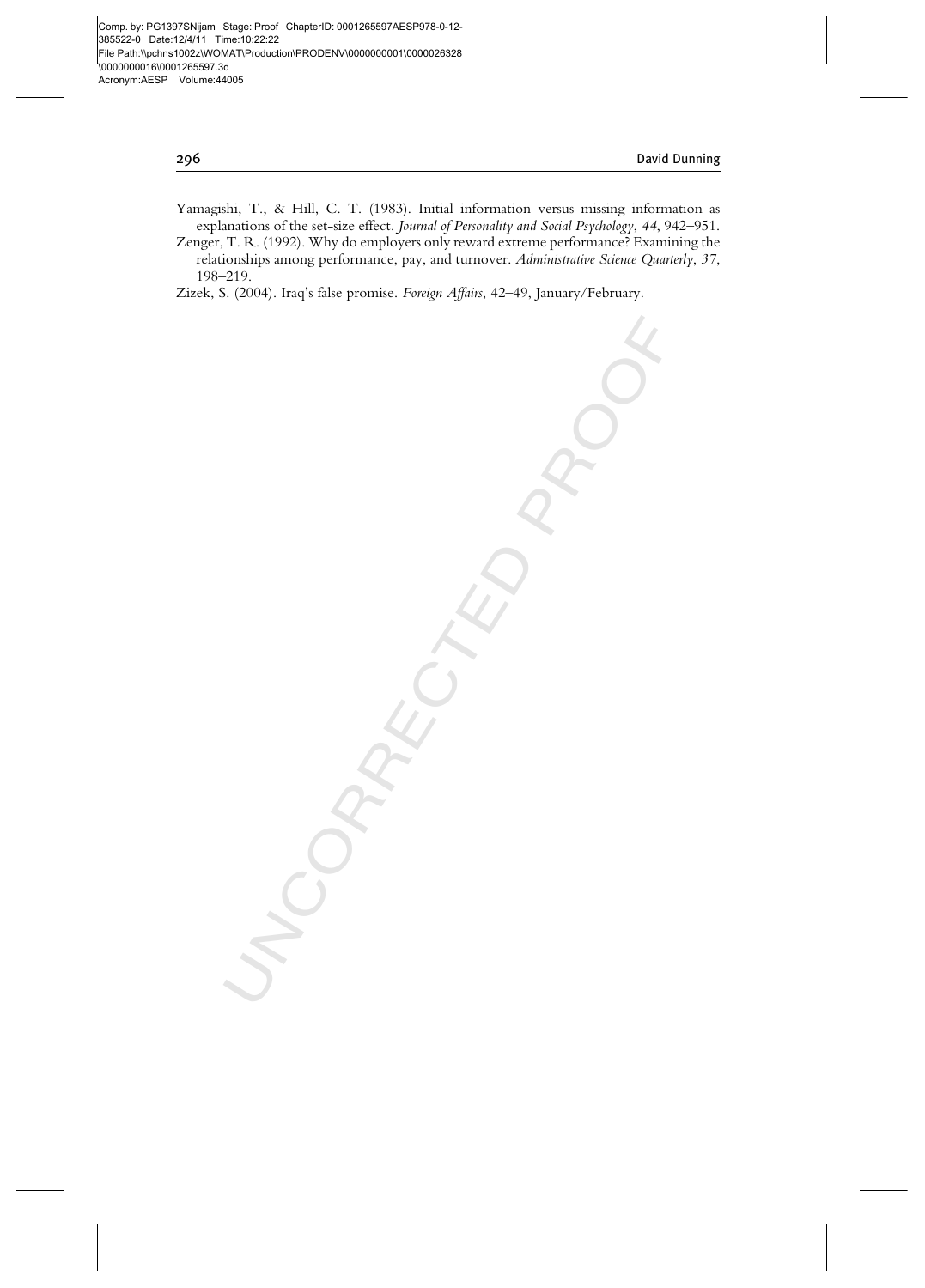Yamagishi, T., & Hill, C. T. (1983). Initial information versus missing information as explanations of the set-size effect. *Journal of Personality and Social Psychology*, *44*, 942–951.

Zenger, T. R. (1992). Why do employers only reward extreme performance? Examining the relationships among performance, pay, and turnover. *Administrative Science Quarterly*, *37*, 198–219.

Zizek, S. (2004). Iraq's false promise. *Foreign Affairs*, 42–49, January/February.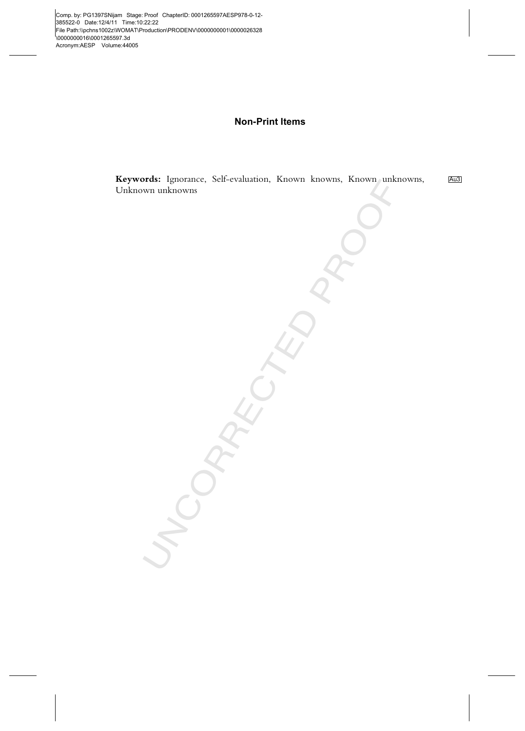## Non-Print Items

**Keywords:** Ignorance, Self-evaluation, Known knowns, Known unknowns, Unknown unknowns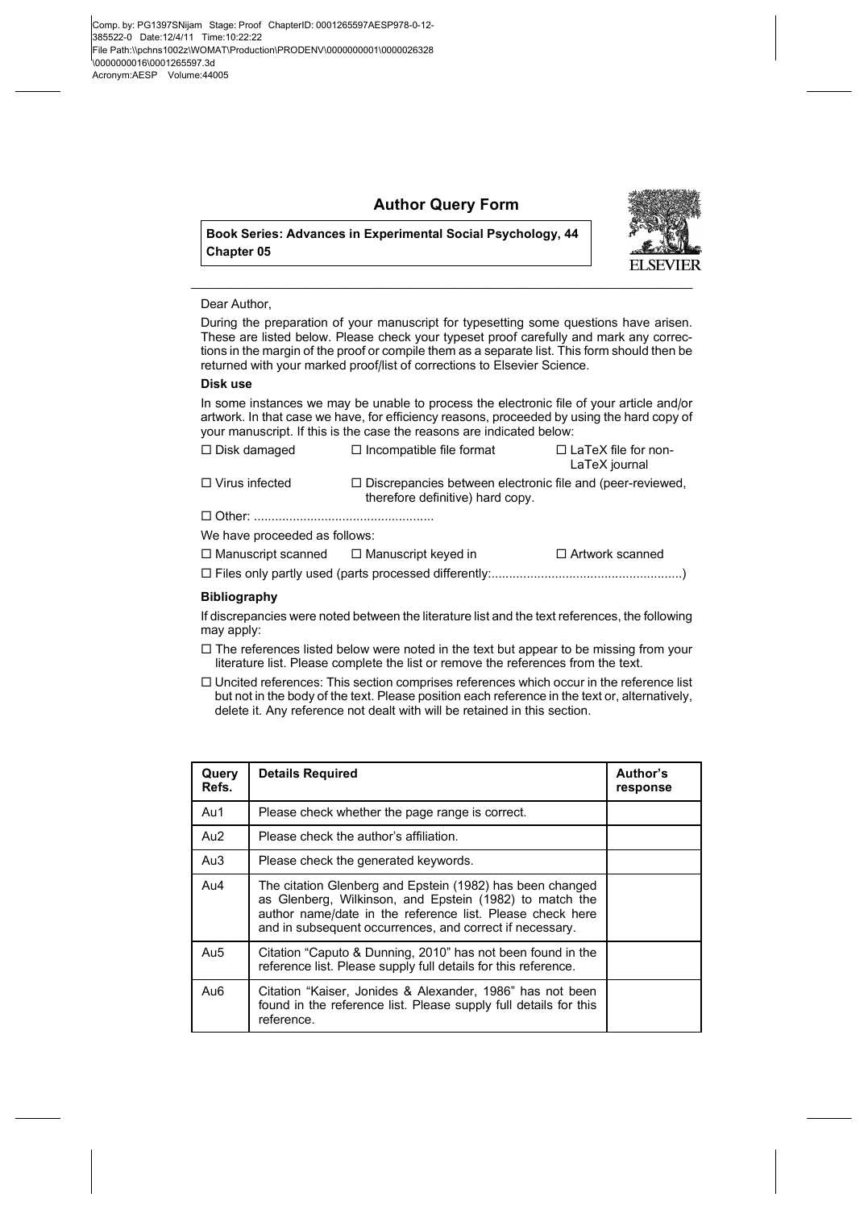# Author Query Form

**Book Series: Advances in Experimental Social Psychology, 44**
**Chapter 05**

Dear Author,

During the preparation of your manuscript for typesetting some questions have arisen. These are listed below. Please check your typeset proof carefully and mark any corrections in the margin of the proof or compile them as a separate list. This form should then be returned with your marked proof/list of corrections to Elsevier Science.

### Disk use

In some instances we may be unable to process the electronic file of your article and/or artwork. In that case we have, for efficiency reasons, proceeded by using the hard copy of your manuscript. If this is the case the reasons are indicated below:

☐ Disk damaged ☐ Incompatible file format ☐ LaTeX file for non-LaTeX journal

☐ Virus infected ☐ Discrepancies between electronic file and (peer-reviewed, therefore definitive) hard copy.

☐ Other: ..................................................

We have proceeded as follows:

☐ Manuscript scanned ☐ Manuscript keyed in ☐ Artwork scanned

☐ Files only partly used (parts processed differently:......................................................)

### Bibliography

If discrepancies were noted between the literature list and the text references, the following may apply:

☐ The references listed below were noted in the text but appear to be missing from your literature list. Please complete the list or remove the references from the text.

☐ Uncited references: This section comprises references which occur in the reference list but not in the body of the text. Please position each reference in the text or, alternatively, delete it. Any reference not dealt with will be retained in this section.

| Query Refs. | Details Required | Author's response |
|---|---|---|
| Au1 | Please check whether the page range is correct. | |
| Au2 | Please check the author's affiliation. | |
| Au3 | Please check the generated keywords. | |
| Au4 | The citation Glenberg and Epstein (1982) has been changed as Glenberg, Wilkinson, and Epstein (1982) to match the author name/date in the reference list. Please check here and in subsequent occurrences, and correct if necessary. | |
| Au5 | Citation "Caputo & Dunning, 2010" has not been found in the reference list. Please supply full details for this reference. | |
| Au6 | Citation "Kaiser, Jonides & Alexander, 1986" has not been found in the reference list. Please supply full details for this reference. | |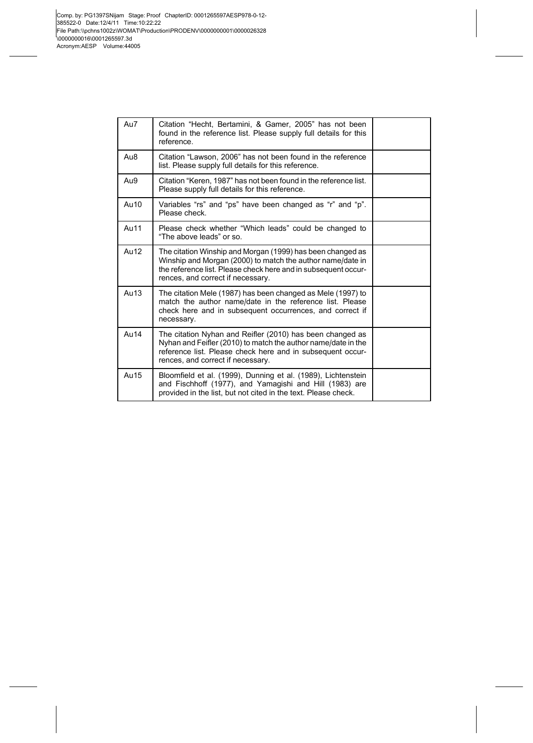| | | |
|---|---|---|
| Au7 | Citation "Hecht, Bertamini, & Gamer, 2005" has not been found in the reference list. Please supply full details for this reference. | |
| Au8 | Citation "Lawson, 2006" has not been found in the reference list. Please supply full details for this reference. | |
| Au9 | Citation "Keren, 1987" has not been found in the reference list. Please supply full details for this reference. | |
| Au10 | Variables "rs" and "ps" have been changed as "r" and "p". Please check. | |
| Au11 | Please check whether "Which leads" could be changed to "The above leads" or so. | |
| Au12 | The citation Winship and Morgan (1999) has been changed as Winship and Morgan (2000) to match the author name/date in the reference list. Please check here and in subsequent occurrences, and correct if necessary. | |
| Au13 | The citation Mele (1987) has been changed as Mele (1997) to match the author name/date in the reference list. Please check here and in subsequent occurrences, and correct if necessary. | |
| Au14 | The citation Nyhan and Reifler (2010) has been changed as Nyhan and Feifler (2010) to match the author name/date in the reference list. Please check here and in subsequent occurrences, and correct if necessary. | |
| Au15 | Bloomfield et al. (1999), Dunning et al. (1989), Lichtenstein and Fischhoff (1977), and Yamagishi and Hill (1983) are provided in the list, but not cited in the text. Please check. | |